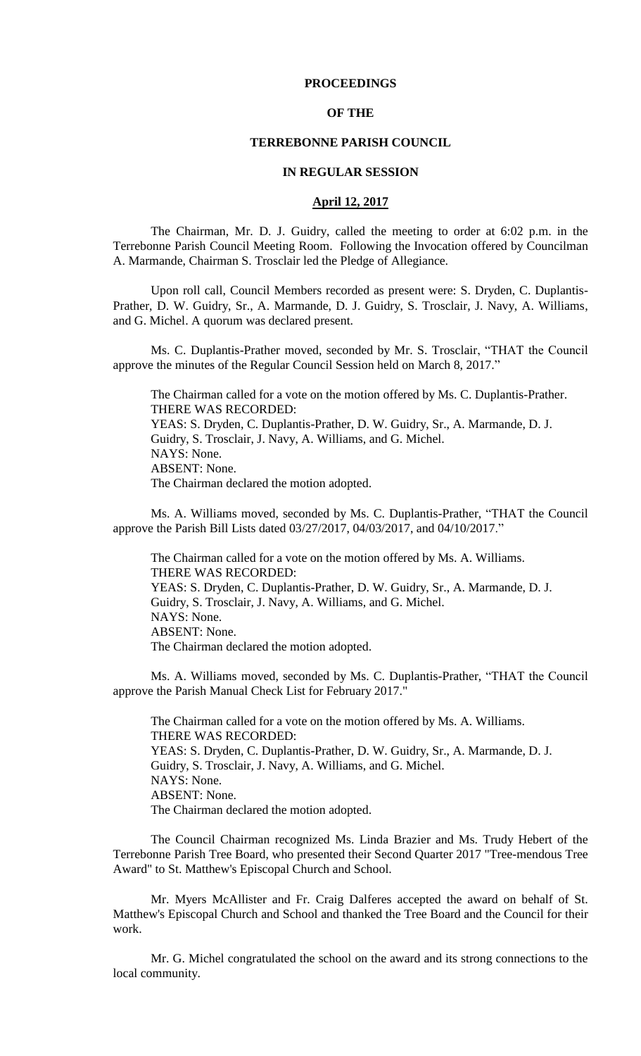**PROCEEDINGS**

**OF THE**

**TERREBONNE PARISH COUNCIL**

**IN REGULAR SESSION**

**April 12, 2017**

The Chairman, Mr. D. J. Guidry, called the meeting to order at 6:02 p.m. in the Terrebonne Parish Council Meeting Room. Following the Invocation offered by Councilman A. Marmande, Chairman S. Trosclair led the Pledge of Allegiance.

Upon roll call, Council Members recorded as present were: S. Dryden, C. Duplantis-Prather, D. W. Guidry, Sr., A. Marmande, D. J. Guidry, S. Trosclair, J. Navy, A. Williams, and G. Michel. A quorum was declared present.

Ms. C. Duplantis-Prather moved, seconded by Mr. S. Trosclair, "THAT the Council approve the minutes of the Regular Council Session held on March 8, 2017."

The Chairman called for a vote on the motion offered by Ms. C. Duplantis-Prather.
THERE WAS RECORDED:
YEAS: S. Dryden, C. Duplantis-Prather, D. W. Guidry, Sr., A. Marmande, D. J. Guidry, S. Trosclair, J. Navy, A. Williams, and G. Michel.
NAYS: None.
ABSENT: None.
The Chairman declared the motion adopted.

Ms. A. Williams moved, seconded by Ms. C. Duplantis-Prather, "THAT the Council approve the Parish Bill Lists dated 03/27/2017, 04/03/2017, and 04/10/2017."

The Chairman called for a vote on the motion offered by Ms. A. Williams.
THERE WAS RECORDED:
YEAS: S. Dryden, C. Duplantis-Prather, D. W. Guidry, Sr., A. Marmande, D. J. Guidry, S. Trosclair, J. Navy, A. Williams, and G. Michel.
NAYS: None.
ABSENT: None.
The Chairman declared the motion adopted.

Ms. A. Williams moved, seconded by Ms. C. Duplantis-Prather, "THAT the Council approve the Parish Manual Check List for February 2017."

The Chairman called for a vote on the motion offered by Ms. A. Williams.
THERE WAS RECORDED:
YEAS: S. Dryden, C. Duplantis-Prather, D. W. Guidry, Sr., A. Marmande, D. J. Guidry, S. Trosclair, J. Navy, A. Williams, and G. Michel.
NAYS: None.
ABSENT: None.
The Chairman declared the motion adopted.

The Council Chairman recognized Ms. Linda Brazier and Ms. Trudy Hebert of the Terrebonne Parish Tree Board, who presented their Second Quarter 2017 "Tree-mendous Tree Award" to St. Matthew's Episcopal Church and School.

Mr. Myers McAllister and Fr. Craig Dalferes accepted the award on behalf of St. Matthew's Episcopal Church and School and thanked the Tree Board and the Council for their work.

Mr. G. Michel congratulated the school on the award and its strong connections to the local community.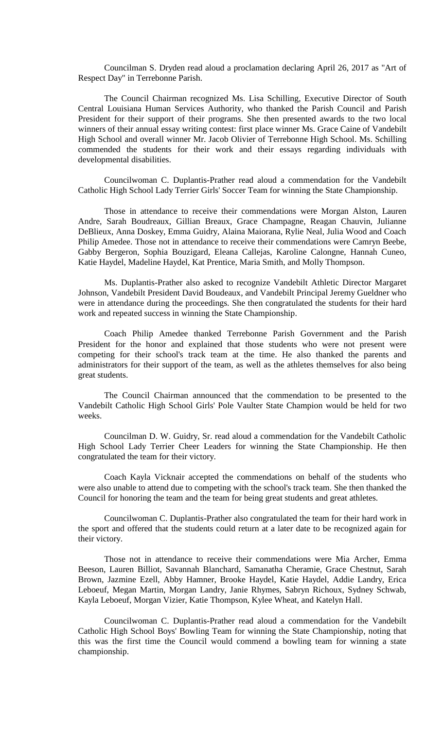Councilman S. Dryden read aloud a proclamation declaring April 26, 2017 as "Art of Respect Day" in Terrebonne Parish.

The Council Chairman recognized Ms. Lisa Schilling, Executive Director of South Central Louisiana Human Services Authority, who thanked the Parish Council and Parish President for their support of their programs. She then presented awards to the two local winners of their annual essay writing contest: first place winner Ms. Grace Caine of Vandebilt High School and overall winner Mr. Jacob Olivier of Terrebonne High School. Ms. Schilling commended the students for their work and their essays regarding individuals with developmental disabilities.

Councilwoman C. Duplantis-Prather read aloud a commendation for the Vandebilt Catholic High School Lady Terrier Girls' Soccer Team for winning the State Championship.

Those in attendance to receive their commendations were Morgan Alston, Lauren Andre, Sarah Boudreaux, Gillian Breaux, Grace Champagne, Reagan Chauvin, Julianne DeBlieux, Anna Doskey, Emma Guidry, Alaina Maiorana, Rylie Neal, Julia Wood and Coach Philip Amedee. Those not in attendance to receive their commendations were Camryn Beebe, Gabby Bergeron, Sophia Bouzigard, Eleana Callejas, Karoline Calongne, Hannah Cuneo, Katie Haydel, Madeline Haydel, Kat Prentice, Maria Smith, and Molly Thompson.

Ms. Duplantis-Prather also asked to recognize Vandebilt Athletic Director Margaret Johnson, Vandebilt President David Boudeaux, and Vandebilt Principal Jeremy Gueldner who were in attendance during the proceedings. She then congratulated the students for their hard work and repeated success in winning the State Championship.

Coach Philip Amedee thanked Terrebonne Parish Government and the Parish President for the honor and explained that those students who were not present were competing for their school's track team at the time. He also thanked the parents and administrators for their support of the team, as well as the athletes themselves for also being great students.

The Council Chairman announced that the commendation to be presented to the Vandebilt Catholic High School Girls' Pole Vaulter State Champion would be held for two weeks.

Councilman D. W. Guidry, Sr. read aloud a commendation for the Vandebilt Catholic High School Lady Terrier Cheer Leaders for winning the State Championship. He then congratulated the team for their victory.

Coach Kayla Vicknair accepted the commendations on behalf of the students who were also unable to attend due to competing with the school's track team. She then thanked the Council for honoring the team and the team for being great students and great athletes.

Councilwoman C. Duplantis-Prather also congratulated the team for their hard work in the sport and offered that the students could return at a later date to be recognized again for their victory.

Those not in attendance to receive their commendations were Mia Archer, Emma Beeson, Lauren Billiot, Savannah Blanchard, Samanatha Cheramie, Grace Chestnut, Sarah Brown, Jazmine Ezell, Abby Hamner, Brooke Haydel, Katie Haydel, Addie Landry, Erica Leboeuf, Megan Martin, Morgan Landry, Janie Rhymes, Sabryn Richoux, Sydney Schwab, Kayla Leboeuf, Morgan Vizier, Katie Thompson, Kylee Wheat, and Katelyn Hall.

Councilwoman C. Duplantis-Prather read aloud a commendation for the Vandebilt Catholic High School Boys' Bowling Team for winning the State Championship, noting that this was the first time the Council would commend a bowling team for winning a state championship.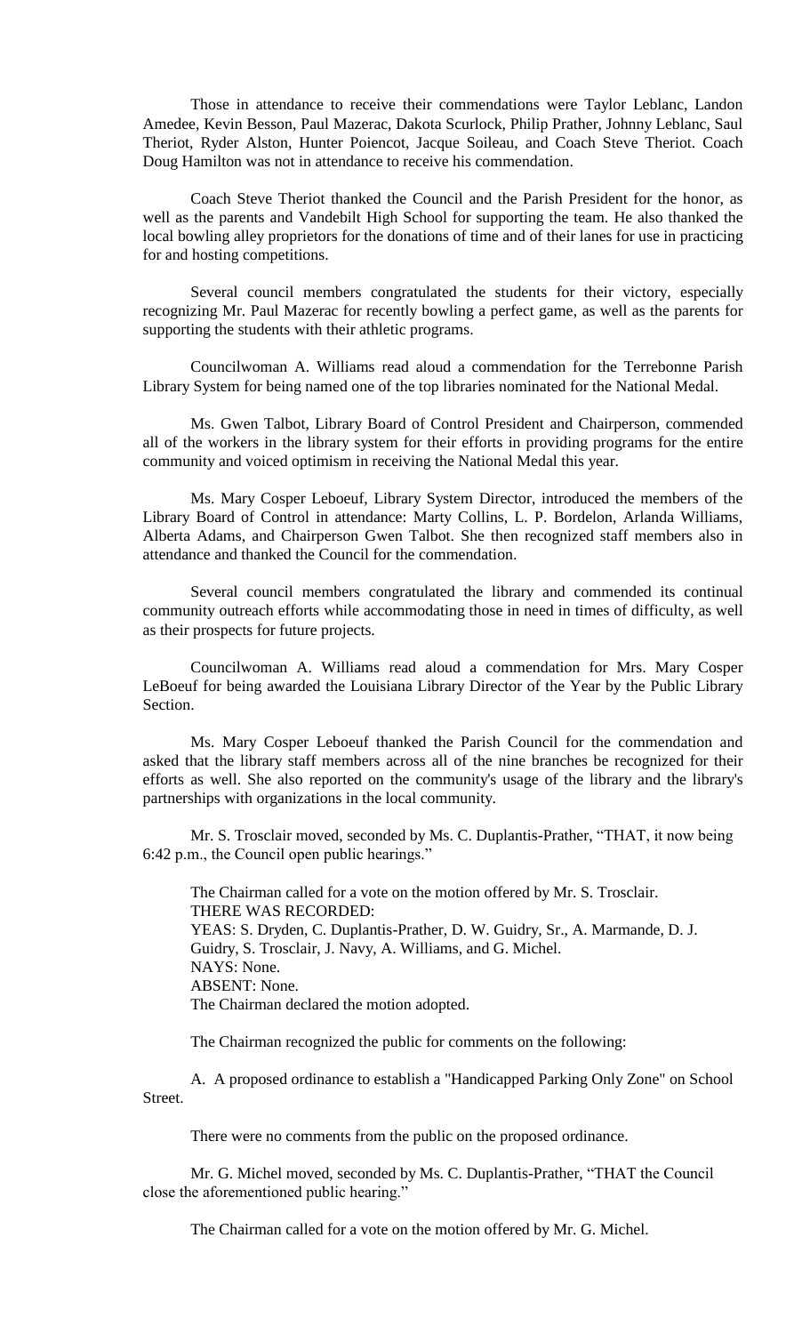Those in attendance to receive their commendations were Taylor Leblanc, Landon Amedee, Kevin Besson, Paul Mazerac, Dakota Scurlock, Philip Prather, Johnny Leblanc, Saul Theriot, Ryder Alston, Hunter Poiencot, Jacque Soileau, and Coach Steve Theriot. Coach Doug Hamilton was not in attendance to receive his commendation.

Coach Steve Theriot thanked the Council and the Parish President for the honor, as well as the parents and Vandebilt High School for supporting the team. He also thanked the local bowling alley proprietors for the donations of time and of their lanes for use in practicing for and hosting competitions.

Several council members congratulated the students for their victory, especially recognizing Mr. Paul Mazerac for recently bowling a perfect game, as well as the parents for supporting the students with their athletic programs.

Councilwoman A. Williams read aloud a commendation for the Terrebonne Parish Library System for being named one of the top libraries nominated for the National Medal.

Ms. Gwen Talbot, Library Board of Control President and Chairperson, commended all of the workers in the library system for their efforts in providing programs for the entire community and voiced optimism in receiving the National Medal this year.

Ms. Mary Cosper Leboeuf, Library System Director, introduced the members of the Library Board of Control in attendance: Marty Collins, L. P. Bordelon, Arlanda Williams, Alberta Adams, and Chairperson Gwen Talbot. She then recognized staff members also in attendance and thanked the Council for the commendation.

Several council members congratulated the library and commended its continual community outreach efforts while accommodating those in need in times of difficulty, as well as their prospects for future projects.

Councilwoman A. Williams read aloud a commendation for Mrs. Mary Cosper LeBoeuf for being awarded the Louisiana Library Director of the Year by the Public Library Section.

Ms. Mary Cosper Leboeuf thanked the Parish Council for the commendation and asked that the library staff members across all of the nine branches be recognized for their efforts as well. She also reported on the community's usage of the library and the library's partnerships with organizations in the local community.

Mr. S. Trosclair moved, seconded by Ms. C. Duplantis-Prather, "THAT, it now being 6:42 p.m., the Council open public hearings."

The Chairman called for a vote on the motion offered by Mr. S. Trosclair.
THERE WAS RECORDED:
YEAS: S. Dryden, C. Duplantis-Prather, D. W. Guidry, Sr., A. Marmande, D. J. Guidry, S. Trosclair, J. Navy, A. Williams, and G. Michel.
NAYS: None.
ABSENT: None.
The Chairman declared the motion adopted.

The Chairman recognized the public for comments on the following:

A. A proposed ordinance to establish a "Handicapped Parking Only Zone" on School Street.

There were no comments from the public on the proposed ordinance.

Mr. G. Michel moved, seconded by Ms. C. Duplantis-Prather, "THAT the Council close the aforementioned public hearing."

The Chairman called for a vote on the motion offered by Mr. G. Michel.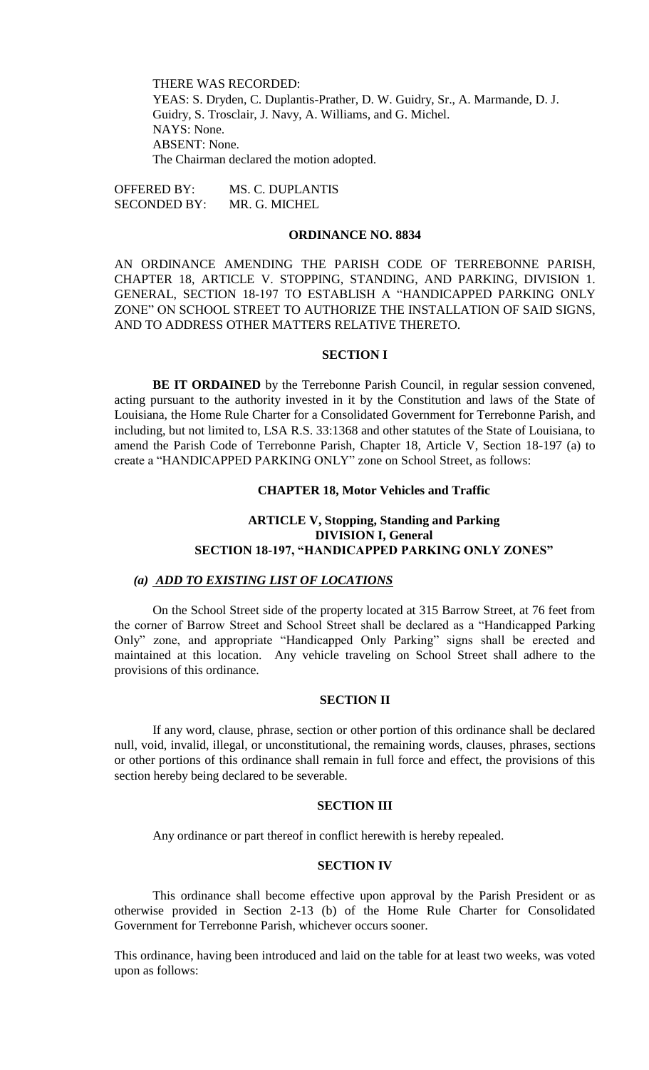THERE WAS RECORDED:
YEAS: S. Dryden, C. Duplantis-Prather, D. W. Guidry, Sr., A. Marmande, D. J. Guidry, S. Trosclair, J. Navy, A. Williams, and G. Michel.
NAYS: None.
ABSENT: None.
The Chairman declared the motion adopted.

OFFERED BY: MS. C. DUPLANTIS
SECONDED BY: MR. G. MICHEL

## ORDINANCE NO. 8834

AN ORDINANCE AMENDING THE PARISH CODE OF TERREBONNE PARISH, CHAPTER 18, ARTICLE V. STOPPING, STANDING, AND PARKING, DIVISION 1. GENERAL, SECTION 18-197 TO ESTABLISH A "HANDICAPPED PARKING ONLY ZONE" ON SCHOOL STREET TO AUTHORIZE THE INSTALLATION OF SAID SIGNS, AND TO ADDRESS OTHER MATTERS RELATIVE THERETO.

### SECTION I

**BE IT ORDAINED** by the Terrebonne Parish Council, in regular session convened, acting pursuant to the authority invested in it by the Constitution and laws of the State of Louisiana, the Home Rule Charter for a Consolidated Government for Terrebonne Parish, and including, but not limited to, LSA R.S. 33:1368 and other statutes of the State of Louisiana, to amend the Parish Code of Terrebonne Parish, Chapter 18, Article V, Section 18-197 (a) to create a "HANDICAPPED PARKING ONLY" zone on School Street, as follows:

**CHAPTER 18, Motor Vehicles and Traffic**

**ARTICLE V, Stopping, Standing and Parking**
**DIVISION I, General**
**SECTION 18-197, "HANDICAPPED PARKING ONLY ZONES"**

***(a) ADD TO EXISTING LIST OF LOCATIONS***

On the School Street side of the property located at 315 Barrow Street, at 76 feet from the corner of Barrow Street and School Street shall be declared as a "Handicapped Parking Only" zone, and appropriate "Handicapped Only Parking" signs shall be erected and maintained at this location. Any vehicle traveling on School Street shall adhere to the provisions of this ordinance.

### SECTION II

If any word, clause, phrase, section or other portion of this ordinance shall be declared null, void, invalid, illegal, or unconstitutional, the remaining words, clauses, phrases, sections or other portions of this ordinance shall remain in full force and effect, the provisions of this section hereby being declared to be severable.

### SECTION III

Any ordinance or part thereof in conflict herewith is hereby repealed.

### SECTION IV

This ordinance shall become effective upon approval by the Parish President or as otherwise provided in Section 2-13 (b) of the Home Rule Charter for Consolidated Government for Terrebonne Parish, whichever occurs sooner.

This ordinance, having been introduced and laid on the table for at least two weeks, was voted upon as follows: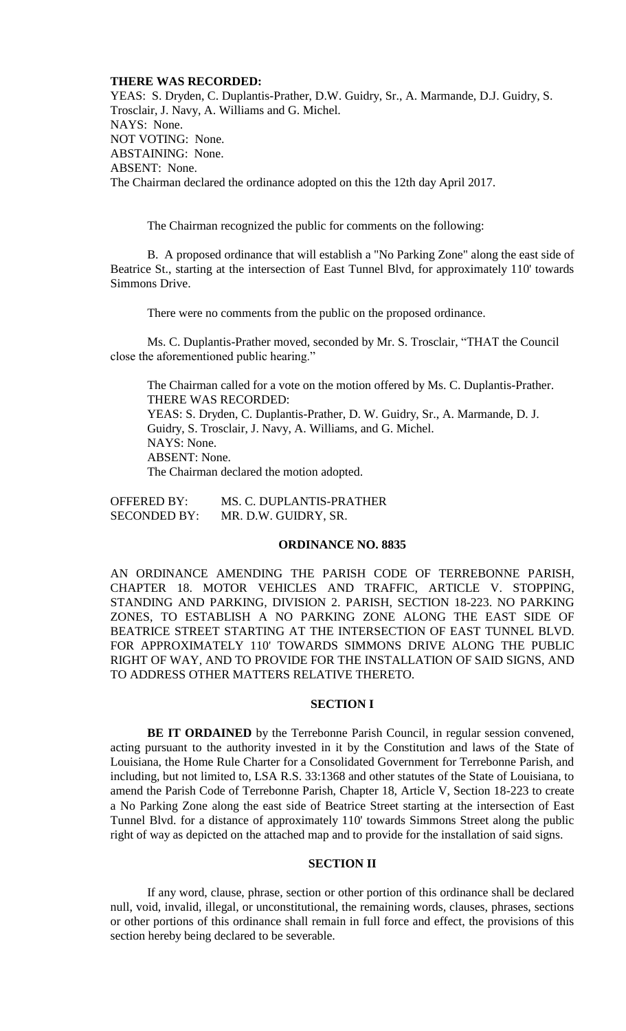**THERE WAS RECORDED:**

YEAS: S. Dryden, C. Duplantis-Prather, D.W. Guidry, Sr., A. Marmande, D.J. Guidry, S. Trosclair, J. Navy, A. Williams and G. Michel.
NAYS: None.
NOT VOTING: None.
ABSTAINING: None.
ABSENT: None.
The Chairman declared the ordinance adopted on this the 12th day April 2017.

The Chairman recognized the public for comments on the following:

B. A proposed ordinance that will establish a "No Parking Zone" along the east side of Beatrice St., starting at the intersection of East Tunnel Blvd, for approximately 110' towards Simmons Drive.

There were no comments from the public on the proposed ordinance.

Ms. C. Duplantis-Prather moved, seconded by Mr. S. Trosclair, "THAT the Council close the aforementioned public hearing."

The Chairman called for a vote on the motion offered by Ms. C. Duplantis-Prather.
THERE WAS RECORDED:
YEAS: S. Dryden, C. Duplantis-Prather, D. W. Guidry, Sr., A. Marmande, D. J. Guidry, S. Trosclair, J. Navy, A. Williams, and G. Michel.
NAYS: None.
ABSENT: None.
The Chairman declared the motion adopted.

OFFERED BY: MS. C. DUPLANTIS-PRATHER
SECONDED BY: MR. D.W. GUIDRY, SR.

**ORDINANCE NO. 8835**

AN ORDINANCE AMENDING THE PARISH CODE OF TERREBONNE PARISH, CHAPTER 18. MOTOR VEHICLES AND TRAFFIC, ARTICLE V. STOPPING, STANDING AND PARKING, DIVISION 2. PARISH, SECTION 18-223. NO PARKING ZONES, TO ESTABLISH A NO PARKING ZONE ALONG THE EAST SIDE OF BEATRICE STREET STARTING AT THE INTERSECTION OF EAST TUNNEL BLVD. FOR APPROXIMATELY 110' TOWARDS SIMMONS DRIVE ALONG THE PUBLIC RIGHT OF WAY, AND TO PROVIDE FOR THE INSTALLATION OF SAID SIGNS, AND TO ADDRESS OTHER MATTERS RELATIVE THERETO.

**SECTION I**

**BE IT ORDAINED** by the Terrebonne Parish Council, in regular session convened, acting pursuant to the authority invested in it by the Constitution and laws of the State of Louisiana, the Home Rule Charter for a Consolidated Government for Terrebonne Parish, and including, but not limited to, LSA R.S. 33:1368 and other statutes of the State of Louisiana, to amend the Parish Code of Terrebonne Parish, Chapter 18, Article V, Section 18-223 to create a No Parking Zone along the east side of Beatrice Street starting at the intersection of East Tunnel Blvd. for a distance of approximately 110' towards Simmons Street along the public right of way as depicted on the attached map and to provide for the installation of said signs.

**SECTION II**

If any word, clause, phrase, section or other portion of this ordinance shall be declared null, void, invalid, illegal, or unconstitutional, the remaining words, clauses, phrases, sections or other portions of this ordinance shall remain in full force and effect, the provisions of this section hereby being declared to be severable.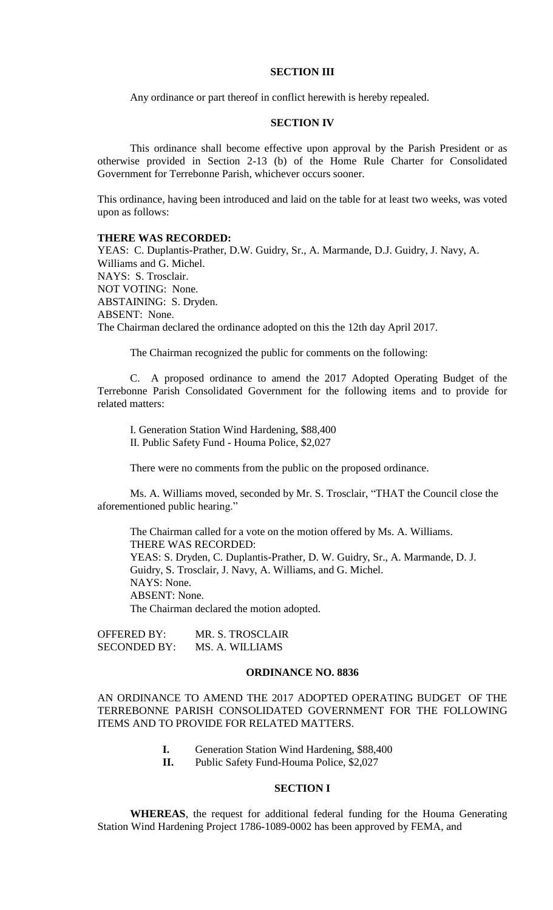**SECTION III**

Any ordinance or part thereof in conflict herewith is hereby repealed.

**SECTION IV**

This ordinance shall become effective upon approval by the Parish President or as otherwise provided in Section 2-13 (b) of the Home Rule Charter for Consolidated Government for Terrebonne Parish, whichever occurs sooner.

This ordinance, having been introduced and laid on the table for at least two weeks, was voted upon as follows:

**THERE WAS RECORDED:**
YEAS: C. Duplantis-Prather, D.W. Guidry, Sr., A. Marmande, D.J. Guidry, J. Navy, A. Williams and G. Michel.
NAYS: S. Trosclair.
NOT VOTING: None.
ABSTAINING: S. Dryden.
ABSENT: None.
The Chairman declared the ordinance adopted on this the 12th day April 2017.

The Chairman recognized the public for comments on the following:

C. A proposed ordinance to amend the 2017 Adopted Operating Budget of the Terrebonne Parish Consolidated Government for the following items and to provide for related matters:

I. Generation Station Wind Hardening, $88,400
II. Public Safety Fund - Houma Police, $2,027

There were no comments from the public on the proposed ordinance.

Ms. A. Williams moved, seconded by Mr. S. Trosclair, "THAT the Council close the aforementioned public hearing."

The Chairman called for a vote on the motion offered by Ms. A. Williams.
THERE WAS RECORDED:
YEAS: S. Dryden, C. Duplantis-Prather, D. W. Guidry, Sr., A. Marmande, D. J. Guidry, S. Trosclair, J. Navy, A. Williams, and G. Michel.
NAYS: None.
ABSENT: None.
The Chairman declared the motion adopted.

OFFERED BY: MR. S. TROSCLAIR
SECONDED BY: MS. A. WILLIAMS

**ORDINANCE NO. 8836**

AN ORDINANCE TO AMEND THE 2017 ADOPTED OPERATING BUDGET OF THE TERREBONNE PARISH CONSOLIDATED GOVERNMENT FOR THE FOLLOWING ITEMS AND TO PROVIDE FOR RELATED MATTERS.

**I.** Generation Station Wind Hardening, $88,400
**II.** Public Safety Fund-Houma Police, $2,027

**SECTION I**

**WHEREAS**, the request for additional federal funding for the Houma Generating Station Wind Hardening Project 1786-1089-0002 has been approved by FEMA, and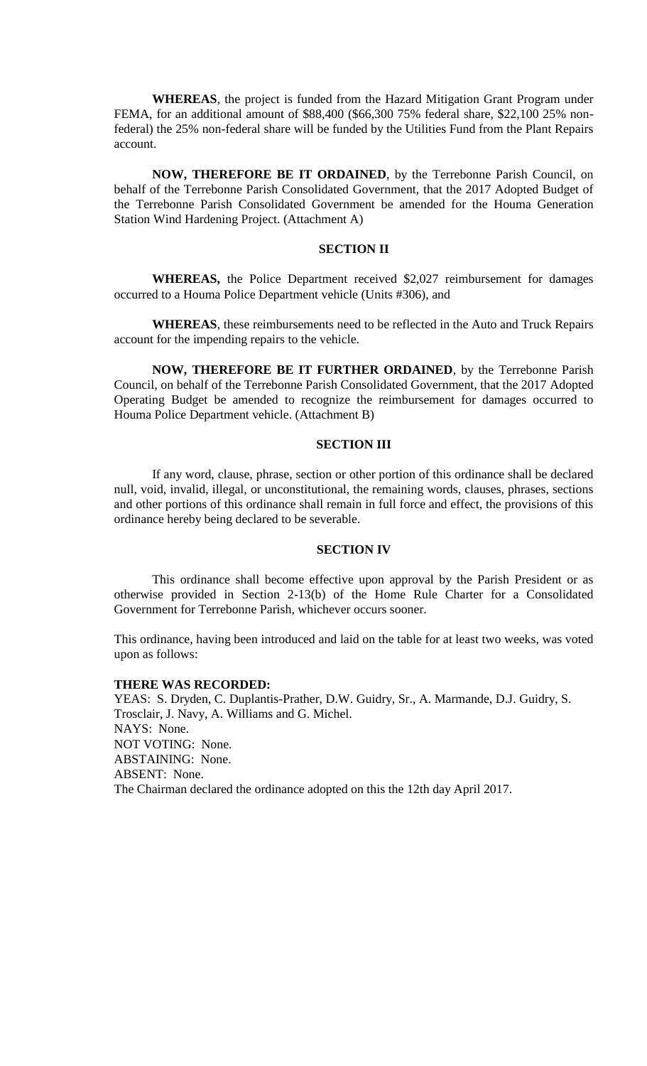**WHEREAS**, the project is funded from the Hazard Mitigation Grant Program under FEMA, for an additional amount of $88,400 ($66,300 75% federal share, $22,100 25% non-federal) the 25% non-federal share will be funded by the Utilities Fund from the Plant Repairs account.

**NOW, THEREFORE BE IT ORDAINED**, by the Terrebonne Parish Council, on behalf of the Terrebonne Parish Consolidated Government, that the 2017 Adopted Budget of the Terrebonne Parish Consolidated Government be amended for the Houma Generation Station Wind Hardening Project. (Attachment A)

**SECTION II**

**WHEREAS,** the Police Department received $2,027 reimbursement for damages occurred to a Houma Police Department vehicle (Units #306), and

**WHEREAS**, these reimbursements need to be reflected in the Auto and Truck Repairs account for the impending repairs to the vehicle.

**NOW, THEREFORE BE IT FURTHER ORDAINED**, by the Terrebonne Parish Council, on behalf of the Terrebonne Parish Consolidated Government, that the 2017 Adopted Operating Budget be amended to recognize the reimbursement for damages occurred to Houma Police Department vehicle. (Attachment B)

**SECTION III**

If any word, clause, phrase, section or other portion of this ordinance shall be declared null, void, invalid, illegal, or unconstitutional, the remaining words, clauses, phrases, sections and other portions of this ordinance shall remain in full force and effect, the provisions of this ordinance hereby being declared to be severable.

**SECTION IV**

This ordinance shall become effective upon approval by the Parish President or as otherwise provided in Section 2-13(b) of the Home Rule Charter for a Consolidated Government for Terrebonne Parish, whichever occurs sooner.

This ordinance, having been introduced and laid on the table for at least two weeks, was voted upon as follows:

**THERE WAS RECORDED:**
YEAS: S. Dryden, C. Duplantis-Prather, D.W. Guidry, Sr., A. Marmande, D.J. Guidry, S. Trosclair, J. Navy, A. Williams and G. Michel.
NAYS: None.
NOT VOTING: None.
ABSTAINING: None.
ABSENT: None.
The Chairman declared the ordinance adopted on this the 12th day April 2017.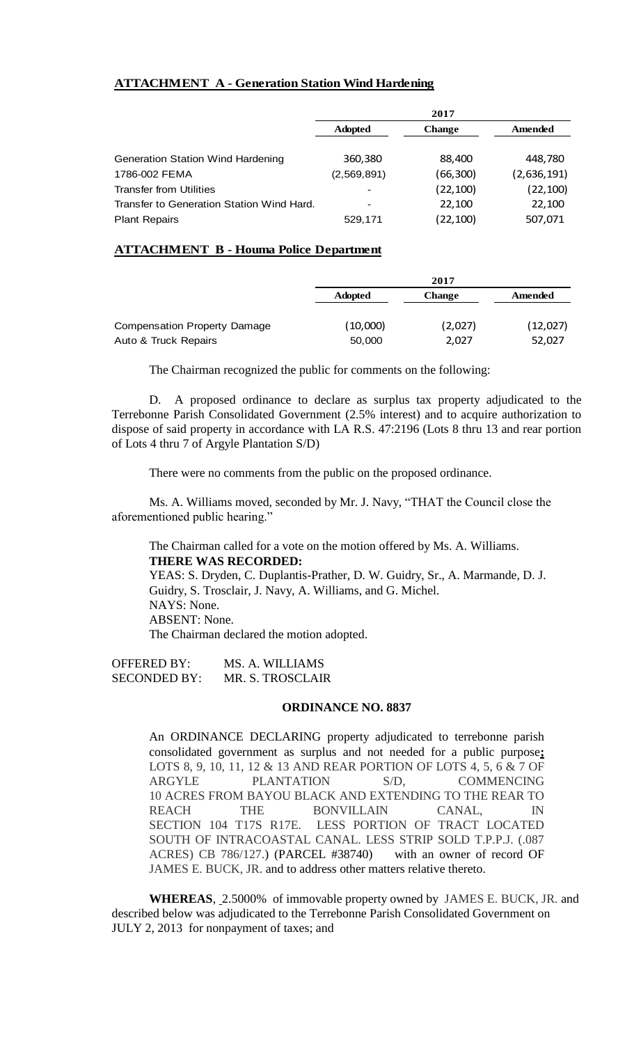**ATTACHMENT A - Generation Station Wind Hardening**

| | 2017 | | |
|---|---|---|---|
| | **Adopted** | **Change** | **Amended** |
| Generation Station Wind Hardening | 360,380 | 88,400 | 448,780 |
| 1786-002 FEMA | (2,569,891) | (66,300) | (2,636,191) |
| Transfer from Utilities | - | (22,100) | (22,100) |
| Transfer to Generation Station Wind Hard. | - | 22,100 | 22,100 |
| Plant Repairs | 529,171 | (22,100) | 507,071 |

**ATTACHMENT B - Houma Police Department**

| | 2017 | | |
|---|---|---|---|
| | **Adopted** | **Change** | **Amended** |
| Compensation Property Damage | (10,000) | (2,027) | (12,027) |
| Auto & Truck Repairs | 50,000 | 2,027 | 52,027 |

The Chairman recognized the public for comments on the following:

D. A proposed ordinance to declare as surplus tax property adjudicated to the Terrebonne Parish Consolidated Government (2.5% interest) and to acquire authorization to dispose of said property in accordance with LA R.S. 47:2196 (Lots 8 thru 13 and rear portion of Lots 4 thru 7 of Argyle Plantation S/D)

There were no comments from the public on the proposed ordinance.

Ms. A. Williams moved, seconded by Mr. J. Navy, "THAT the Council close the aforementioned public hearing."

The Chairman called for a vote on the motion offered by Ms. A. Williams.
**THERE WAS RECORDED:**
YEAS: S. Dryden, C. Duplantis-Prather, D. W. Guidry, Sr., A. Marmande, D. J. Guidry, S. Trosclair, J. Navy, A. Williams, and G. Michel.
NAYS: None.
ABSENT: None.
The Chairman declared the motion adopted.

OFFERED BY: MS. A. WILLIAMS
SECONDED BY: MR. S. TROSCLAIR

**ORDINANCE NO. 8837**

An ORDINANCE DECLARING property adjudicated to terrebonne parish consolidated government as surplus and not needed for a public purpose**;** LOTS 8, 9, 10, 11, 12 & 13 AND REAR PORTION OF LOTS 4, 5, 6 & 7 OF ARGYLE PLANTATION S/D, COMMENCING 10 ACRES FROM BAYOU BLACK AND EXTENDING TO THE REAR TO REACH THE BONVILLAIN CANAL, IN SECTION 104 T17S R17E. LESS PORTION OF TRACT LOCATED SOUTH OF INTRACOASTAL CANAL. LESS STRIP SOLD T.P.P.J. (.087 ACRES) CB 786/127.) (PARCEL #38740) with an owner of record OF JAMES E. BUCK, JR. and to address other matters relative thereto.

**WHEREAS**, 2.5000% of immovable property owned by JAMES E. BUCK, JR. and described below was adjudicated to the Terrebonne Parish Consolidated Government on JULY 2, 2013 for nonpayment of taxes; and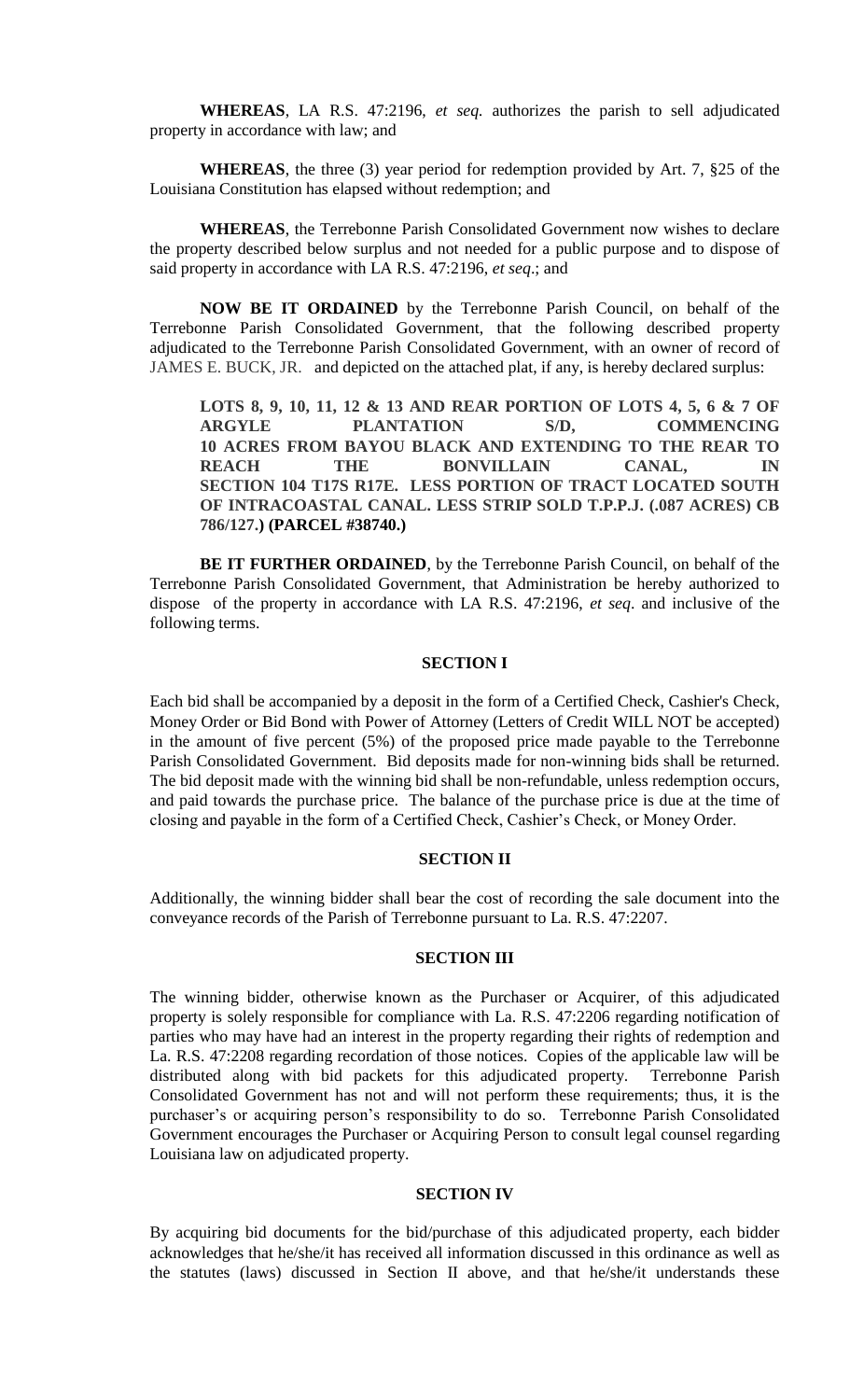**WHEREAS**, LA R.S. 47:2196, *et seq.* authorizes the parish to sell adjudicated property in accordance with law; and

**WHEREAS**, the three (3) year period for redemption provided by Art. 7, §25 of the Louisiana Constitution has elapsed without redemption; and

**WHEREAS**, the Terrebonne Parish Consolidated Government now wishes to declare the property described below surplus and not needed for a public purpose and to dispose of said property in accordance with LA R.S. 47:2196, *et seq*.; and

**NOW BE IT ORDAINED** by the Terrebonne Parish Council, on behalf of the Terrebonne Parish Consolidated Government, that the following described property adjudicated to the Terrebonne Parish Consolidated Government, with an owner of record of JAMES E. BUCK, JR. and depicted on the attached plat, if any, is hereby declared surplus:

**LOTS 8, 9, 10, 11, 12 & 13 AND REAR PORTION OF LOTS 4, 5, 6 & 7 OF ARGYLE PLANTATION S/D, COMMENCING 10 ACRES FROM BAYOU BLACK AND EXTENDING TO THE REAR TO REACH THE BONVILLAIN CANAL, IN SECTION 104 T17S R17E. LESS PORTION OF TRACT LOCATED SOUTH OF INTRACOASTAL CANAL. LESS STRIP SOLD T.P.P.J. (.087 ACRES) CB 786/127.) (PARCEL #38740.)**

**BE IT FURTHER ORDAINED**, by the Terrebonne Parish Council, on behalf of the Terrebonne Parish Consolidated Government, that Administration be hereby authorized to dispose of the property in accordance with LA R.S. 47:2196, *et seq*. and inclusive of the following terms.

## SECTION I

Each bid shall be accompanied by a deposit in the form of a Certified Check, Cashier's Check, Money Order or Bid Bond with Power of Attorney (Letters of Credit WILL NOT be accepted) in the amount of five percent (5%) of the proposed price made payable to the Terrebonne Parish Consolidated Government. Bid deposits made for non-winning bids shall be returned. The bid deposit made with the winning bid shall be non-refundable, unless redemption occurs, and paid towards the purchase price. The balance of the purchase price is due at the time of closing and payable in the form of a Certified Check, Cashier's Check, or Money Order.

## SECTION II

Additionally, the winning bidder shall bear the cost of recording the sale document into the conveyance records of the Parish of Terrebonne pursuant to La. R.S. 47:2207.

## SECTION III

The winning bidder, otherwise known as the Purchaser or Acquirer, of this adjudicated property is solely responsible for compliance with La. R.S. 47:2206 regarding notification of parties who may have had an interest in the property regarding their rights of redemption and La. R.S. 47:2208 regarding recordation of those notices. Copies of the applicable law will be distributed along with bid packets for this adjudicated property. Terrebonne Parish Consolidated Government has not and will not perform these requirements; thus, it is the purchaser's or acquiring person's responsibility to do so. Terrebonne Parish Consolidated Government encourages the Purchaser or Acquiring Person to consult legal counsel regarding Louisiana law on adjudicated property.

## SECTION IV

By acquiring bid documents for the bid/purchase of this adjudicated property, each bidder acknowledges that he/she/it has received all information discussed in this ordinance as well as the statutes (laws) discussed in Section II above, and that he/she/it understands these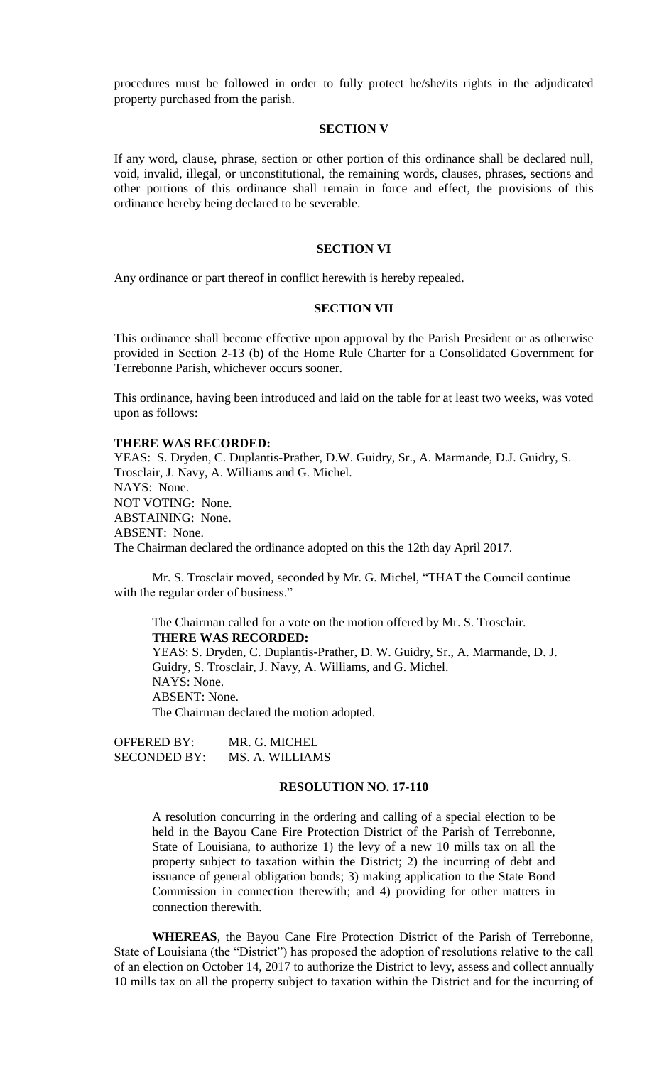procedures must be followed in order to fully protect he/she/its rights in the adjudicated property purchased from the parish.

**SECTION V**

If any word, clause, phrase, section or other portion of this ordinance shall be declared null, void, invalid, illegal, or unconstitutional, the remaining words, clauses, phrases, sections and other portions of this ordinance shall remain in force and effect, the provisions of this ordinance hereby being declared to be severable.

**SECTION VI**

Any ordinance or part thereof in conflict herewith is hereby repealed.

**SECTION VII**

This ordinance shall become effective upon approval by the Parish President or as otherwise provided in Section 2-13 (b) of the Home Rule Charter for a Consolidated Government for Terrebonne Parish, whichever occurs sooner.

This ordinance, having been introduced and laid on the table for at least two weeks, was voted upon as follows:

**THERE WAS RECORDED:**
YEAS: S. Dryden, C. Duplantis-Prather, D.W. Guidry, Sr., A. Marmande, D.J. Guidry, S. Trosclair, J. Navy, A. Williams and G. Michel.
NAYS: None.
NOT VOTING: None.
ABSTAINING: None.
ABSENT: None.
The Chairman declared the ordinance adopted on this the 12th day April 2017.

Mr. S. Trosclair moved, seconded by Mr. G. Michel, "THAT the Council continue with the regular order of business."

The Chairman called for a vote on the motion offered by Mr. S. Trosclair.
**THERE WAS RECORDED:**
YEAS: S. Dryden, C. Duplantis-Prather, D. W. Guidry, Sr., A. Marmande, D. J. Guidry, S. Trosclair, J. Navy, A. Williams, and G. Michel.
NAYS: None.
ABSENT: None.
The Chairman declared the motion adopted.

OFFERED BY: MR. G. MICHEL
SECONDED BY: MS. A. WILLIAMS

**RESOLUTION NO. 17-110**

A resolution concurring in the ordering and calling of a special election to be held in the Bayou Cane Fire Protection District of the Parish of Terrebonne, State of Louisiana, to authorize 1) the levy of a new 10 mills tax on all the property subject to taxation within the District; 2) the incurring of debt and issuance of general obligation bonds; 3) making application to the State Bond Commission in connection therewith; and 4) providing for other matters in connection therewith.

**WHEREAS**, the Bayou Cane Fire Protection District of the Parish of Terrebonne, State of Louisiana (the "District") has proposed the adoption of resolutions relative to the call of an election on October 14, 2017 to authorize the District to levy, assess and collect annually 10 mills tax on all the property subject to taxation within the District and for the incurring of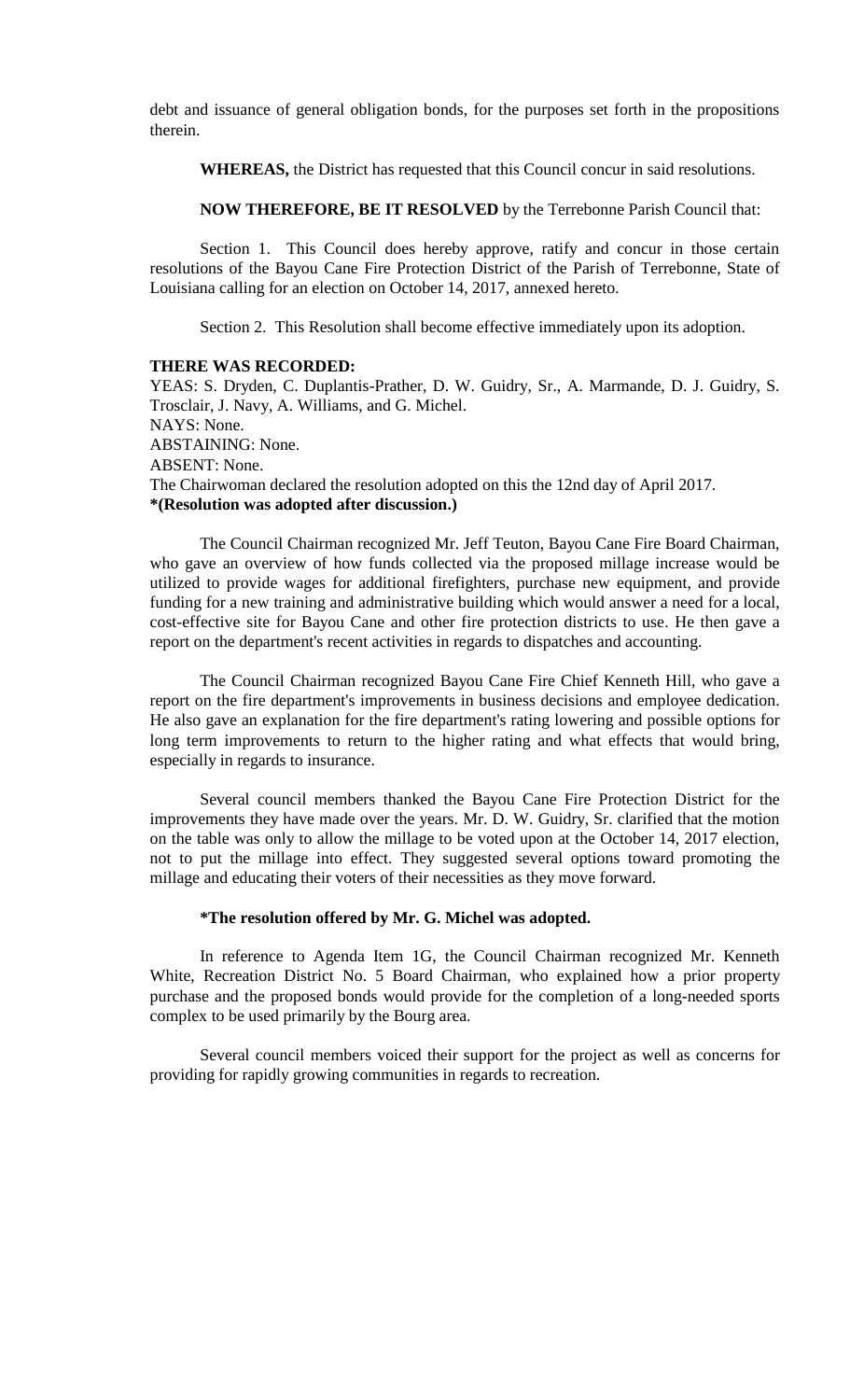debt and issuance of general obligation bonds, for the purposes set forth in the propositions therein.

**WHEREAS,** the District has requested that this Council concur in said resolutions.

**NOW THEREFORE, BE IT RESOLVED** by the Terrebonne Parish Council that:

Section 1. This Council does hereby approve, ratify and concur in those certain resolutions of the Bayou Cane Fire Protection District of the Parish of Terrebonne, State of Louisiana calling for an election on October 14, 2017, annexed hereto.

Section 2. This Resolution shall become effective immediately upon its adoption.

**THERE WAS RECORDED:**
YEAS: S. Dryden, C. Duplantis-Prather, D. W. Guidry, Sr., A. Marmande, D. J. Guidry, S. Trosclair, J. Navy, A. Williams, and G. Michel.
NAYS: None.
ABSTAINING: None.
ABSENT: None.
The Chairwoman declared the resolution adopted on this the 12nd day of April 2017.
**\*(Resolution was adopted after discussion.)**

The Council Chairman recognized Mr. Jeff Teuton, Bayou Cane Fire Board Chairman, who gave an overview of how funds collected via the proposed millage increase would be utilized to provide wages for additional firefighters, purchase new equipment, and provide funding for a new training and administrative building which would answer a need for a local, cost-effective site for Bayou Cane and other fire protection districts to use. He then gave a report on the department's recent activities in regards to dispatches and accounting.

The Council Chairman recognized Bayou Cane Fire Chief Kenneth Hill, who gave a report on the fire department's improvements in business decisions and employee dedication. He also gave an explanation for the fire department's rating lowering and possible options for long term improvements to return to the higher rating and what effects that would bring, especially in regards to insurance.

Several council members thanked the Bayou Cane Fire Protection District for the improvements they have made over the years. Mr. D. W. Guidry, Sr. clarified that the motion on the table was only to allow the millage to be voted upon at the October 14, 2017 election, not to put the millage into effect. They suggested several options toward promoting the millage and educating their voters of their necessities as they move forward.

**\*The resolution offered by Mr. G. Michel was adopted.**

In reference to Agenda Item 1G, the Council Chairman recognized Mr. Kenneth White, Recreation District No. 5 Board Chairman, who explained how a prior property purchase and the proposed bonds would provide for the completion of a long-needed sports complex to be used primarily by the Bourg area.

Several council members voiced their support for the project as well as concerns for providing for rapidly growing communities in regards to recreation.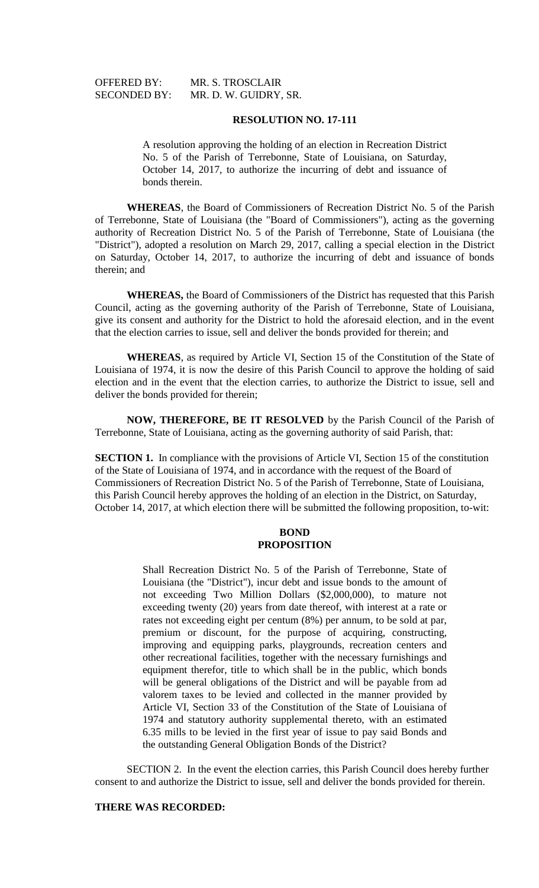OFFERED BY: MR. S. TROSCLAIR
SECONDED BY: MR. D. W. GUIDRY, SR.

**RESOLUTION NO. 17-111**

> A resolution approving the holding of an election in Recreation District No. 5 of the Parish of Terrebonne, State of Louisiana, on Saturday, October 14, 2017, to authorize the incurring of debt and issuance of bonds therein.

**WHEREAS**, the Board of Commissioners of Recreation District No. 5 of the Parish of Terrebonne, State of Louisiana (the "Board of Commissioners"), acting as the governing authority of Recreation District No. 5 of the Parish of Terrebonne, State of Louisiana (the "District"), adopted a resolution on March 29, 2017, calling a special election in the District on Saturday, October 14, 2017, to authorize the incurring of debt and issuance of bonds therein; and

**WHEREAS,** the Board of Commissioners of the District has requested that this Parish Council, acting as the governing authority of the Parish of Terrebonne, State of Louisiana, give its consent and authority for the District to hold the aforesaid election, and in the event that the election carries to issue, sell and deliver the bonds provided for therein; and

**WHEREAS**, as required by Article VI, Section 15 of the Constitution of the State of Louisiana of 1974, it is now the desire of this Parish Council to approve the holding of said election and in the event that the election carries, to authorize the District to issue, sell and deliver the bonds provided for therein;

**NOW, THEREFORE, BE IT RESOLVED** by the Parish Council of the Parish of Terrebonne, State of Louisiana, acting as the governing authority of said Parish, that:

**SECTION 1.** In compliance with the provisions of Article VI, Section 15 of the constitution of the State of Louisiana of 1974, and in accordance with the request of the Board of Commissioners of Recreation District No. 5 of the Parish of Terrebonne, State of Louisiana, this Parish Council hereby approves the holding of an election in the District, on Saturday, October 14, 2017, at which election there will be submitted the following proposition, to-wit:

**BOND PROPOSITION**

> Shall Recreation District No. 5 of the Parish of Terrebonne, State of Louisiana (the "District"), incur debt and issue bonds to the amount of not exceeding Two Million Dollars ($2,000,000), to mature not exceeding twenty (20) years from date thereof, with interest at a rate or rates not exceeding eight per centum (8%) per annum, to be sold at par, premium or discount, for the purpose of acquiring, constructing, improving and equipping parks, playgrounds, recreation centers and other recreational facilities, together with the necessary furnishings and equipment therefor, title to which shall be in the public, which bonds will be general obligations of the District and will be payable from ad valorem taxes to be levied and collected in the manner provided by Article VI, Section 33 of the Constitution of the State of Louisiana of 1974 and statutory authority supplemental thereto, with an estimated 6.35 mills to be levied in the first year of issue to pay said Bonds and the outstanding General Obligation Bonds of the District?

SECTION 2. In the event the election carries, this Parish Council does hereby further consent to and authorize the District to issue, sell and deliver the bonds provided for therein.

**THERE WAS RECORDED:**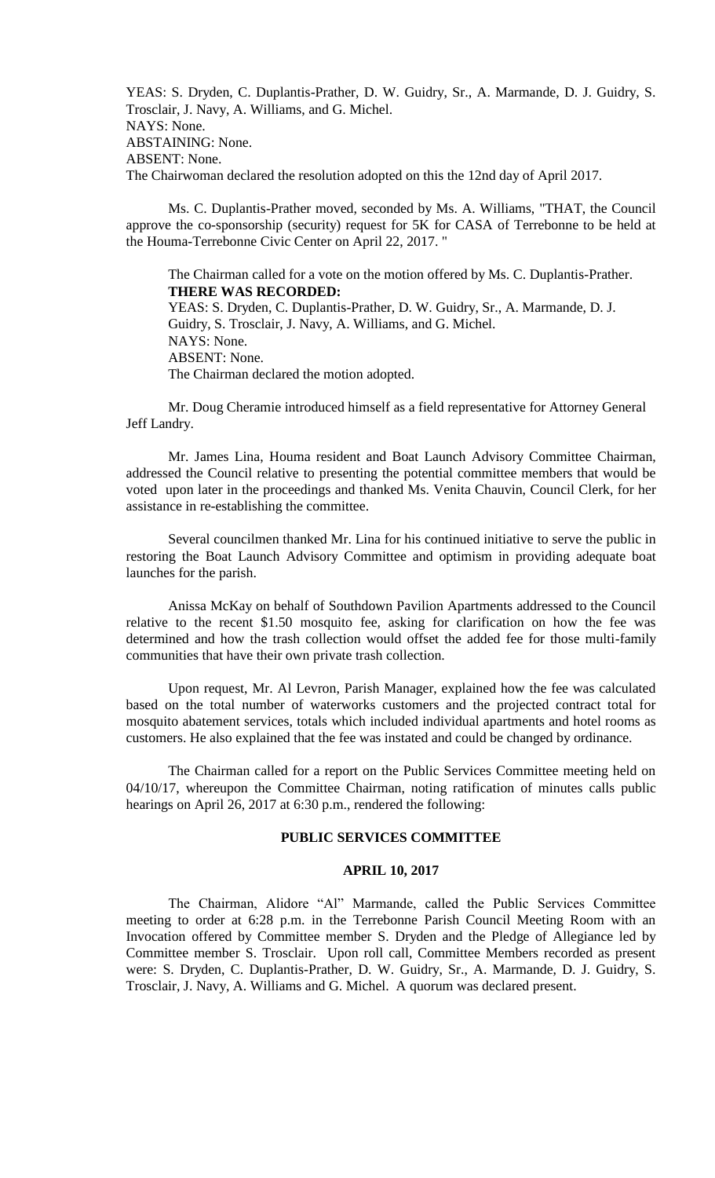YEAS: S. Dryden, C. Duplantis-Prather, D. W. Guidry, Sr., A. Marmande, D. J. Guidry, S. Trosclair, J. Navy, A. Williams, and G. Michel.
NAYS: None.
ABSTAINING: None.
ABSENT: None.
The Chairwoman declared the resolution adopted on this the 12nd day of April 2017.

Ms. C. Duplantis-Prather moved, seconded by Ms. A. Williams, "THAT, the Council approve the co-sponsorship (security) request for 5K for CASA of Terrebonne to be held at the Houma-Terrebonne Civic Center on April 22, 2017. "

The Chairman called for a vote on the motion offered by Ms. C. Duplantis-Prather.
**THERE WAS RECORDED:**
YEAS: S. Dryden, C. Duplantis-Prather, D. W. Guidry, Sr., A. Marmande, D. J. Guidry, S. Trosclair, J. Navy, A. Williams, and G. Michel.
NAYS: None.
ABSENT: None.
The Chairman declared the motion adopted.

Mr. Doug Cheramie introduced himself as a field representative for Attorney General Jeff Landry.

Mr. James Lina, Houma resident and Boat Launch Advisory Committee Chairman, addressed the Council relative to presenting the potential committee members that would be voted upon later in the proceedings and thanked Ms. Venita Chauvin, Council Clerk, for her assistance in re-establishing the committee.

Several councilmen thanked Mr. Lina for his continued initiative to serve the public in restoring the Boat Launch Advisory Committee and optimism in providing adequate boat launches for the parish.

Anissa McKay on behalf of Southdown Pavilion Apartments addressed to the Council relative to the recent $1.50 mosquito fee, asking for clarification on how the fee was determined and how the trash collection would offset the added fee for those multi-family communities that have their own private trash collection.

Upon request, Mr. Al Levron, Parish Manager, explained how the fee was calculated based on the total number of waterworks customers and the projected contract total for mosquito abatement services, totals which included individual apartments and hotel rooms as customers. He also explained that the fee was instated and could be changed by ordinance.

The Chairman called for a report on the Public Services Committee meeting held on 04/10/17, whereupon the Committee Chairman, noting ratification of minutes calls public hearings on April 26, 2017 at 6:30 p.m., rendered the following:

## PUBLIC SERVICES COMMITTEE

### APRIL 10, 2017

The Chairman, Alidore "Al" Marmande, called the Public Services Committee meeting to order at 6:28 p.m. in the Terrebonne Parish Council Meeting Room with an Invocation offered by Committee member S. Dryden and the Pledge of Allegiance led by Committee member S. Trosclair. Upon roll call, Committee Members recorded as present were: S. Dryden, C. Duplantis-Prather, D. W. Guidry, Sr., A. Marmande, D. J. Guidry, S. Trosclair, J. Navy, A. Williams and G. Michel. A quorum was declared present.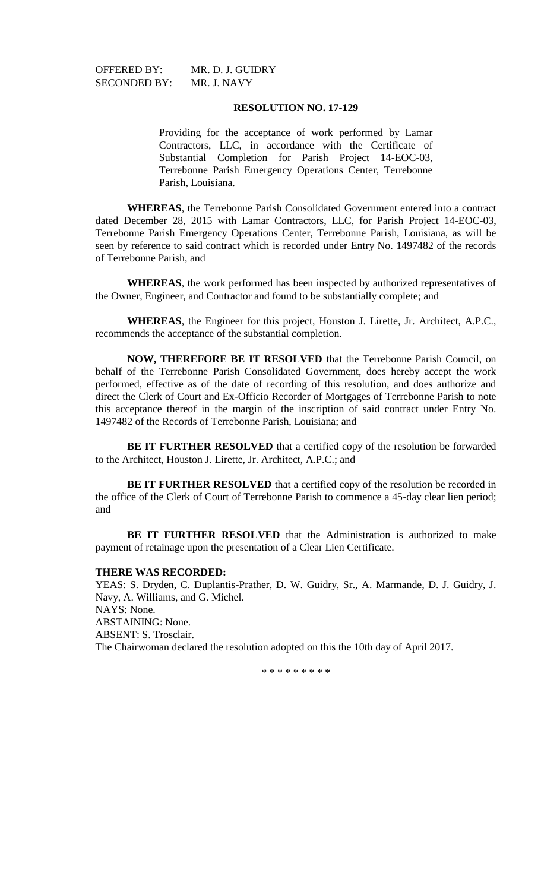OFFERED BY: MR. D. J. GUIDRY
SECONDED BY: MR. J. NAVY

**RESOLUTION NO. 17-129**

Providing for the acceptance of work performed by Lamar Contractors, LLC, in accordance with the Certificate of Substantial Completion for Parish Project 14-EOC-03, Terrebonne Parish Emergency Operations Center, Terrebonne Parish, Louisiana.

**WHEREAS**, the Terrebonne Parish Consolidated Government entered into a contract dated December 28, 2015 with Lamar Contractors, LLC, for Parish Project 14-EOC-03, Terrebonne Parish Emergency Operations Center, Terrebonne Parish, Louisiana, as will be seen by reference to said contract which is recorded under Entry No. 1497482 of the records of Terrebonne Parish, and

**WHEREAS**, the work performed has been inspected by authorized representatives of the Owner, Engineer, and Contractor and found to be substantially complete; and

**WHEREAS**, the Engineer for this project, Houston J. Lirette, Jr. Architect, A.P.C., recommends the acceptance of the substantial completion.

**NOW, THEREFORE BE IT RESOLVED** that the Terrebonne Parish Council, on behalf of the Terrebonne Parish Consolidated Government, does hereby accept the work performed, effective as of the date of recording of this resolution, and does authorize and direct the Clerk of Court and Ex-Officio Recorder of Mortgages of Terrebonne Parish to note this acceptance thereof in the margin of the inscription of said contract under Entry No. 1497482 of the Records of Terrebonne Parish, Louisiana; and

**BE IT FURTHER RESOLVED** that a certified copy of the resolution be forwarded to the Architect, Houston J. Lirette, Jr. Architect, A.P.C.; and

**BE IT FURTHER RESOLVED** that a certified copy of the resolution be recorded in the office of the Clerk of Court of Terrebonne Parish to commence a 45-day clear lien period; and

**BE IT FURTHER RESOLVED** that the Administration is authorized to make payment of retainage upon the presentation of a Clear Lien Certificate.

**THERE WAS RECORDED:**
YEAS: S. Dryden, C. Duplantis-Prather, D. W. Guidry, Sr., A. Marmande, D. J. Guidry, J. Navy, A. Williams, and G. Michel.
NAYS: None.
ABSTAINING: None.
ABSENT: S. Trosclair.
The Chairwoman declared the resolution adopted on this the 10th day of April 2017.

* * * * * * * * *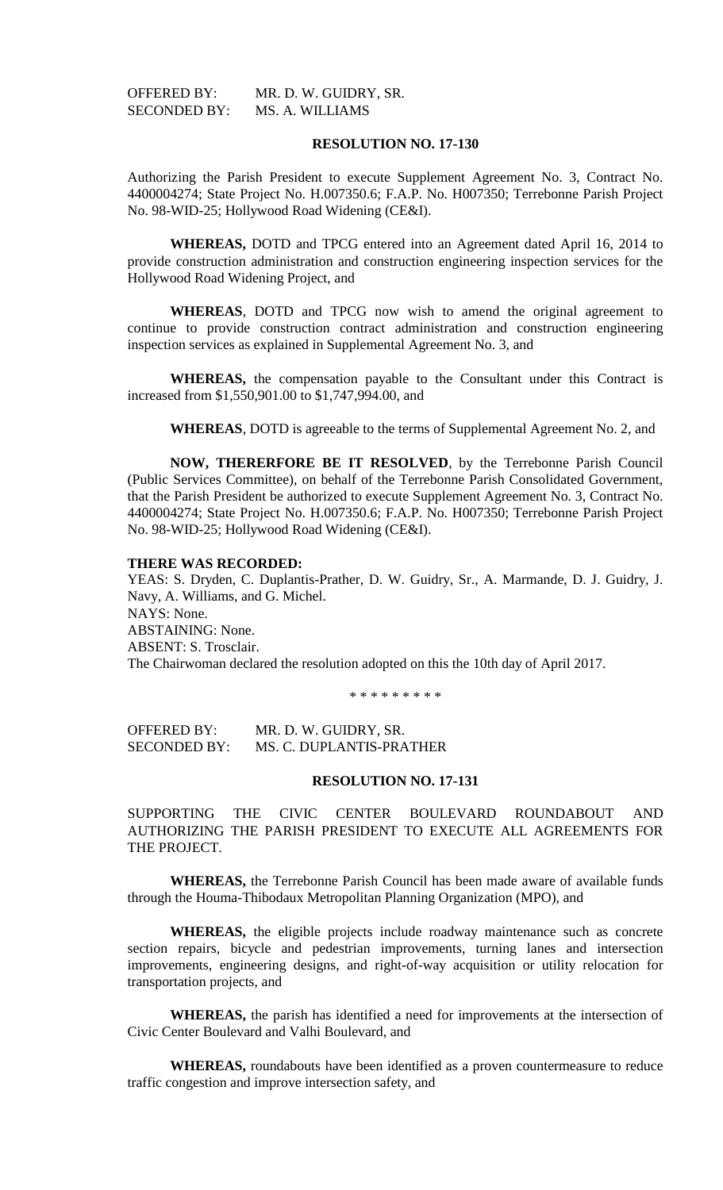OFFERED BY: MR. D. W. GUIDRY, SR.
SECONDED BY: MS. A. WILLIAMS

**RESOLUTION NO. 17-130**

Authorizing the Parish President to execute Supplement Agreement No. 3, Contract No. 4400004274; State Project No. H.007350.6; F.A.P. No. H007350; Terrebonne Parish Project No. 98-WID-25; Hollywood Road Widening (CE&I).

**WHEREAS,** DOTD and TPCG entered into an Agreement dated April 16, 2014 to provide construction administration and construction engineering inspection services for the Hollywood Road Widening Project, and

**WHEREAS**, DOTD and TPCG now wish to amend the original agreement to continue to provide construction contract administration and construction engineering inspection services as explained in Supplemental Agreement No. 3, and

**WHEREAS,** the compensation payable to the Consultant under this Contract is increased from $1,550,901.00 to $1,747,994.00, and

**WHEREAS**, DOTD is agreeable to the terms of Supplemental Agreement No. 2, and

**NOW, THERERFORE BE IT RESOLVED**, by the Terrebonne Parish Council (Public Services Committee), on behalf of the Terrebonne Parish Consolidated Government, that the Parish President be authorized to execute Supplement Agreement No. 3, Contract No. 4400004274; State Project No. H.007350.6; F.A.P. No. H007350; Terrebonne Parish Project No. 98-WID-25; Hollywood Road Widening (CE&I).

**THERE WAS RECORDED:**
YEAS: S. Dryden, C. Duplantis-Prather, D. W. Guidry, Sr., A. Marmande, D. J. Guidry, J. Navy, A. Williams, and G. Michel.
NAYS: None.
ABSTAINING: None.
ABSENT: S. Trosclair.
The Chairwoman declared the resolution adopted on this the 10th day of April 2017.

\* \* \* \* \* \* \* \* \*

OFFERED BY: MR. D. W. GUIDRY, SR.
SECONDED BY: MS. C. DUPLANTIS-PRATHER

**RESOLUTION NO. 17-131**

SUPPORTING THE CIVIC CENTER BOULEVARD ROUNDABOUT AND AUTHORIZING THE PARISH PRESIDENT TO EXECUTE ALL AGREEMENTS FOR THE PROJECT.

**WHEREAS,** the Terrebonne Parish Council has been made aware of available funds through the Houma-Thibodaux Metropolitan Planning Organization (MPO), and

**WHEREAS,** the eligible projects include roadway maintenance such as concrete section repairs, bicycle and pedestrian improvements, turning lanes and intersection improvements, engineering designs, and right-of-way acquisition or utility relocation for transportation projects, and

**WHEREAS,** the parish has identified a need for improvements at the intersection of Civic Center Boulevard and Valhi Boulevard, and

**WHEREAS,** roundabouts have been identified as a proven countermeasure to reduce traffic congestion and improve intersection safety, and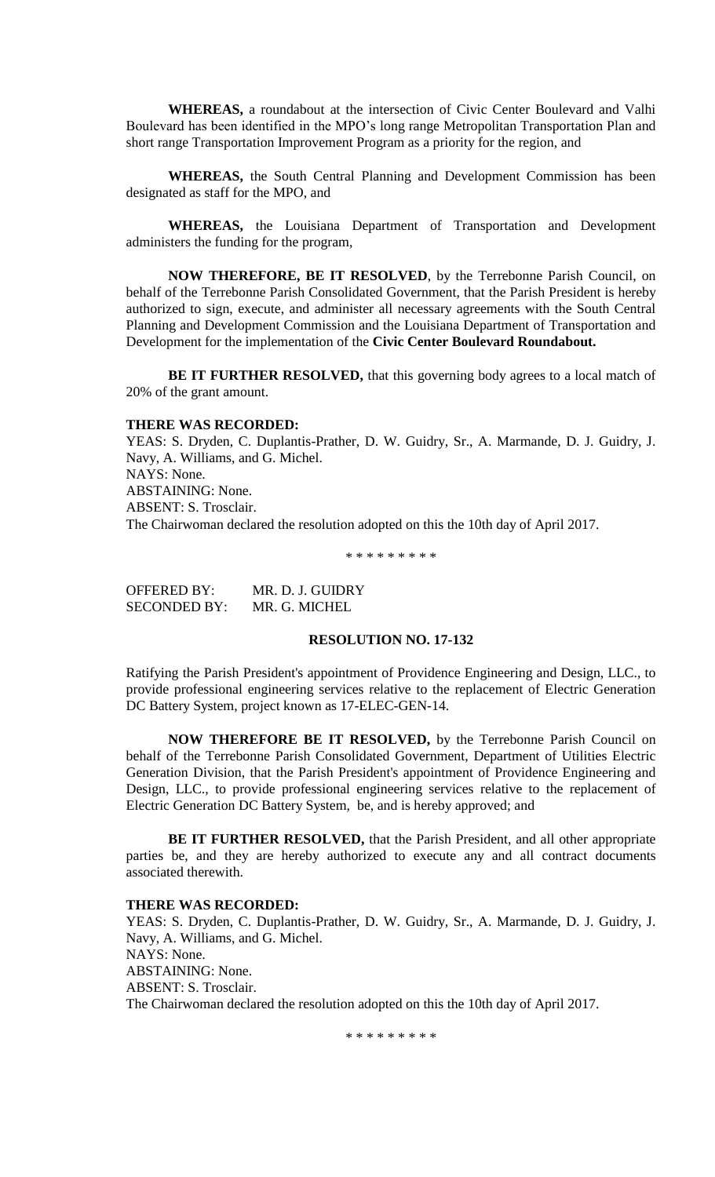**WHEREAS,** a roundabout at the intersection of Civic Center Boulevard and Valhi Boulevard has been identified in the MPO's long range Metropolitan Transportation Plan and short range Transportation Improvement Program as a priority for the region, and

**WHEREAS,** the South Central Planning and Development Commission has been designated as staff for the MPO, and

**WHEREAS,** the Louisiana Department of Transportation and Development administers the funding for the program,

**NOW THEREFORE, BE IT RESOLVED**, by the Terrebonne Parish Council, on behalf of the Terrebonne Parish Consolidated Government, that the Parish President is hereby authorized to sign, execute, and administer all necessary agreements with the South Central Planning and Development Commission and the Louisiana Department of Transportation and Development for the implementation of the **Civic Center Boulevard Roundabout.**

**BE IT FURTHER RESOLVED,** that this governing body agrees to a local match of 20% of the grant amount.

**THERE WAS RECORDED:**
YEAS: S. Dryden, C. Duplantis-Prather, D. W. Guidry, Sr., A. Marmande, D. J. Guidry, J. Navy, A. Williams, and G. Michel.
NAYS: None.
ABSTAINING: None.
ABSENT: S. Trosclair.
The Chairwoman declared the resolution adopted on this the 10th day of April 2017.

\* \* \* \* \* \* \* \* \*

OFFERED BY: MR. D. J. GUIDRY
SECONDED BY: MR. G. MICHEL

**RESOLUTION NO. 17-132**

Ratifying the Parish President's appointment of Providence Engineering and Design, LLC., to provide professional engineering services relative to the replacement of Electric Generation DC Battery System, project known as 17-ELEC-GEN-14.

**NOW THEREFORE BE IT RESOLVED,** by the Terrebonne Parish Council on behalf of the Terrebonne Parish Consolidated Government, Department of Utilities Electric Generation Division, that the Parish President's appointment of Providence Engineering and Design, LLC., to provide professional engineering services relative to the replacement of Electric Generation DC Battery System, be, and is hereby approved; and

**BE IT FURTHER RESOLVED,** that the Parish President, and all other appropriate parties be, and they are hereby authorized to execute any and all contract documents associated therewith.

**THERE WAS RECORDED:**
YEAS: S. Dryden, C. Duplantis-Prather, D. W. Guidry, Sr., A. Marmande, D. J. Guidry, J. Navy, A. Williams, and G. Michel.
NAYS: None.
ABSTAINING: None.
ABSENT: S. Trosclair.
The Chairwoman declared the resolution adopted on this the 10th day of April 2017.

\* \* \* \* \* \* \* \* \*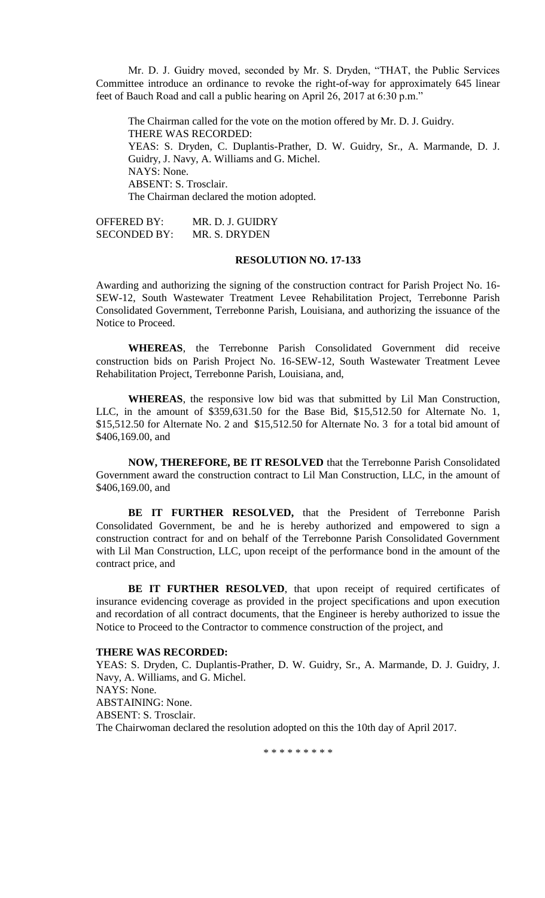Mr. D. J. Guidry moved, seconded by Mr. S. Dryden, "THAT, the Public Services Committee introduce an ordinance to revoke the right-of-way for approximately 645 linear feet of Bauch Road and call a public hearing on April 26, 2017 at 6:30 p.m."

The Chairman called for the vote on the motion offered by Mr. D. J. Guidry.
THERE WAS RECORDED:
YEAS: S. Dryden, C. Duplantis-Prather, D. W. Guidry, Sr., A. Marmande, D. J. Guidry, J. Navy, A. Williams and G. Michel.
NAYS: None.
ABSENT: S. Trosclair.
The Chairman declared the motion adopted.

OFFERED BY: MR. D. J. GUIDRY
SECONDED BY: MR. S. DRYDEN

**RESOLUTION NO. 17-133**

Awarding and authorizing the signing of the construction contract for Parish Project No. 16-SEW-12, South Wastewater Treatment Levee Rehabilitation Project, Terrebonne Parish Consolidated Government, Terrebonne Parish, Louisiana, and authorizing the issuance of the Notice to Proceed.

**WHEREAS**, the Terrebonne Parish Consolidated Government did receive construction bids on Parish Project No. 16-SEW-12, South Wastewater Treatment Levee Rehabilitation Project, Terrebonne Parish, Louisiana, and,

**WHEREAS**, the responsive low bid was that submitted by Lil Man Construction, LLC, in the amount of $359,631.50 for the Base Bid, $15,512.50 for Alternate No. 1, $15,512.50 for Alternate No. 2 and $15,512.50 for Alternate No. 3 for a total bid amount of $406,169.00, and

**NOW, THEREFORE, BE IT RESOLVED** that the Terrebonne Parish Consolidated Government award the construction contract to Lil Man Construction, LLC, in the amount of $406,169.00, and

**BE IT FURTHER RESOLVED,** that the President of Terrebonne Parish Consolidated Government, be and he is hereby authorized and empowered to sign a construction contract for and on behalf of the Terrebonne Parish Consolidated Government with Lil Man Construction, LLC, upon receipt of the performance bond in the amount of the contract price, and

**BE IT FURTHER RESOLVED**, that upon receipt of required certificates of insurance evidencing coverage as provided in the project specifications and upon execution and recordation of all contract documents, that the Engineer is hereby authorized to issue the Notice to Proceed to the Contractor to commence construction of the project, and

**THERE WAS RECORDED:**
YEAS: S. Dryden, C. Duplantis-Prather, D. W. Guidry, Sr., A. Marmande, D. J. Guidry, J. Navy, A. Williams, and G. Michel.
NAYS: None.
ABSTAINING: None.
ABSENT: S. Trosclair.
The Chairwoman declared the resolution adopted on this the 10th day of April 2017.

\* \* \* \* \* \* \* \* \*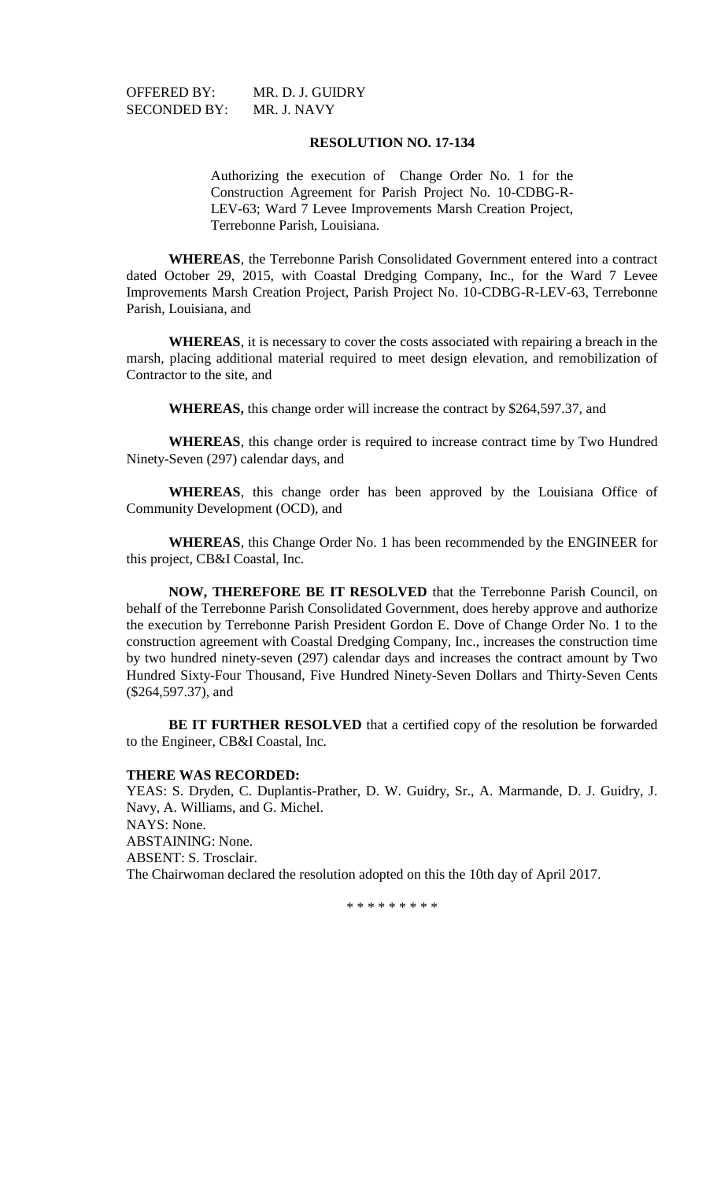OFFERED BY: MR. D. J. GUIDRY
SECONDED BY: MR. J. NAVY

**RESOLUTION NO. 17-134**

Authorizing the execution of Change Order No. 1 for the Construction Agreement for Parish Project No. 10-CDBG-R-LEV-63; Ward 7 Levee Improvements Marsh Creation Project, Terrebonne Parish, Louisiana.

**WHEREAS**, the Terrebonne Parish Consolidated Government entered into a contract dated October 29, 2015, with Coastal Dredging Company, Inc., for the Ward 7 Levee Improvements Marsh Creation Project, Parish Project No. 10-CDBG-R-LEV-63, Terrebonne Parish, Louisiana, and

**WHEREAS**, it is necessary to cover the costs associated with repairing a breach in the marsh, placing additional material required to meet design elevation, and remobilization of Contractor to the site, and

**WHEREAS,** this change order will increase the contract by $264,597.37, and

**WHEREAS**, this change order is required to increase contract time by Two Hundred Ninety-Seven (297) calendar days, and

**WHEREAS**, this change order has been approved by the Louisiana Office of Community Development (OCD), and

**WHEREAS**, this Change Order No. 1 has been recommended by the ENGINEER for this project, CB&I Coastal, Inc.

**NOW, THEREFORE BE IT RESOLVED** that the Terrebonne Parish Council, on behalf of the Terrebonne Parish Consolidated Government, does hereby approve and authorize the execution by Terrebonne Parish President Gordon E. Dove of Change Order No. 1 to the construction agreement with Coastal Dredging Company, Inc., increases the construction time by two hundred ninety-seven (297) calendar days and increases the contract amount by Two Hundred Sixty-Four Thousand, Five Hundred Ninety-Seven Dollars and Thirty-Seven Cents ($264,597.37), and

**BE IT FURTHER RESOLVED** that a certified copy of the resolution be forwarded to the Engineer, CB&I Coastal, Inc.

**THERE WAS RECORDED:**
YEAS: S. Dryden, C. Duplantis-Prather, D. W. Guidry, Sr., A. Marmande, D. J. Guidry, J. Navy, A. Williams, and G. Michel.
NAYS: None.
ABSTAINING: None.
ABSENT: S. Trosclair.
The Chairwoman declared the resolution adopted on this the 10th day of April 2017.

* * * * * * * * *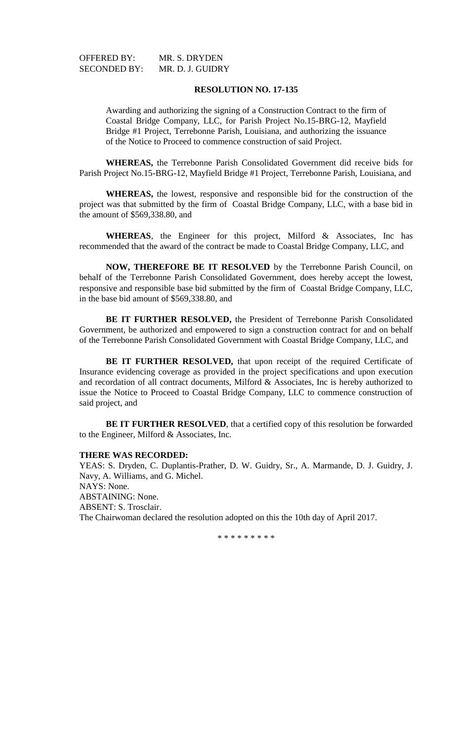OFFERED BY: MR. S. DRYDEN
SECONDED BY: MR. D. J. GUIDRY

**RESOLUTION NO. 17-135**

Awarding and authorizing the signing of a Construction Contract to the firm of Coastal Bridge Company, LLC, for Parish Project No.15-BRG-12, Mayfield Bridge #1 Project, Terrebonne Parish, Louisiana, and authorizing the issuance of the Notice to Proceed to commence construction of said Project.

**WHEREAS,** the Terrebonne Parish Consolidated Government did receive bids for Parish Project No.15-BRG-12, Mayfield Bridge #1 Project, Terrebonne Parish, Louisiana, and

**WHEREAS,** the lowest, responsive and responsible bid for the construction of the project was that submitted by the firm of Coastal Bridge Company, LLC, with a base bid in the amount of $569,338.80, and

**WHEREAS**, the Engineer for this project, Milford & Associates, Inc has recommended that the award of the contract be made to Coastal Bridge Company, LLC, and

**NOW, THEREFORE BE IT RESOLVED** by the Terrebonne Parish Council, on behalf of the Terrebonne Parish Consolidated Government, does hereby accept the lowest, responsive and responsible base bid submitted by the firm of Coastal Bridge Company, LLC, in the base bid amount of $569,338.80, and

**BE IT FURTHER RESOLVED,** the President of Terrebonne Parish Consolidated Government, be authorized and empowered to sign a construction contract for and on behalf of the Terrebonne Parish Consolidated Government with Coastal Bridge Company, LLC, and

**BE IT FURTHER RESOLVED,** that upon receipt of the required Certificate of Insurance evidencing coverage as provided in the project specifications and upon execution and recordation of all contract documents, Milford & Associates, Inc is hereby authorized to issue the Notice to Proceed to Coastal Bridge Company, LLC to commence construction of said project, and

**BE IT FURTHER RESOLVED**, that a certified copy of this resolution be forwarded to the Engineer, Milford & Associates, Inc.

**THERE WAS RECORDED:**
YEAS: S. Dryden, C. Duplantis-Prather, D. W. Guidry, Sr., A. Marmande, D. J. Guidry, J. Navy, A. Williams, and G. Michel.
NAYS: None.
ABSTAINING: None.
ABSENT: S. Trosclair.
The Chairwoman declared the resolution adopted on this the 10th day of April 2017.

* * * * * * * * *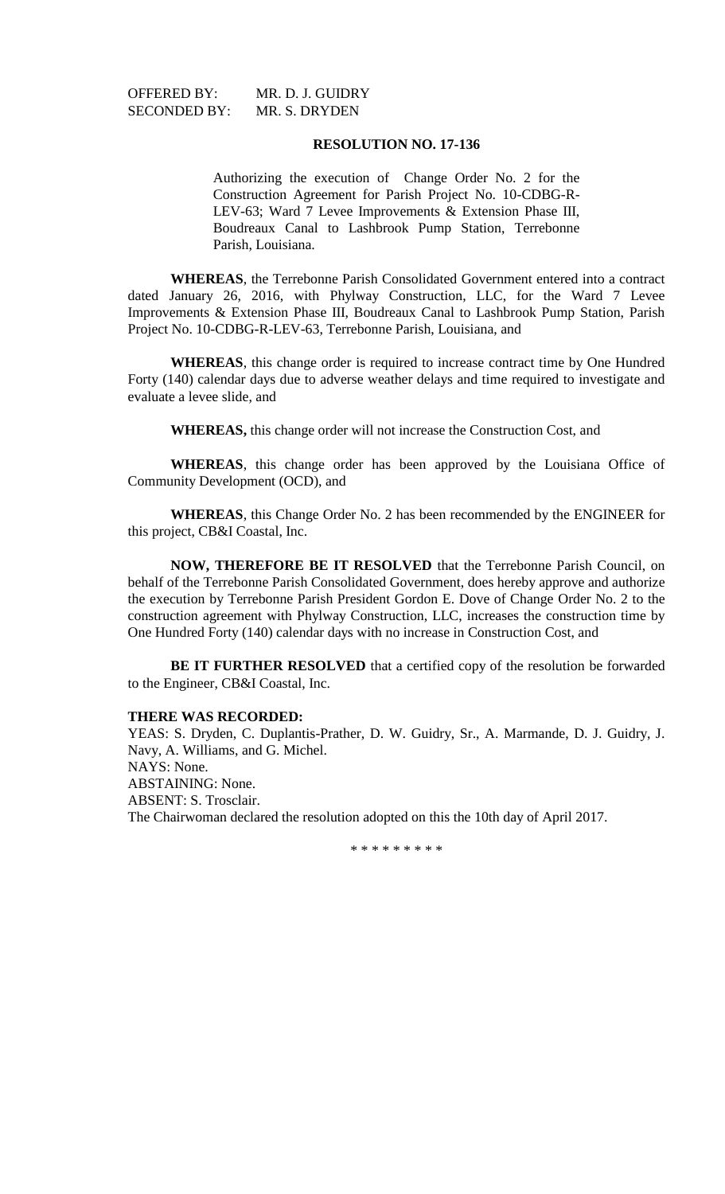OFFERED BY: MR. D. J. GUIDRY
SECONDED BY: MR. S. DRYDEN

**RESOLUTION NO. 17-136**

Authorizing the execution of Change Order No. 2 for the Construction Agreement for Parish Project No. 10-CDBG-R-LEV-63; Ward 7 Levee Improvements & Extension Phase III, Boudreaux Canal to Lashbrook Pump Station, Terrebonne Parish, Louisiana.

**WHEREAS**, the Terrebonne Parish Consolidated Government entered into a contract dated January 26, 2016, with Phylway Construction, LLC, for the Ward 7 Levee Improvements & Extension Phase III, Boudreaux Canal to Lashbrook Pump Station, Parish Project No. 10-CDBG-R-LEV-63, Terrebonne Parish, Louisiana, and

**WHEREAS**, this change order is required to increase contract time by One Hundred Forty (140) calendar days due to adverse weather delays and time required to investigate and evaluate a levee slide, and

**WHEREAS,** this change order will not increase the Construction Cost, and

**WHEREAS**, this change order has been approved by the Louisiana Office of Community Development (OCD), and

**WHEREAS**, this Change Order No. 2 has been recommended by the ENGINEER for this project, CB&I Coastal, Inc.

**NOW, THEREFORE BE IT RESOLVED** that the Terrebonne Parish Council, on behalf of the Terrebonne Parish Consolidated Government, does hereby approve and authorize the execution by Terrebonne Parish President Gordon E. Dove of Change Order No. 2 to the construction agreement with Phylway Construction, LLC, increases the construction time by One Hundred Forty (140) calendar days with no increase in Construction Cost, and

**BE IT FURTHER RESOLVED** that a certified copy of the resolution be forwarded to the Engineer, CB&I Coastal, Inc.

**THERE WAS RECORDED:**
YEAS: S. Dryden, C. Duplantis-Prather, D. W. Guidry, Sr., A. Marmande, D. J. Guidry, J. Navy, A. Williams, and G. Michel.
NAYS: None.
ABSTAINING: None.
ABSENT: S. Trosclair.
The Chairwoman declared the resolution adopted on this the 10th day of April 2017.

* * * * * * * * *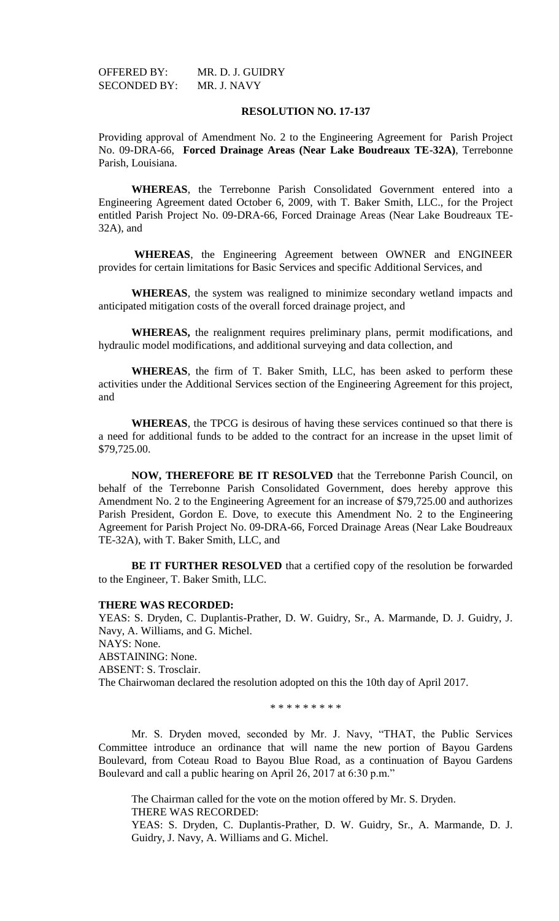OFFERED BY: MR. D. J. GUIDRY
SECONDED BY: MR. J. NAVY

**RESOLUTION NO. 17-137**

Providing approval of Amendment No. 2 to the Engineering Agreement for Parish Project No. 09-DRA-66, **Forced Drainage Areas (Near Lake Boudreaux TE-32A)**, Terrebonne Parish, Louisiana.

**WHEREAS**, the Terrebonne Parish Consolidated Government entered into a Engineering Agreement dated October 6, 2009, with T. Baker Smith, LLC., for the Project entitled Parish Project No. 09-DRA-66, Forced Drainage Areas (Near Lake Boudreaux TE-32A), and

**WHEREAS**, the Engineering Agreement between OWNER and ENGINEER provides for certain limitations for Basic Services and specific Additional Services, and

**WHEREAS**, the system was realigned to minimize secondary wetland impacts and anticipated mitigation costs of the overall forced drainage project, and

**WHEREAS,** the realignment requires preliminary plans, permit modifications, and hydraulic model modifications, and additional surveying and data collection, and

**WHEREAS**, the firm of T. Baker Smith, LLC, has been asked to perform these activities under the Additional Services section of the Engineering Agreement for this project, and

**WHEREAS**, the TPCG is desirous of having these services continued so that there is a need for additional funds to be added to the contract for an increase in the upset limit of $79,725.00.

**NOW, THEREFORE BE IT RESOLVED** that the Terrebonne Parish Council, on behalf of the Terrebonne Parish Consolidated Government, does hereby approve this Amendment No. 2 to the Engineering Agreement for an increase of $79,725.00 and authorizes Parish President, Gordon E. Dove, to execute this Amendment No. 2 to the Engineering Agreement for Parish Project No. 09-DRA-66, Forced Drainage Areas (Near Lake Boudreaux TE-32A), with T. Baker Smith, LLC, and

**BE IT FURTHER RESOLVED** that a certified copy of the resolution be forwarded to the Engineer, T. Baker Smith, LLC.

**THERE WAS RECORDED:**
YEAS: S. Dryden, C. Duplantis-Prather, D. W. Guidry, Sr., A. Marmande, D. J. Guidry, J. Navy, A. Williams, and G. Michel.
NAYS: None.
ABSTAINING: None.
ABSENT: S. Trosclair.
The Chairwoman declared the resolution adopted on this the 10th day of April 2017.

\* \* \* \* \* \* \* \* \*

Mr. S. Dryden moved, seconded by Mr. J. Navy, "THAT, the Public Services Committee introduce an ordinance that will name the new portion of Bayou Gardens Boulevard, from Coteau Road to Bayou Blue Road, as a continuation of Bayou Gardens Boulevard and call a public hearing on April 26, 2017 at 6:30 p.m."

The Chairman called for the vote on the motion offered by Mr. S. Dryden.
THERE WAS RECORDED:
YEAS: S. Dryden, C. Duplantis-Prather, D. W. Guidry, Sr., A. Marmande, D. J. Guidry, J. Navy, A. Williams and G. Michel.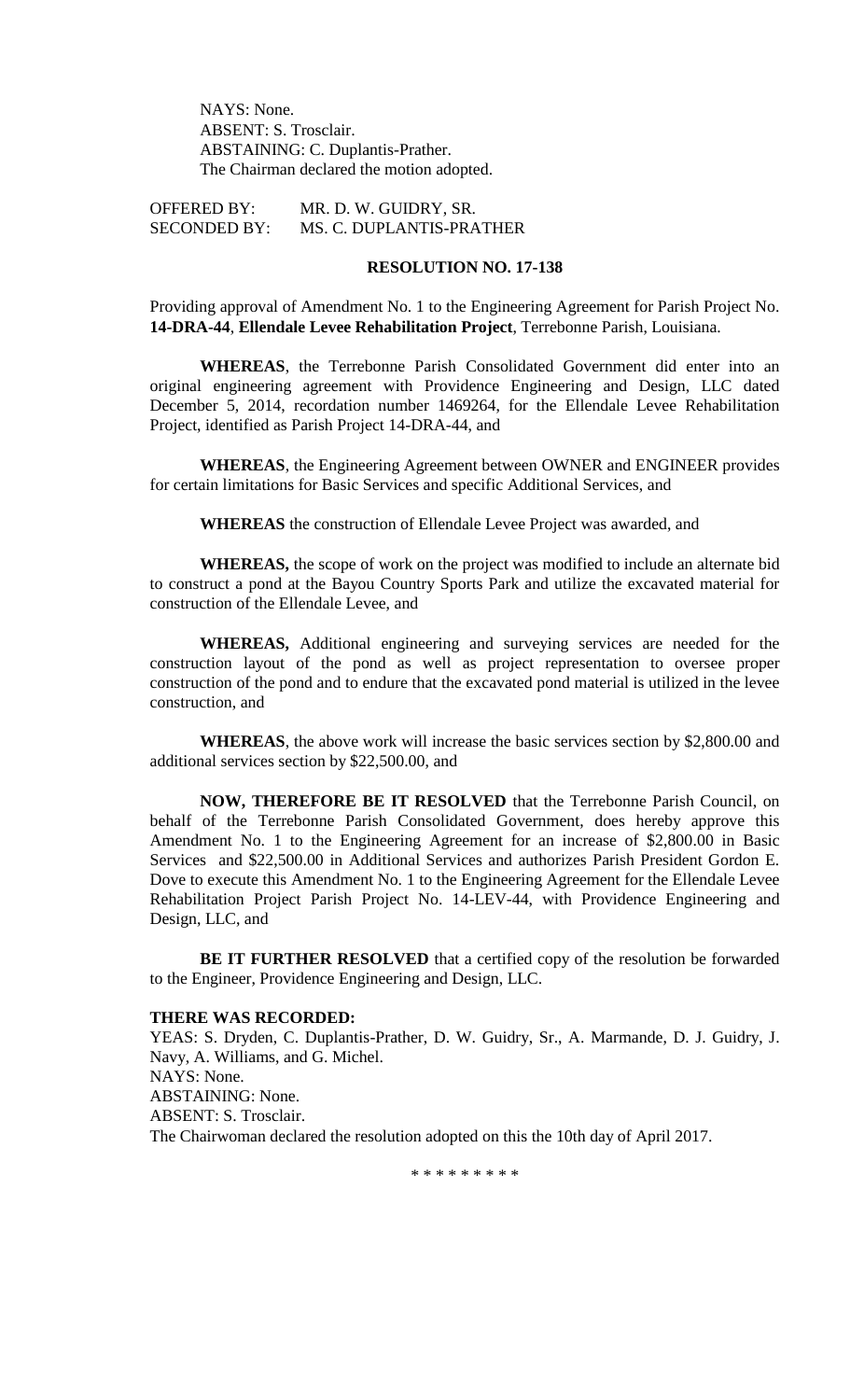NAYS: None.
ABSENT: S. Trosclair.
ABSTAINING: C. Duplantis-Prather.
The Chairman declared the motion adopted.

OFFERED BY: MR. D. W. GUIDRY, SR.
SECONDED BY: MS. C. DUPLANTIS-PRATHER

**RESOLUTION NO. 17-138**

Providing approval of Amendment No. 1 to the Engineering Agreement for Parish Project No. **14-DRA-44**, **Ellendale Levee Rehabilitation Project**, Terrebonne Parish, Louisiana.

**WHEREAS**, the Terrebonne Parish Consolidated Government did enter into an original engineering agreement with Providence Engineering and Design, LLC dated December 5, 2014, recordation number 1469264, for the Ellendale Levee Rehabilitation Project, identified as Parish Project 14-DRA-44, and

**WHEREAS**, the Engineering Agreement between OWNER and ENGINEER provides for certain limitations for Basic Services and specific Additional Services, and

**WHEREAS** the construction of Ellendale Levee Project was awarded, and

**WHEREAS,** the scope of work on the project was modified to include an alternate bid to construct a pond at the Bayou Country Sports Park and utilize the excavated material for construction of the Ellendale Levee, and

**WHEREAS,** Additional engineering and surveying services are needed for the construction layout of the pond as well as project representation to oversee proper construction of the pond and to endure that the excavated pond material is utilized in the levee construction, and

**WHEREAS**, the above work will increase the basic services section by $2,800.00 and additional services section by $22,500.00, and

**NOW, THEREFORE BE IT RESOLVED** that the Terrebonne Parish Council, on behalf of the Terrebonne Parish Consolidated Government, does hereby approve this Amendment No. 1 to the Engineering Agreement for an increase of $2,800.00 in Basic Services and $22,500.00 in Additional Services and authorizes Parish President Gordon E. Dove to execute this Amendment No. 1 to the Engineering Agreement for the Ellendale Levee Rehabilitation Project Parish Project No. 14-LEV-44, with Providence Engineering and Design, LLC, and

**BE IT FURTHER RESOLVED** that a certified copy of the resolution be forwarded to the Engineer, Providence Engineering and Design, LLC.

**THERE WAS RECORDED:**
YEAS: S. Dryden, C. Duplantis-Prather, D. W. Guidry, Sr., A. Marmande, D. J. Guidry, J. Navy, A. Williams, and G. Michel.
NAYS: None.
ABSTAINING: None.
ABSENT: S. Trosclair.
The Chairwoman declared the resolution adopted on this the 10th day of April 2017.

\* \* \* \* \* \* \* \* \*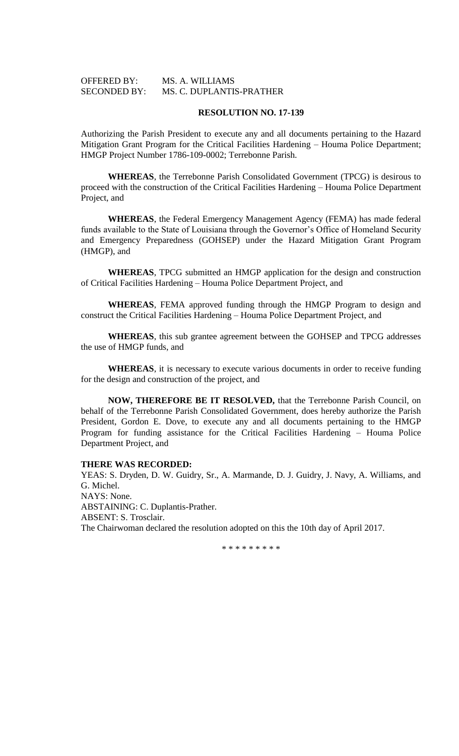OFFERED BY: MS. A. WILLIAMS
SECONDED BY: MS. C. DUPLANTIS-PRATHER

**RESOLUTION NO. 17-139**

Authorizing the Parish President to execute any and all documents pertaining to the Hazard Mitigation Grant Program for the Critical Facilities Hardening – Houma Police Department; HMGP Project Number 1786-109-0002; Terrebonne Parish.

**WHEREAS**, the Terrebonne Parish Consolidated Government (TPCG) is desirous to proceed with the construction of the Critical Facilities Hardening – Houma Police Department Project, and

**WHEREAS**, the Federal Emergency Management Agency (FEMA) has made federal funds available to the State of Louisiana through the Governor's Office of Homeland Security and Emergency Preparedness (GOHSEP) under the Hazard Mitigation Grant Program (HMGP), and

**WHEREAS**, TPCG submitted an HMGP application for the design and construction of Critical Facilities Hardening – Houma Police Department Project, and

**WHEREAS**, FEMA approved funding through the HMGP Program to design and construct the Critical Facilities Hardening – Houma Police Department Project, and

**WHEREAS**, this sub grantee agreement between the GOHSEP and TPCG addresses the use of HMGP funds, and

**WHEREAS**, it is necessary to execute various documents in order to receive funding for the design and construction of the project, and

**NOW, THEREFORE BE IT RESOLVED,** that the Terrebonne Parish Council, on behalf of the Terrebonne Parish Consolidated Government, does hereby authorize the Parish President, Gordon E. Dove, to execute any and all documents pertaining to the HMGP Program for funding assistance for the Critical Facilities Hardening – Houma Police Department Project, and

**THERE WAS RECORDED:**

YEAS: S. Dryden, D. W. Guidry, Sr., A. Marmande, D. J. Guidry, J. Navy, A. Williams, and G. Michel.
NAYS: None.
ABSTAINING: C. Duplantis-Prather.
ABSENT: S. Trosclair.
The Chairwoman declared the resolution adopted on this the 10th day of April 2017.

* * * * * * * * *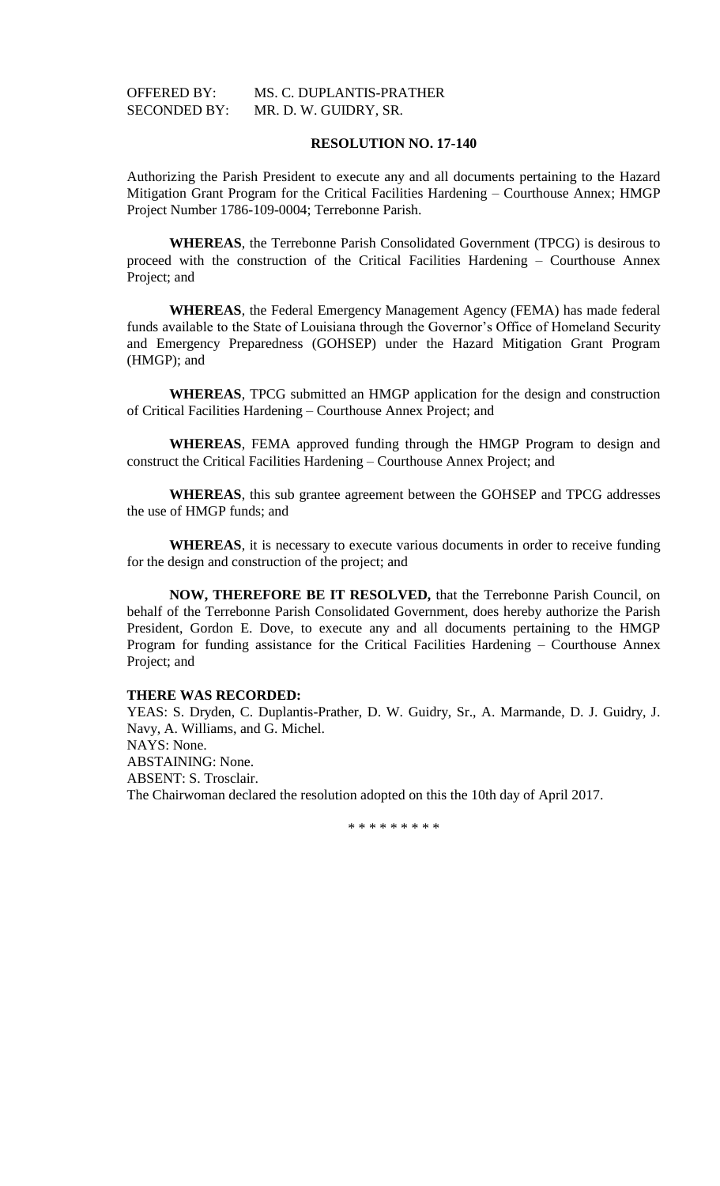OFFERED BY: MS. C. DUPLANTIS-PRATHER
SECONDED BY: MR. D. W. GUIDRY, SR.

**RESOLUTION NO. 17-140**

Authorizing the Parish President to execute any and all documents pertaining to the Hazard Mitigation Grant Program for the Critical Facilities Hardening – Courthouse Annex; HMGP Project Number 1786-109-0004; Terrebonne Parish.

**WHEREAS**, the Terrebonne Parish Consolidated Government (TPCG) is desirous to proceed with the construction of the Critical Facilities Hardening – Courthouse Annex Project; and

**WHEREAS**, the Federal Emergency Management Agency (FEMA) has made federal funds available to the State of Louisiana through the Governor's Office of Homeland Security and Emergency Preparedness (GOHSEP) under the Hazard Mitigation Grant Program (HMGP); and

**WHEREAS**, TPCG submitted an HMGP application for the design and construction of Critical Facilities Hardening – Courthouse Annex Project; and

**WHEREAS**, FEMA approved funding through the HMGP Program to design and construct the Critical Facilities Hardening – Courthouse Annex Project; and

**WHEREAS**, this sub grantee agreement between the GOHSEP and TPCG addresses the use of HMGP funds; and

**WHEREAS**, it is necessary to execute various documents in order to receive funding for the design and construction of the project; and

**NOW, THEREFORE BE IT RESOLVED,** that the Terrebonne Parish Council, on behalf of the Terrebonne Parish Consolidated Government, does hereby authorize the Parish President, Gordon E. Dove, to execute any and all documents pertaining to the HMGP Program for funding assistance for the Critical Facilities Hardening – Courthouse Annex Project; and

**THERE WAS RECORDED:**

YEAS: S. Dryden, C. Duplantis-Prather, D. W. Guidry, Sr., A. Marmande, D. J. Guidry, J. Navy, A. Williams, and G. Michel.

NAYS: None.

ABSTAINING: None.

ABSENT: S. Trosclair.

The Chairwoman declared the resolution adopted on this the 10th day of April 2017.

* * * * * * * * *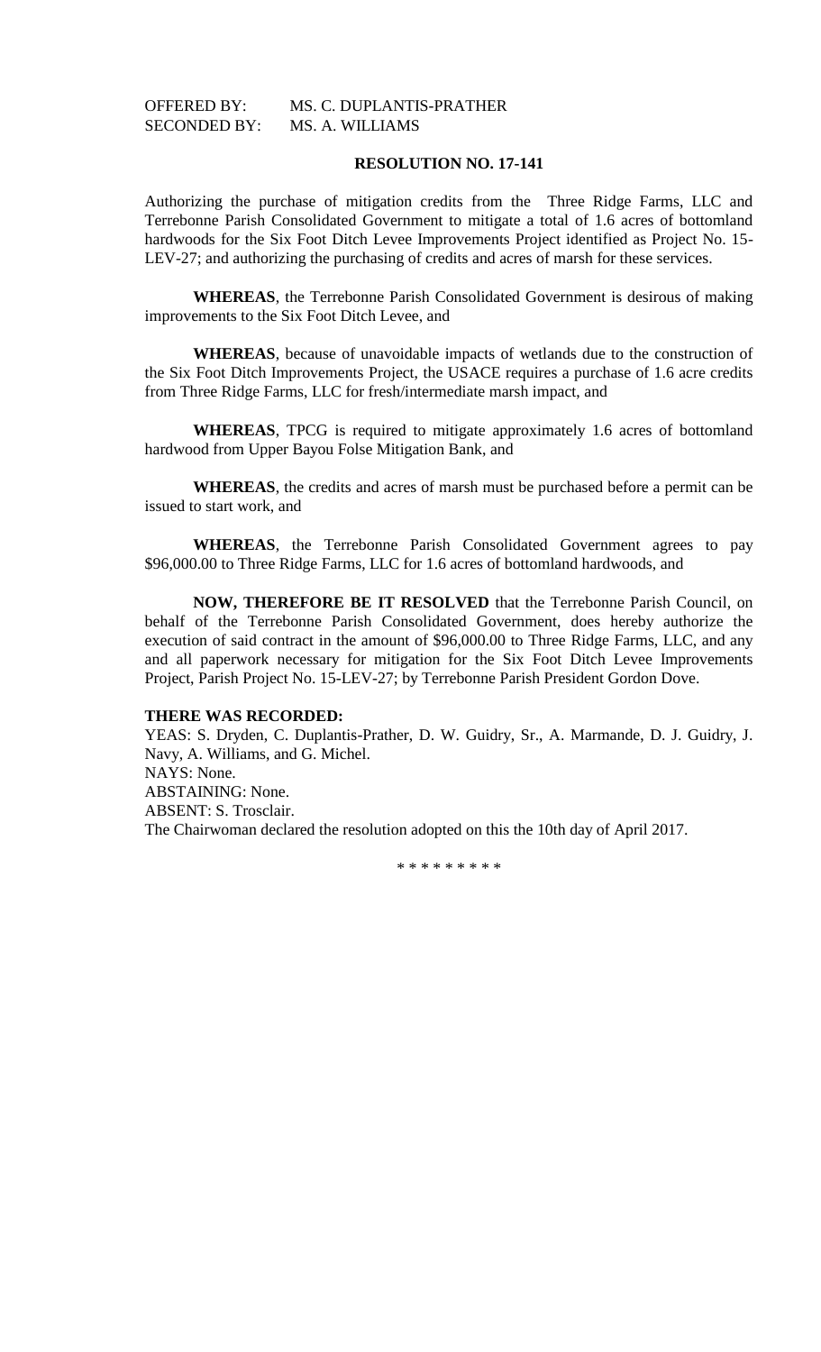OFFERED BY: MS. C. DUPLANTIS-PRATHER
SECONDED BY: MS. A. WILLIAMS

**RESOLUTION NO. 17-141**

Authorizing the purchase of mitigation credits from the Three Ridge Farms, LLC and Terrebonne Parish Consolidated Government to mitigate a total of 1.6 acres of bottomland hardwoods for the Six Foot Ditch Levee Improvements Project identified as Project No. 15-LEV-27; and authorizing the purchasing of credits and acres of marsh for these services.

**WHEREAS**, the Terrebonne Parish Consolidated Government is desirous of making improvements to the Six Foot Ditch Levee, and

**WHEREAS**, because of unavoidable impacts of wetlands due to the construction of the Six Foot Ditch Improvements Project, the USACE requires a purchase of 1.6 acre credits from Three Ridge Farms, LLC for fresh/intermediate marsh impact, and

**WHEREAS**, TPCG is required to mitigate approximately 1.6 acres of bottomland hardwood from Upper Bayou Folse Mitigation Bank, and

**WHEREAS**, the credits and acres of marsh must be purchased before a permit can be issued to start work, and

**WHEREAS**, the Terrebonne Parish Consolidated Government agrees to pay $96,000.00 to Three Ridge Farms, LLC for 1.6 acres of bottomland hardwoods, and

**NOW, THEREFORE BE IT RESOLVED** that the Terrebonne Parish Council, on behalf of the Terrebonne Parish Consolidated Government, does hereby authorize the execution of said contract in the amount of $96,000.00 to Three Ridge Farms, LLC, and any and all paperwork necessary for mitigation for the Six Foot Ditch Levee Improvements Project, Parish Project No. 15-LEV-27; by Terrebonne Parish President Gordon Dove.

**THERE WAS RECORDED:**
YEAS: S. Dryden, C. Duplantis-Prather, D. W. Guidry, Sr., A. Marmande, D. J. Guidry, J. Navy, A. Williams, and G. Michel.
NAYS: None.
ABSTAINING: None.
ABSENT: S. Trosclair.
The Chairwoman declared the resolution adopted on this the 10th day of April 2017.

* * * * * * * * *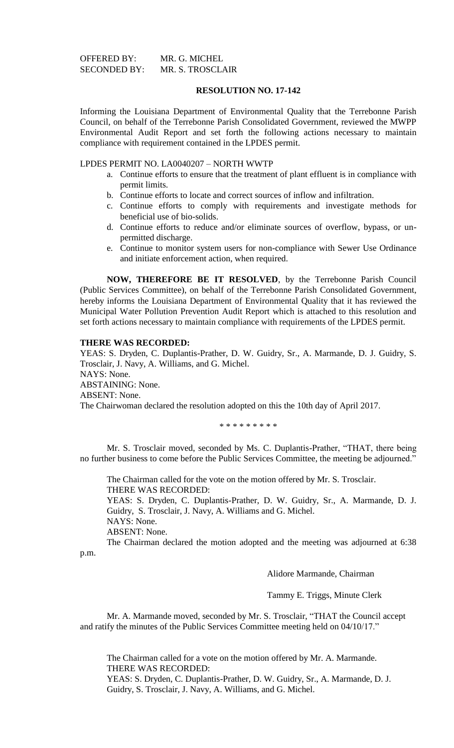OFFERED BY: MR. G. MICHEL
SECONDED BY: MR. S. TROSCLAIR

**RESOLUTION NO. 17-142**

Informing the Louisiana Department of Environmental Quality that the Terrebonne Parish Council, on behalf of the Terrebonne Parish Consolidated Government, reviewed the MWPP Environmental Audit Report and set forth the following actions necessary to maintain compliance with requirement contained in the LPDES permit.

LPDES PERMIT NO. LA0040207 – NORTH WWTP

a. Continue efforts to ensure that the treatment of plant effluent is in compliance with permit limits.
b. Continue efforts to locate and correct sources of inflow and infiltration.
c. Continue efforts to comply with requirements and investigate methods for beneficial use of bio-solids.
d. Continue efforts to reduce and/or eliminate sources of overflow, bypass, or un-permitted discharge.
e. Continue to monitor system users for non-compliance with Sewer Use Ordinance and initiate enforcement action, when required.

**NOW, THEREFORE BE IT RESOLVED**, by the Terrebonne Parish Council (Public Services Committee), on behalf of the Terrebonne Parish Consolidated Government, hereby informs the Louisiana Department of Environmental Quality that it has reviewed the Municipal Water Pollution Prevention Audit Report which is attached to this resolution and set forth actions necessary to maintain compliance with requirements of the LPDES permit.

**THERE WAS RECORDED:**
YEAS: S. Dryden, C. Duplantis-Prather, D. W. Guidry, Sr., A. Marmande, D. J. Guidry, S. Trosclair, J. Navy, A. Williams, and G. Michel.
NAYS: None.
ABSTAINING: None.
ABSENT: None.
The Chairwoman declared the resolution adopted on this the 10th day of April 2017.

\* \* \* \* \* \* \* \* \*

Mr. S. Trosclair moved, seconded by Ms. C. Duplantis-Prather, "THAT, there being no further business to come before the Public Services Committee, the meeting be adjourned."

The Chairman called for the vote on the motion offered by Mr. S. Trosclair.
THERE WAS RECORDED:
YEAS: S. Dryden, C. Duplantis-Prather, D. W. Guidry, Sr., A. Marmande, D. J. Guidry, S. Trosclair, J. Navy, A. Williams and G. Michel.
NAYS: None.
ABSENT: None.
The Chairman declared the motion adopted and the meeting was adjourned at 6:38 p.m.

Alidore Marmande, Chairman

Tammy E. Triggs, Minute Clerk

Mr. A. Marmande moved, seconded by Mr. S. Trosclair, "THAT the Council accept and ratify the minutes of the Public Services Committee meeting held on 04/10/17."

The Chairman called for a vote on the motion offered by Mr. A. Marmande.
THERE WAS RECORDED:
YEAS: S. Dryden, C. Duplantis-Prather, D. W. Guidry, Sr., A. Marmande, D. J. Guidry, S. Trosclair, J. Navy, A. Williams, and G. Michel.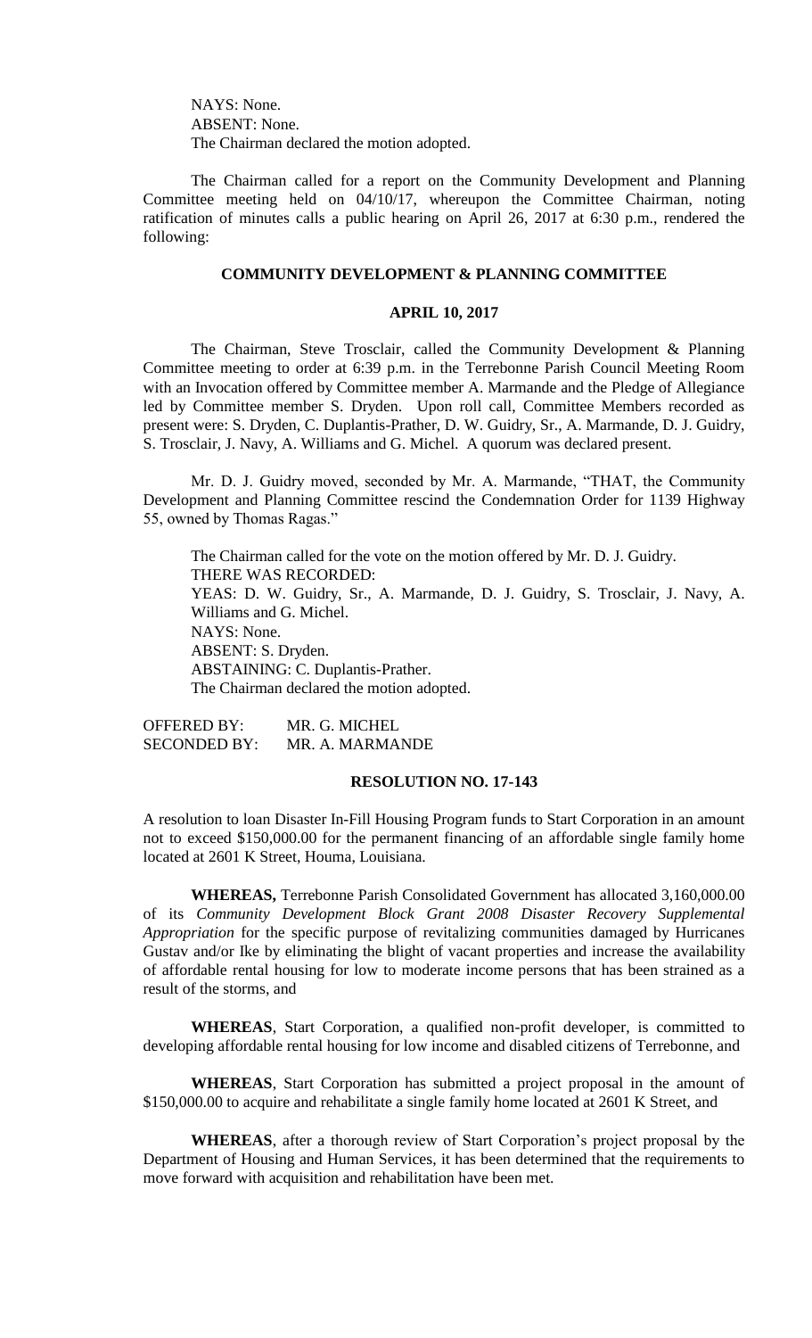NAYS: None.
ABSENT: None.
The Chairman declared the motion adopted.

The Chairman called for a report on the Community Development and Planning Committee meeting held on 04/10/17, whereupon the Committee Chairman, noting ratification of minutes calls a public hearing on April 26, 2017 at 6:30 p.m., rendered the following:

**COMMUNITY DEVELOPMENT & PLANNING COMMITTEE**

**APRIL 10, 2017**

The Chairman, Steve Trosclair, called the Community Development & Planning Committee meeting to order at 6:39 p.m. in the Terrebonne Parish Council Meeting Room with an Invocation offered by Committee member A. Marmande and the Pledge of Allegiance led by Committee member S. Dryden. Upon roll call, Committee Members recorded as present were: S. Dryden, C. Duplantis-Prather, D. W. Guidry, Sr., A. Marmande, D. J. Guidry, S. Trosclair, J. Navy, A. Williams and G. Michel. A quorum was declared present.

Mr. D. J. Guidry moved, seconded by Mr. A. Marmande, "THAT, the Community Development and Planning Committee rescind the Condemnation Order for 1139 Highway 55, owned by Thomas Ragas."

The Chairman called for the vote on the motion offered by Mr. D. J. Guidry.
THERE WAS RECORDED:
YEAS: D. W. Guidry, Sr., A. Marmande, D. J. Guidry, S. Trosclair, J. Navy, A. Williams and G. Michel.
NAYS: None.
ABSENT: S. Dryden.
ABSTAINING: C. Duplantis-Prather.
The Chairman declared the motion adopted.

OFFERED BY: MR. G. MICHEL
SECONDED BY: MR. A. MARMANDE

**RESOLUTION NO. 17-143**

A resolution to loan Disaster In-Fill Housing Program funds to Start Corporation in an amount not to exceed $150,000.00 for the permanent financing of an affordable single family home located at 2601 K Street, Houma, Louisiana.

**WHEREAS,** Terrebonne Parish Consolidated Government has allocated 3,160,000.00 of its *Community Development Block Grant 2008 Disaster Recovery Supplemental Appropriation* for the specific purpose of revitalizing communities damaged by Hurricanes Gustav and/or Ike by eliminating the blight of vacant properties and increase the availability of affordable rental housing for low to moderate income persons that has been strained as a result of the storms, and

**WHEREAS**, Start Corporation, a qualified non-profit developer, is committed to developing affordable rental housing for low income and disabled citizens of Terrebonne, and

**WHEREAS**, Start Corporation has submitted a project proposal in the amount of $150,000.00 to acquire and rehabilitate a single family home located at 2601 K Street, and

**WHEREAS**, after a thorough review of Start Corporation's project proposal by the Department of Housing and Human Services, it has been determined that the requirements to move forward with acquisition and rehabilitation have been met.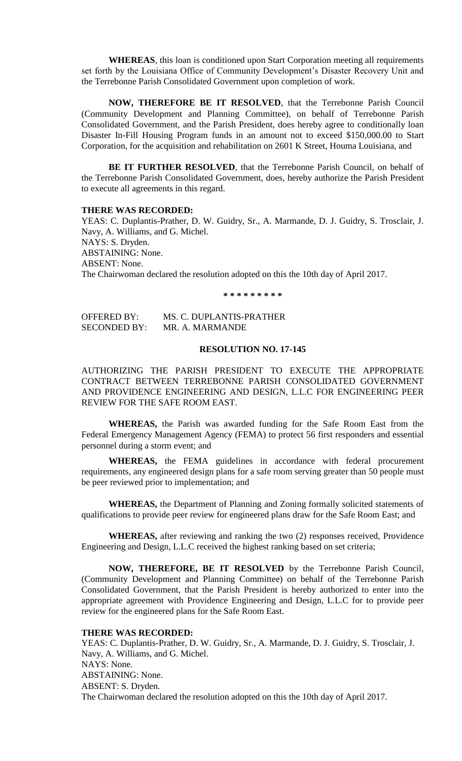**WHEREAS**, this loan is conditioned upon Start Corporation meeting all requirements set forth by the Louisiana Office of Community Development's Disaster Recovery Unit and the Terrebonne Parish Consolidated Government upon completion of work.

**NOW, THEREFORE BE IT RESOLVED**, that the Terrebonne Parish Council (Community Development and Planning Committee), on behalf of Terrebonne Parish Consolidated Government, and the Parish President, does hereby agree to conditionally loan Disaster In-Fill Housing Program funds in an amount not to exceed $150,000.00 to Start Corporation, for the acquisition and rehabilitation on 2601 K Street, Houma Louisiana, and

**BE IT FURTHER RESOLVED**, that the Terrebonne Parish Council, on behalf of the Terrebonne Parish Consolidated Government, does, hereby authorize the Parish President to execute all agreements in this regard.

**THERE WAS RECORDED:**

YEAS: C. Duplantis-Prather, D. W. Guidry, Sr., A. Marmande, D. J. Guidry, S. Trosclair, J. Navy, A. Williams, and G. Michel.
NAYS: S. Dryden.
ABSTAINING: None.
ABSENT: None.
The Chairwoman declared the resolution adopted on this the 10th day of April 2017.

\* \* \* \* \* \* \* \* \*

OFFERED BY: MS. C. DUPLANTIS-PRATHER
SECONDED BY: MR. A. MARMANDE

**RESOLUTION NO. 17-145**

AUTHORIZING THE PARISH PRESIDENT TO EXECUTE THE APPROPRIATE CONTRACT BETWEEN TERREBONNE PARISH CONSOLIDATED GOVERNMENT AND PROVIDENCE ENGINEERING AND DESIGN, L.L.C FOR ENGINEERING PEER REVIEW FOR THE SAFE ROOM EAST.

**WHEREAS,** the Parish was awarded funding for the Safe Room East from the Federal Emergency Management Agency (FEMA) to protect 56 first responders and essential personnel during a storm event; and

**WHEREAS,** the FEMA guidelines in accordance with federal procurement requirements, any engineered design plans for a safe room serving greater than 50 people must be peer reviewed prior to implementation; and

**WHEREAS,** the Department of Planning and Zoning formally solicited statements of qualifications to provide peer review for engineered plans draw for the Safe Room East; and

**WHEREAS,** after reviewing and ranking the two (2) responses received, Providence Engineering and Design, L.L.C received the highest ranking based on set criteria;

**NOW, THEREFORE, BE IT RESOLVED** by the Terrebonne Parish Council, (Community Development and Planning Committee) on behalf of the Terrebonne Parish Consolidated Government, that the Parish President is hereby authorized to enter into the appropriate agreement with Providence Engineering and Design, L.L.C for to provide peer review for the engineered plans for the Safe Room East.

**THERE WAS RECORDED:**

YEAS: C. Duplantis-Prather, D. W. Guidry, Sr., A. Marmande, D. J. Guidry, S. Trosclair, J. Navy, A. Williams, and G. Michel.
NAYS: None.
ABSTAINING: None.
ABSENT: S. Dryden.
The Chairwoman declared the resolution adopted on this the 10th day of April 2017.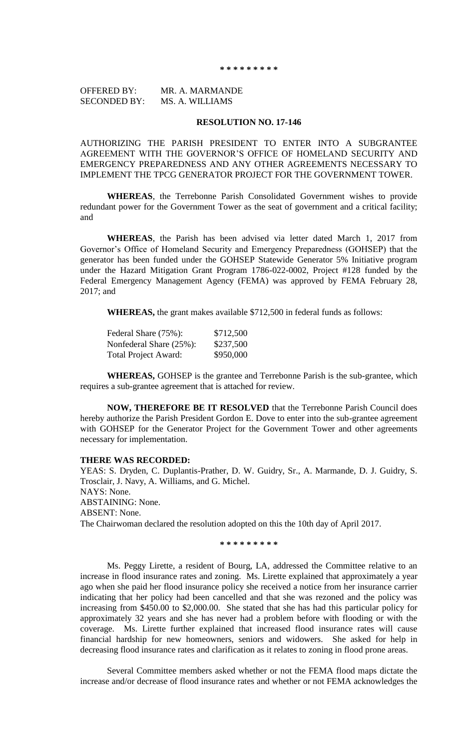\* \* \* \* \* \* \* \* \*

OFFERED BY: MR. A. MARMANDE
SECONDED BY: MS. A. WILLIAMS

**RESOLUTION NO. 17-146**

AUTHORIZING THE PARISH PRESIDENT TO ENTER INTO A SUBGRANTEE AGREEMENT WITH THE GOVERNOR'S OFFICE OF HOMELAND SECURITY AND EMERGENCY PREPAREDNESS AND ANY OTHER AGREEMENTS NECESSARY TO IMPLEMENT THE TPCG GENERATOR PROJECT FOR THE GOVERNMENT TOWER.

**WHEREAS**, the Terrebonne Parish Consolidated Government wishes to provide redundant power for the Government Tower as the seat of government and a critical facility; and

**WHEREAS**, the Parish has been advised via letter dated March 1, 2017 from Governor's Office of Homeland Security and Emergency Preparedness (GOHSEP) that the generator has been funded under the GOHSEP Statewide Generator 5% Initiative program under the Hazard Mitigation Grant Program 1786-022-0002, Project #128 funded by the Federal Emergency Management Agency (FEMA) was approved by FEMA February 28, 2017; and

**WHEREAS,** the grant makes available $712,500 in federal funds as follows:

| | |
|---|---|
| Federal Share (75%): | $712,500 |
| Nonfederal Share (25%): | $237,500 |
| Total Project Award: | $950,000 |

**WHEREAS,** GOHSEP is the grantee and Terrebonne Parish is the sub-grantee, which requires a sub-grantee agreement that is attached for review.

**NOW, THEREFORE BE IT RESOLVED** that the Terrebonne Parish Council does hereby authorize the Parish President Gordon E. Dove to enter into the sub-grantee agreement with GOHSEP for the Generator Project for the Government Tower and other agreements necessary for implementation.

**THERE WAS RECORDED:**
YEAS: S. Dryden, C. Duplantis-Prather, D. W. Guidry, Sr., A. Marmande, D. J. Guidry, S. Trosclair, J. Navy, A. Williams, and G. Michel.
NAYS: None.
ABSTAINING: None.
ABSENT: None.
The Chairwoman declared the resolution adopted on this the 10th day of April 2017.

\* \* \* \* \* \* \* \* \*

Ms. Peggy Lirette, a resident of Bourg, LA, addressed the Committee relative to an increase in flood insurance rates and zoning. Ms. Lirette explained that approximately a year ago when she paid her flood insurance policy she received a notice from her insurance carrier indicating that her policy had been cancelled and that she was rezoned and the policy was increasing from $450.00 to $2,000.00. She stated that she has had this particular policy for approximately 32 years and she has never had a problem before with flooding or with the coverage. Ms. Lirette further explained that increased flood insurance rates will cause financial hardship for new homeowners, seniors and widowers. She asked for help in decreasing flood insurance rates and clarification as it relates to zoning in flood prone areas.

Several Committee members asked whether or not the FEMA flood maps dictate the increase and/or decrease of flood insurance rates and whether or not FEMA acknowledges the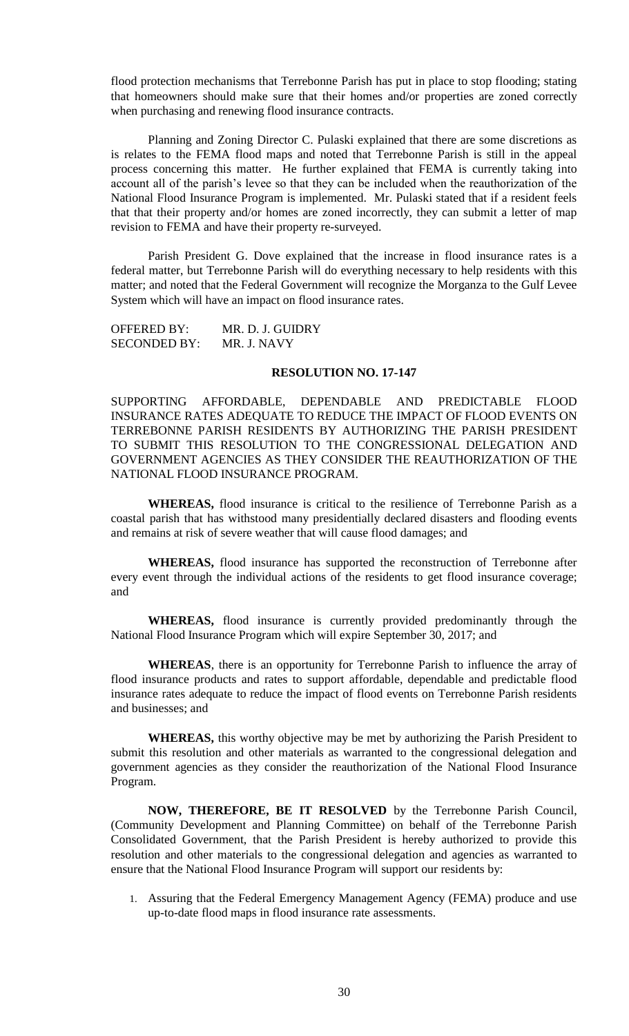flood protection mechanisms that Terrebonne Parish has put in place to stop flooding; stating that homeowners should make sure that their homes and/or properties are zoned correctly when purchasing and renewing flood insurance contracts.

Planning and Zoning Director C. Pulaski explained that there are some discretions as is relates to the FEMA flood maps and noted that Terrebonne Parish is still in the appeal process concerning this matter. He further explained that FEMA is currently taking into account all of the parish's levee so that they can be included when the reauthorization of the National Flood Insurance Program is implemented. Mr. Pulaski stated that if a resident feels that that their property and/or homes are zoned incorrectly, they can submit a letter of map revision to FEMA and have their property re-surveyed.

Parish President G. Dove explained that the increase in flood insurance rates is a federal matter, but Terrebonne Parish will do everything necessary to help residents with this matter; and noted that the Federal Government will recognize the Morganza to the Gulf Levee System which will have an impact on flood insurance rates.

OFFERED BY: MR. D. J. GUIDRY
SECONDED BY: MR. J. NAVY

**RESOLUTION NO. 17-147**

SUPPORTING AFFORDABLE, DEPENDABLE AND PREDICTABLE FLOOD INSURANCE RATES ADEQUATE TO REDUCE THE IMPACT OF FLOOD EVENTS ON TERREBONNE PARISH RESIDENTS BY AUTHORIZING THE PARISH PRESIDENT TO SUBMIT THIS RESOLUTION TO THE CONGRESSIONAL DELEGATION AND GOVERNMENT AGENCIES AS THEY CONSIDER THE REAUTHORIZATION OF THE NATIONAL FLOOD INSURANCE PROGRAM.

**WHEREAS,** flood insurance is critical to the resilience of Terrebonne Parish as a coastal parish that has withstood many presidentially declared disasters and flooding events and remains at risk of severe weather that will cause flood damages; and

**WHEREAS,** flood insurance has supported the reconstruction of Terrebonne after every event through the individual actions of the residents to get flood insurance coverage; and

**WHEREAS,** flood insurance is currently provided predominantly through the National Flood Insurance Program which will expire September 30, 2017; and

**WHEREAS**, there is an opportunity for Terrebonne Parish to influence the array of flood insurance products and rates to support affordable, dependable and predictable flood insurance rates adequate to reduce the impact of flood events on Terrebonne Parish residents and businesses; and

**WHEREAS,** this worthy objective may be met by authorizing the Parish President to submit this resolution and other materials as warranted to the congressional delegation and government agencies as they consider the reauthorization of the National Flood Insurance Program.

**NOW, THEREFORE, BE IT RESOLVED** by the Terrebonne Parish Council, (Community Development and Planning Committee) on behalf of the Terrebonne Parish Consolidated Government, that the Parish President is hereby authorized to provide this resolution and other materials to the congressional delegation and agencies as warranted to ensure that the National Flood Insurance Program will support our residents by:

1. Assuring that the Federal Emergency Management Agency (FEMA) produce and use up-to-date flood maps in flood insurance rate assessments.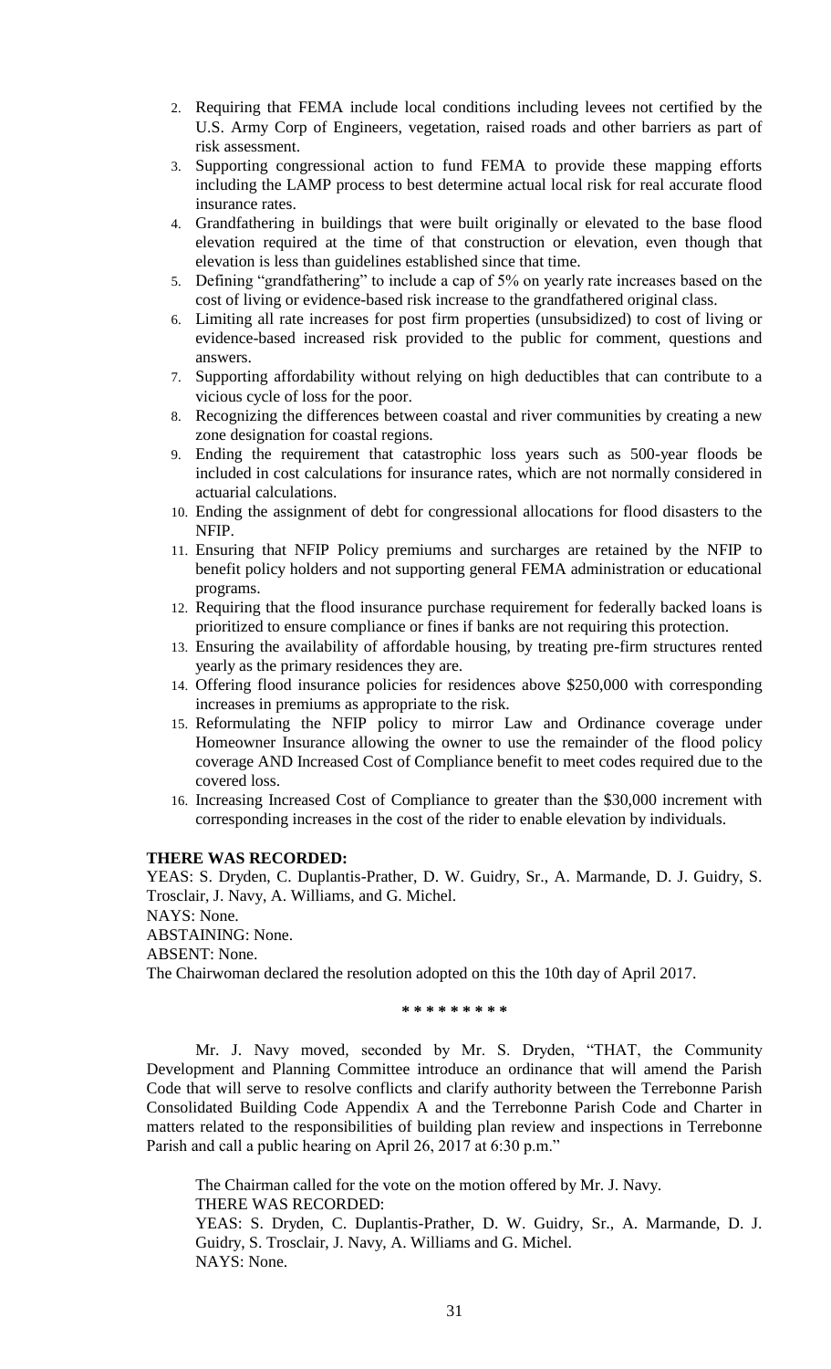2. Requiring that FEMA include local conditions including levees not certified by the U.S. Army Corp of Engineers, vegetation, raised roads and other barriers as part of risk assessment.
3. Supporting congressional action to fund FEMA to provide these mapping efforts including the LAMP process to best determine actual local risk for real accurate flood insurance rates.
4. Grandfathering in buildings that were built originally or elevated to the base flood elevation required at the time of that construction or elevation, even though that elevation is less than guidelines established since that time.
5. Defining "grandfathering" to include a cap of 5% on yearly rate increases based on the cost of living or evidence-based risk increase to the grandfathered original class.
6. Limiting all rate increases for post firm properties (unsubsidized) to cost of living or evidence-based increased risk provided to the public for comment, questions and answers.
7. Supporting affordability without relying on high deductibles that can contribute to a vicious cycle of loss for the poor.
8. Recognizing the differences between coastal and river communities by creating a new zone designation for coastal regions.
9. Ending the requirement that catastrophic loss years such as 500-year floods be included in cost calculations for insurance rates, which are not normally considered in actuarial calculations.
10. Ending the assignment of debt for congressional allocations for flood disasters to the NFIP.
11. Ensuring that NFIP Policy premiums and surcharges are retained by the NFIP to benefit policy holders and not supporting general FEMA administration or educational programs.
12. Requiring that the flood insurance purchase requirement for federally backed loans is prioritized to ensure compliance or fines if banks are not requiring this protection.
13. Ensuring the availability of affordable housing, by treating pre-firm structures rented yearly as the primary residences they are.
14. Offering flood insurance policies for residences above $250,000 with corresponding increases in premiums as appropriate to the risk.
15. Reformulating the NFIP policy to mirror Law and Ordinance coverage under Homeowner Insurance allowing the owner to use the remainder of the flood policy coverage AND Increased Cost of Compliance benefit to meet codes required due to the covered loss.
16. Increasing Increased Cost of Compliance to greater than the $30,000 increment with corresponding increases in the cost of the rider to enable elevation by individuals.

**THERE WAS RECORDED:**

YEAS: S. Dryden, C. Duplantis-Prather, D. W. Guidry, Sr., A. Marmande, D. J. Guidry, S. Trosclair, J. Navy, A. Williams, and G. Michel.

NAYS: None.

ABSTAINING: None.

ABSENT: None.

The Chairwoman declared the resolution adopted on this the 10th day of April 2017.

\* \* \* \* \* \* \* \* \*

Mr. J. Navy moved, seconded by Mr. S. Dryden, "THAT, the Community Development and Planning Committee introduce an ordinance that will amend the Parish Code that will serve to resolve conflicts and clarify authority between the Terrebonne Parish Consolidated Building Code Appendix A and the Terrebonne Parish Code and Charter in matters related to the responsibilities of building plan review and inspections in Terrebonne Parish and call a public hearing on April 26, 2017 at 6:30 p.m."

The Chairman called for the vote on the motion offered by Mr. J. Navy.

THERE WAS RECORDED:

YEAS: S. Dryden, C. Duplantis-Prather, D. W. Guidry, Sr., A. Marmande, D. J. Guidry, S. Trosclair, J. Navy, A. Williams and G. Michel.

NAYS: None.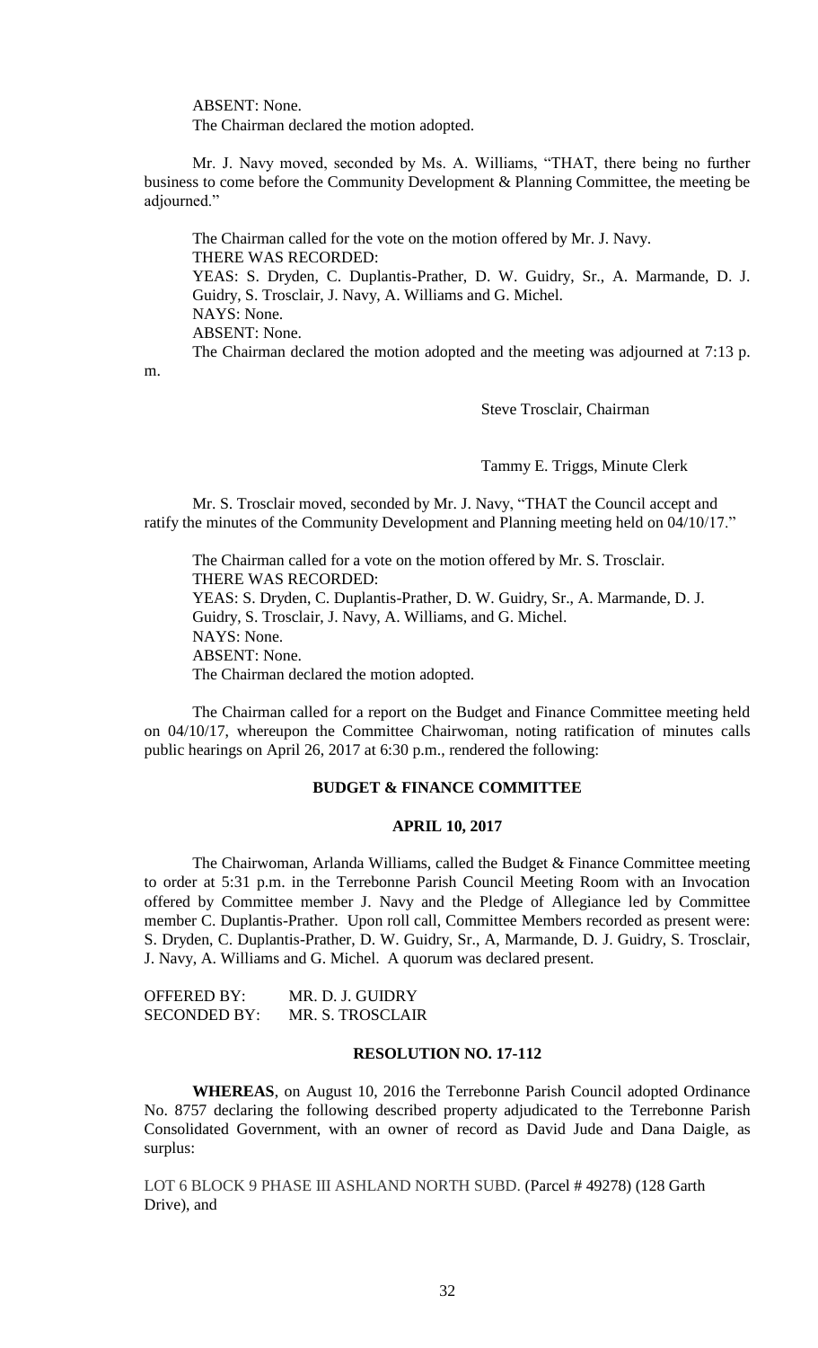ABSENT: None.
The Chairman declared the motion adopted.

Mr. J. Navy moved, seconded by Ms. A. Williams, "THAT, there being no further business to come before the Community Development & Planning Committee, the meeting be adjourned."

The Chairman called for the vote on the motion offered by Mr. J. Navy.
THERE WAS RECORDED:
YEAS: S. Dryden, C. Duplantis-Prather, D. W. Guidry, Sr., A. Marmande, D. J. Guidry, S. Trosclair, J. Navy, A. Williams and G. Michel.
NAYS: None.
ABSENT: None.
The Chairman declared the motion adopted and the meeting was adjourned at 7:13 p. m.

Steve Trosclair, Chairman

Tammy E. Triggs, Minute Clerk

Mr. S. Trosclair moved, seconded by Mr. J. Navy, "THAT the Council accept and ratify the minutes of the Community Development and Planning meeting held on 04/10/17."

The Chairman called for a vote on the motion offered by Mr. S. Trosclair.
THERE WAS RECORDED:
YEAS: S. Dryden, C. Duplantis-Prather, D. W. Guidry, Sr., A. Marmande, D. J. Guidry, S. Trosclair, J. Navy, A. Williams, and G. Michel.
NAYS: None.
ABSENT: None.
The Chairman declared the motion adopted.

The Chairman called for a report on the Budget and Finance Committee meeting held on 04/10/17, whereupon the Committee Chairwoman, noting ratification of minutes calls public hearings on April 26, 2017 at 6:30 p.m., rendered the following:

## BUDGET & FINANCE COMMITTEE

## APRIL 10, 2017

The Chairwoman, Arlanda Williams, called the Budget & Finance Committee meeting to order at 5:31 p.m. in the Terrebonne Parish Council Meeting Room with an Invocation offered by Committee member J. Navy and the Pledge of Allegiance led by Committee member C. Duplantis-Prather. Upon roll call, Committee Members recorded as present were: S. Dryden, C. Duplantis-Prather, D. W. Guidry, Sr., A, Marmande, D. J. Guidry, S. Trosclair, J. Navy, A. Williams and G. Michel. A quorum was declared present.

OFFERED BY: MR. D. J. GUIDRY
SECONDED BY: MR. S. TROSCLAIR

## RESOLUTION NO. 17-112

**WHEREAS**, on August 10, 2016 the Terrebonne Parish Council adopted Ordinance No. 8757 declaring the following described property adjudicated to the Terrebonne Parish Consolidated Government, with an owner of record as David Jude and Dana Daigle, as surplus:

LOT 6 BLOCK 9 PHASE III ASHLAND NORTH SUBD. (Parcel # 49278) (128 Garth Drive), and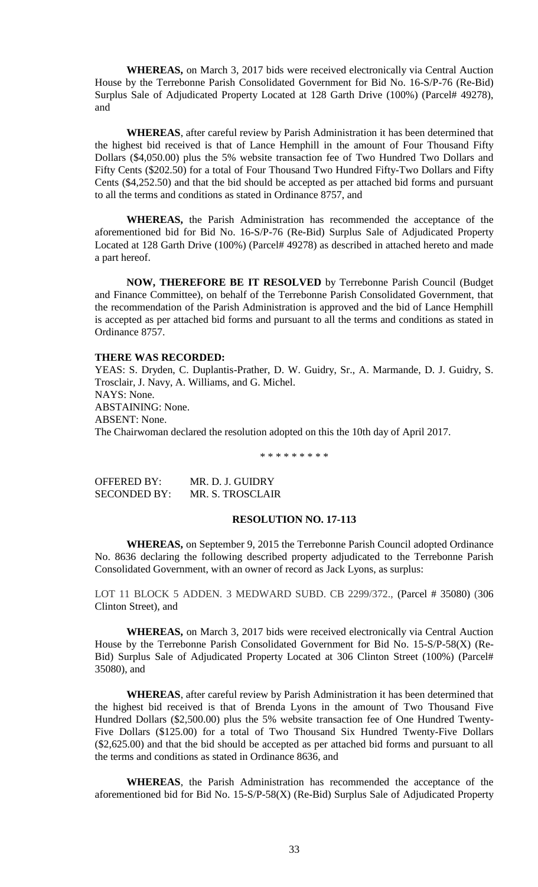**WHEREAS,** on March 3, 2017 bids were received electronically via Central Auction House by the Terrebonne Parish Consolidated Government for Bid No. 16-S/P-76 (Re-Bid) Surplus Sale of Adjudicated Property Located at 128 Garth Drive (100%) (Parcel# 49278), and

**WHEREAS**, after careful review by Parish Administration it has been determined that the highest bid received is that of Lance Hemphill in the amount of Four Thousand Fifty Dollars ($4,050.00) plus the 5% website transaction fee of Two Hundred Two Dollars and Fifty Cents ($202.50) for a total of Four Thousand Two Hundred Fifty-Two Dollars and Fifty Cents ($4,252.50) and that the bid should be accepted as per attached bid forms and pursuant to all the terms and conditions as stated in Ordinance 8757, and

**WHEREAS,** the Parish Administration has recommended the acceptance of the aforementioned bid for Bid No. 16-S/P-76 (Re-Bid) Surplus Sale of Adjudicated Property Located at 128 Garth Drive (100%) (Parcel# 49278) as described in attached hereto and made a part hereof.

**NOW, THEREFORE BE IT RESOLVED** by Terrebonne Parish Council (Budget and Finance Committee), on behalf of the Terrebonne Parish Consolidated Government, that the recommendation of the Parish Administration is approved and the bid of Lance Hemphill is accepted as per attached bid forms and pursuant to all the terms and conditions as stated in Ordinance 8757.

**THERE WAS RECORDED:**

YEAS: S. Dryden, C. Duplantis-Prather, D. W. Guidry, Sr., A. Marmande, D. J. Guidry, S. Trosclair, J. Navy, A. Williams, and G. Michel.
NAYS: None.
ABSTAINING: None.
ABSENT: None.
The Chairwoman declared the resolution adopted on this the 10th day of April 2017.

\* \* \* \* \* \* \* \* \*

OFFERED BY: MR. D. J. GUIDRY
SECONDED BY: MR. S. TROSCLAIR

**RESOLUTION NO. 17-113**

**WHEREAS,** on September 9, 2015 the Terrebonne Parish Council adopted Ordinance No. 8636 declaring the following described property adjudicated to the Terrebonne Parish Consolidated Government, with an owner of record as Jack Lyons, as surplus:

LOT 11 BLOCK 5 ADDEN. 3 MEDWARD SUBD. CB 2299/372., (Parcel # 35080) (306 Clinton Street), and

**WHEREAS,** on March 3, 2017 bids were received electronically via Central Auction House by the Terrebonne Parish Consolidated Government for Bid No. 15-S/P-58(X) (Re-Bid) Surplus Sale of Adjudicated Property Located at 306 Clinton Street (100%) (Parcel# 35080), and

**WHEREAS**, after careful review by Parish Administration it has been determined that the highest bid received is that of Brenda Lyons in the amount of Two Thousand Five Hundred Dollars ($2,500.00) plus the 5% website transaction fee of One Hundred Twenty-Five Dollars ($125.00) for a total of Two Thousand Six Hundred Twenty-Five Dollars ($2,625.00) and that the bid should be accepted as per attached bid forms and pursuant to all the terms and conditions as stated in Ordinance 8636, and

**WHEREAS**, the Parish Administration has recommended the acceptance of the aforementioned bid for Bid No. 15-S/P-58(X) (Re-Bid) Surplus Sale of Adjudicated Property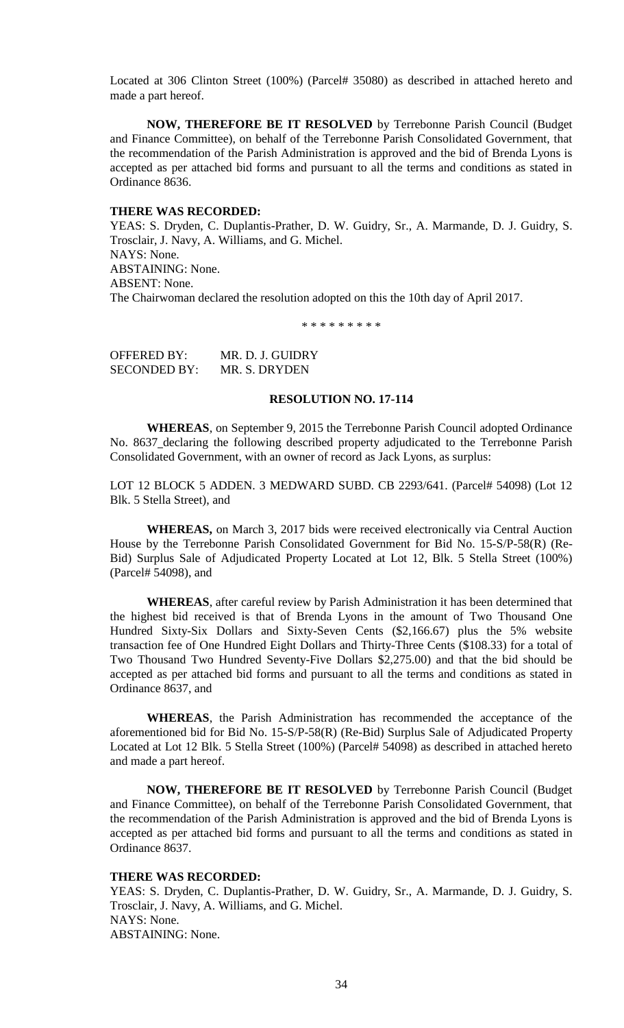Located at 306 Clinton Street (100%) (Parcel# 35080) as described in attached hereto and made a part hereof.

**NOW, THEREFORE BE IT RESOLVED** by Terrebonne Parish Council (Budget and Finance Committee), on behalf of the Terrebonne Parish Consolidated Government, that the recommendation of the Parish Administration is approved and the bid of Brenda Lyons is accepted as per attached bid forms and pursuant to all the terms and conditions as stated in Ordinance 8636.

**THERE WAS RECORDED:**

YEAS: S. Dryden, C. Duplantis-Prather, D. W. Guidry, Sr., A. Marmande, D. J. Guidry, S. Trosclair, J. Navy, A. Williams, and G. Michel.
NAYS: None.
ABSTAINING: None.
ABSENT: None.
The Chairwoman declared the resolution adopted on this the 10th day of April 2017.

\* \* \* \* \* \* \* \* \*

OFFERED BY: MR. D. J. GUIDRY
SECONDED BY: MR. S. DRYDEN

**RESOLUTION NO. 17-114**

**WHEREAS**, on September 9, 2015 the Terrebonne Parish Council adopted Ordinance No. 8637 declaring the following described property adjudicated to the Terrebonne Parish Consolidated Government, with an owner of record as Jack Lyons, as surplus:

LOT 12 BLOCK 5 ADDEN. 3 MEDWARD SUBD. CB 2293/641. (Parcel# 54098) (Lot 12 Blk. 5 Stella Street), and

**WHEREAS,** on March 3, 2017 bids were received electronically via Central Auction House by the Terrebonne Parish Consolidated Government for Bid No. 15-S/P-58(R) (Re-Bid) Surplus Sale of Adjudicated Property Located at Lot 12, Blk. 5 Stella Street (100%) (Parcel# 54098), and

**WHEREAS**, after careful review by Parish Administration it has been determined that the highest bid received is that of Brenda Lyons in the amount of Two Thousand One Hundred Sixty-Six Dollars and Sixty-Seven Cents ($2,166.67) plus the 5% website transaction fee of One Hundred Eight Dollars and Thirty-Three Cents ($108.33) for a total of Two Thousand Two Hundred Seventy-Five Dollars $2,275.00) and that the bid should be accepted as per attached bid forms and pursuant to all the terms and conditions as stated in Ordinance 8637, and

**WHEREAS**, the Parish Administration has recommended the acceptance of the aforementioned bid for Bid No. 15-S/P-58(R) (Re-Bid) Surplus Sale of Adjudicated Property Located at Lot 12 Blk. 5 Stella Street (100%) (Parcel# 54098) as described in attached hereto and made a part hereof.

**NOW, THEREFORE BE IT RESOLVED** by Terrebonne Parish Council (Budget and Finance Committee), on behalf of the Terrebonne Parish Consolidated Government, that the recommendation of the Parish Administration is approved and the bid of Brenda Lyons is accepted as per attached bid forms and pursuant to all the terms and conditions as stated in Ordinance 8637.

**THERE WAS RECORDED:**

YEAS: S. Dryden, C. Duplantis-Prather, D. W. Guidry, Sr., A. Marmande, D. J. Guidry, S. Trosclair, J. Navy, A. Williams, and G. Michel.
NAYS: None.
ABSTAINING: None.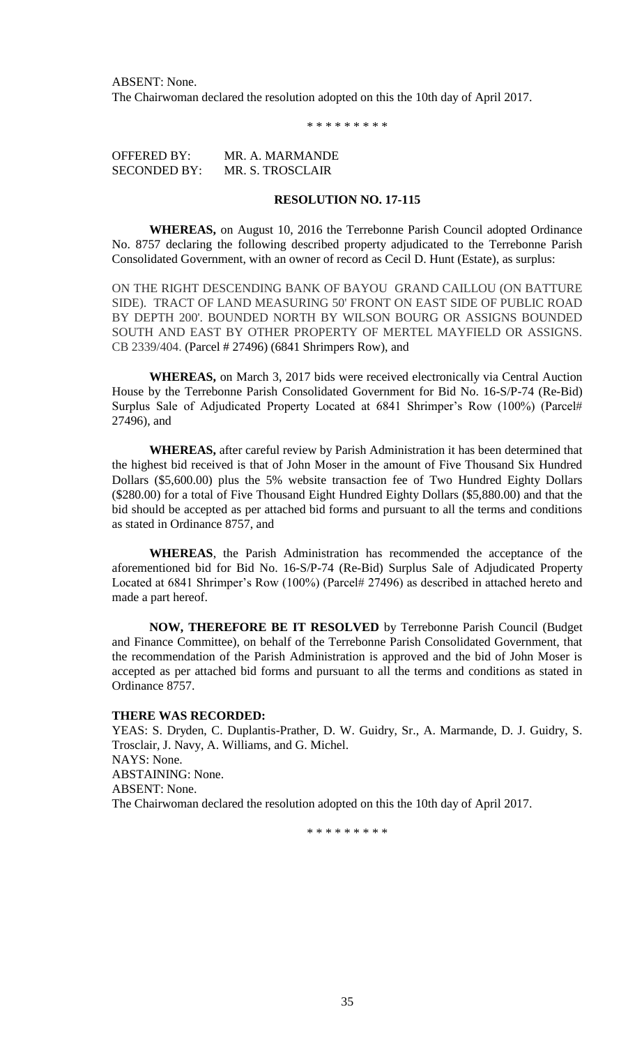ABSENT: None.
The Chairwoman declared the resolution adopted on this the 10th day of April 2017.

\* \* \* \* \* \* \* \* \*

OFFERED BY: MR. A. MARMANDE
SECONDED BY: MR. S. TROSCLAIR

**RESOLUTION NO. 17-115**

**WHEREAS,** on August 10, 2016 the Terrebonne Parish Council adopted Ordinance No. 8757 declaring the following described property adjudicated to the Terrebonne Parish Consolidated Government, with an owner of record as Cecil D. Hunt (Estate), as surplus:

ON THE RIGHT DESCENDING BANK OF BAYOU GRAND CAILLOU (ON BATTURE SIDE). TRACT OF LAND MEASURING 50' FRONT ON EAST SIDE OF PUBLIC ROAD BY DEPTH 200'. BOUNDED NORTH BY WILSON BOURG OR ASSIGNS BOUNDED SOUTH AND EAST BY OTHER PROPERTY OF MERTEL MAYFIELD OR ASSIGNS. CB 2339/404. (Parcel # 27496) (6841 Shrimpers Row), and

**WHEREAS,** on March 3, 2017 bids were received electronically via Central Auction House by the Terrebonne Parish Consolidated Government for Bid No. 16-S/P-74 (Re-Bid) Surplus Sale of Adjudicated Property Located at 6841 Shrimper's Row (100%) (Parcel# 27496), and

**WHEREAS,** after careful review by Parish Administration it has been determined that the highest bid received is that of John Moser in the amount of Five Thousand Six Hundred Dollars ($5,600.00) plus the 5% website transaction fee of Two Hundred Eighty Dollars ($280.00) for a total of Five Thousand Eight Hundred Eighty Dollars ($5,880.00) and that the bid should be accepted as per attached bid forms and pursuant to all the terms and conditions as stated in Ordinance 8757, and

**WHEREAS**, the Parish Administration has recommended the acceptance of the aforementioned bid for Bid No. 16-S/P-74 (Re-Bid) Surplus Sale of Adjudicated Property Located at 6841 Shrimper's Row (100%) (Parcel# 27496) as described in attached hereto and made a part hereof.

**NOW, THEREFORE BE IT RESOLVED** by Terrebonne Parish Council (Budget and Finance Committee), on behalf of the Terrebonne Parish Consolidated Government, that the recommendation of the Parish Administration is approved and the bid of John Moser is accepted as per attached bid forms and pursuant to all the terms and conditions as stated in Ordinance 8757.

**THERE WAS RECORDED:**
YEAS: S. Dryden, C. Duplantis-Prather, D. W. Guidry, Sr., A. Marmande, D. J. Guidry, S. Trosclair, J. Navy, A. Williams, and G. Michel.
NAYS: None.
ABSTAINING: None.
ABSENT: None.
The Chairwoman declared the resolution adopted on this the 10th day of April 2017.

\* \* \* \* \* \* \* \* \*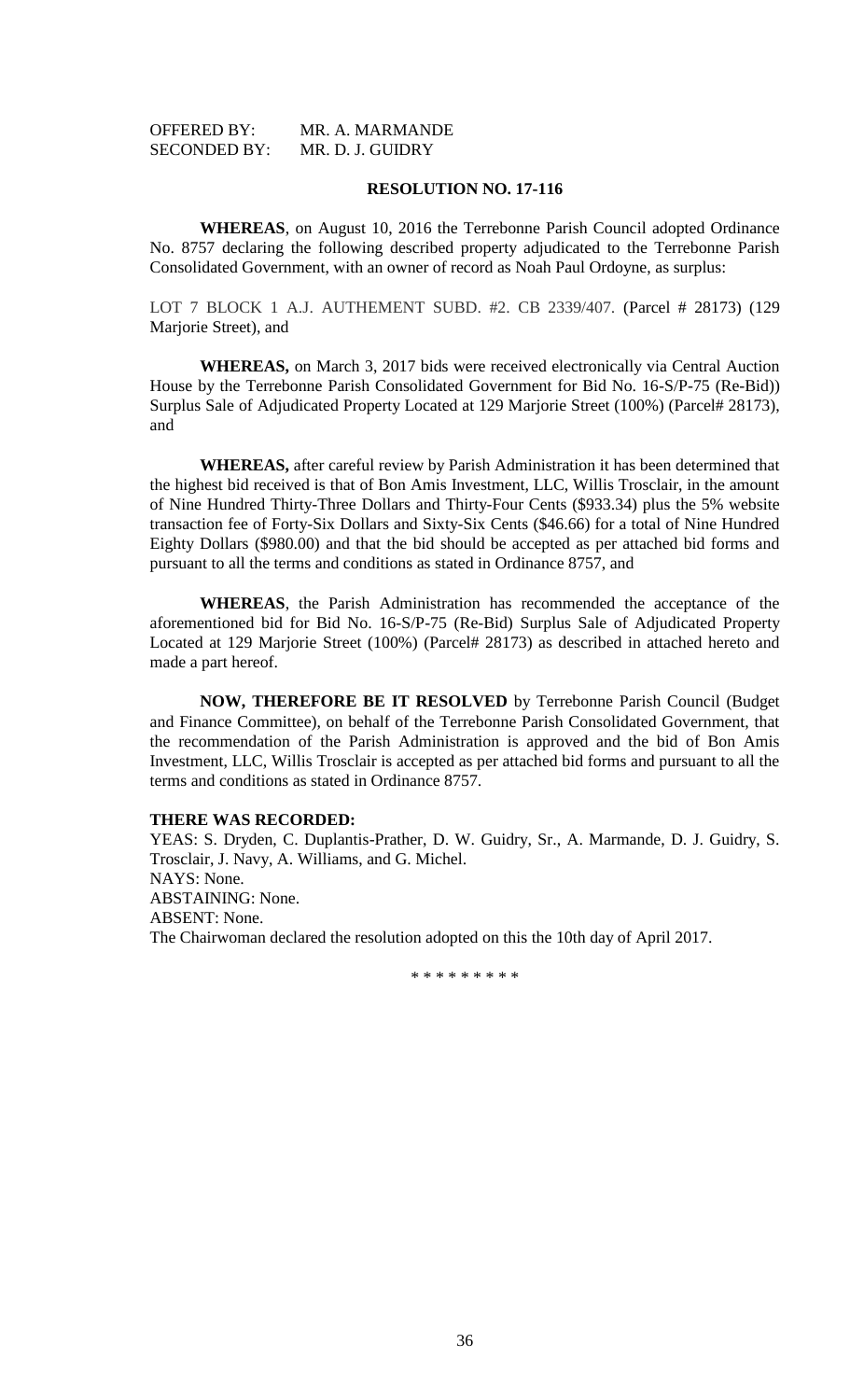OFFERED BY: MR. A. MARMANDE
SECONDED BY: MR. D. J. GUIDRY

**RESOLUTION NO. 17-116**

**WHEREAS**, on August 10, 2016 the Terrebonne Parish Council adopted Ordinance No. 8757 declaring the following described property adjudicated to the Terrebonne Parish Consolidated Government, with an owner of record as Noah Paul Ordoyne, as surplus:

LOT 7 BLOCK 1 A.J. AUTHEMENT SUBD. #2. CB 2339/407. (Parcel # 28173) (129 Marjorie Street), and

**WHEREAS,** on March 3, 2017 bids were received electronically via Central Auction House by the Terrebonne Parish Consolidated Government for Bid No. 16-S/P-75 (Re-Bid)) Surplus Sale of Adjudicated Property Located at 129 Marjorie Street (100%) (Parcel# 28173), and

**WHEREAS,** after careful review by Parish Administration it has been determined that the highest bid received is that of Bon Amis Investment, LLC, Willis Trosclair, in the amount of Nine Hundred Thirty-Three Dollars and Thirty-Four Cents ($933.34) plus the 5% website transaction fee of Forty-Six Dollars and Sixty-Six Cents ($46.66) for a total of Nine Hundred Eighty Dollars ($980.00) and that the bid should be accepted as per attached bid forms and pursuant to all the terms and conditions as stated in Ordinance 8757, and

**WHEREAS**, the Parish Administration has recommended the acceptance of the aforementioned bid for Bid No. 16-S/P-75 (Re-Bid) Surplus Sale of Adjudicated Property Located at 129 Marjorie Street (100%) (Parcel# 28173) as described in attached hereto and made a part hereof.

**NOW, THEREFORE BE IT RESOLVED** by Terrebonne Parish Council (Budget and Finance Committee), on behalf of the Terrebonne Parish Consolidated Government, that the recommendation of the Parish Administration is approved and the bid of Bon Amis Investment, LLC, Willis Trosclair is accepted as per attached bid forms and pursuant to all the terms and conditions as stated in Ordinance 8757.

**THERE WAS RECORDED:**
YEAS: S. Dryden, C. Duplantis-Prather, D. W. Guidry, Sr., A. Marmande, D. J. Guidry, S. Trosclair, J. Navy, A. Williams, and G. Michel.
NAYS: None.
ABSTAINING: None.
ABSENT: None.
The Chairwoman declared the resolution adopted on this the 10th day of April 2017.

* * * * * * * * *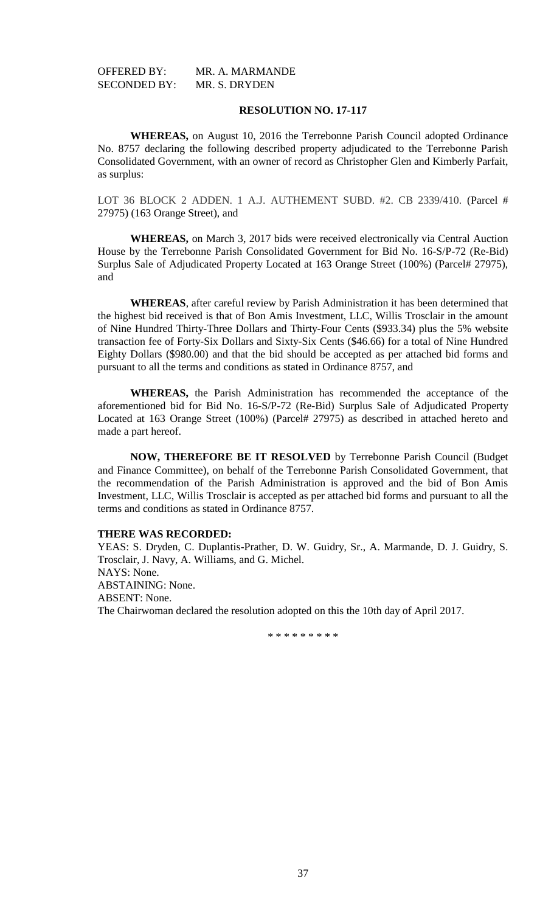OFFERED BY: MR. A. MARMANDE
SECONDED BY: MR. S. DRYDEN

**RESOLUTION NO. 17-117**

**WHEREAS,** on August 10, 2016 the Terrebonne Parish Council adopted Ordinance No. 8757 declaring the following described property adjudicated to the Terrebonne Parish Consolidated Government, with an owner of record as Christopher Glen and Kimberly Parfait, as surplus:

LOT 36 BLOCK 2 ADDEN. 1 A.J. AUTHEMENT SUBD. #2. CB 2339/410. (Parcel # 27975) (163 Orange Street), and

**WHEREAS,** on March 3, 2017 bids were received electronically via Central Auction House by the Terrebonne Parish Consolidated Government for Bid No. 16-S/P-72 (Re-Bid) Surplus Sale of Adjudicated Property Located at 163 Orange Street (100%) (Parcel# 27975), and

**WHEREAS**, after careful review by Parish Administration it has been determined that the highest bid received is that of Bon Amis Investment, LLC, Willis Trosclair in the amount of Nine Hundred Thirty-Three Dollars and Thirty-Four Cents ($933.34) plus the 5% website transaction fee of Forty-Six Dollars and Sixty-Six Cents ($46.66) for a total of Nine Hundred Eighty Dollars ($980.00) and that the bid should be accepted as per attached bid forms and pursuant to all the terms and conditions as stated in Ordinance 8757, and

**WHEREAS,** the Parish Administration has recommended the acceptance of the aforementioned bid for Bid No. 16-S/P-72 (Re-Bid) Surplus Sale of Adjudicated Property Located at 163 Orange Street (100%) (Parcel# 27975) as described in attached hereto and made a part hereof.

**NOW, THEREFORE BE IT RESOLVED** by Terrebonne Parish Council (Budget and Finance Committee), on behalf of the Terrebonne Parish Consolidated Government, that the recommendation of the Parish Administration is approved and the bid of Bon Amis Investment, LLC, Willis Trosclair is accepted as per attached bid forms and pursuant to all the terms and conditions as stated in Ordinance 8757.

**THERE WAS RECORDED:**

YEAS: S. Dryden, C. Duplantis-Prather, D. W. Guidry, Sr., A. Marmande, D. J. Guidry, S. Trosclair, J. Navy, A. Williams, and G. Michel.
NAYS: None.
ABSTAINING: None.
ABSENT: None.
The Chairwoman declared the resolution adopted on this the 10th day of April 2017.

\* \* \* \* \* \* \* \* \*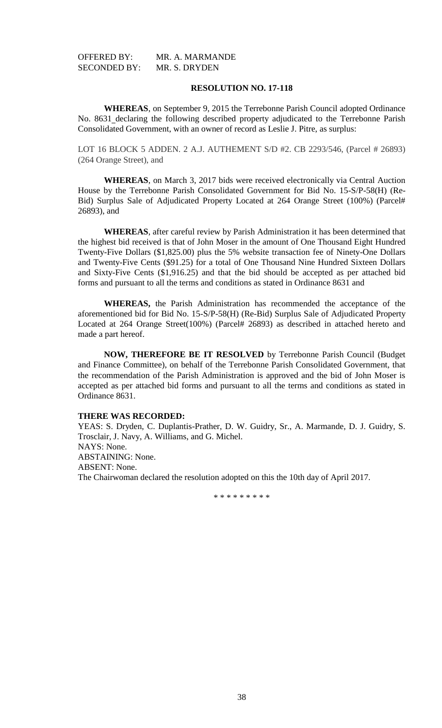OFFERED BY: MR. A. MARMANDE
SECONDED BY: MR. S. DRYDEN

**RESOLUTION NO. 17-118**

**WHEREAS**, on September 9, 2015 the Terrebonne Parish Council adopted Ordinance No. 8631 declaring the following described property adjudicated to the Terrebonne Parish Consolidated Government, with an owner of record as Leslie J. Pitre, as surplus:

LOT 16 BLOCK 5 ADDEN. 2 A.J. AUTHEMENT S/D #2. CB 2293/546, (Parcel # 26893) (264 Orange Street), and

**WHEREAS**, on March 3, 2017 bids were received electronically via Central Auction House by the Terrebonne Parish Consolidated Government for Bid No. 15-S/P-58(H) (Re-Bid) Surplus Sale of Adjudicated Property Located at 264 Orange Street (100%) (Parcel# 26893), and

**WHEREAS**, after careful review by Parish Administration it has been determined that the highest bid received is that of John Moser in the amount of One Thousand Eight Hundred Twenty-Five Dollars ($1,825.00) plus the 5% website transaction fee of Ninety-One Dollars and Twenty-Five Cents ($91.25) for a total of One Thousand Nine Hundred Sixteen Dollars and Sixty-Five Cents ($1,916.25) and that the bid should be accepted as per attached bid forms and pursuant to all the terms and conditions as stated in Ordinance 8631 and

**WHEREAS,** the Parish Administration has recommended the acceptance of the aforementioned bid for Bid No. 15-S/P-58(H) (Re-Bid) Surplus Sale of Adjudicated Property Located at 264 Orange Street(100%) (Parcel# 26893) as described in attached hereto and made a part hereof.

**NOW, THEREFORE BE IT RESOLVED** by Terrebonne Parish Council (Budget and Finance Committee), on behalf of the Terrebonne Parish Consolidated Government, that the recommendation of the Parish Administration is approved and the bid of John Moser is accepted as per attached bid forms and pursuant to all the terms and conditions as stated in Ordinance 8631.

**THERE WAS RECORDED:**
YEAS: S. Dryden, C. Duplantis-Prather, D. W. Guidry, Sr., A. Marmande, D. J. Guidry, S. Trosclair, J. Navy, A. Williams, and G. Michel.
NAYS: None.
ABSTAINING: None.
ABSENT: None.
The Chairwoman declared the resolution adopted on this the 10th day of April 2017.

* * * * * * * * *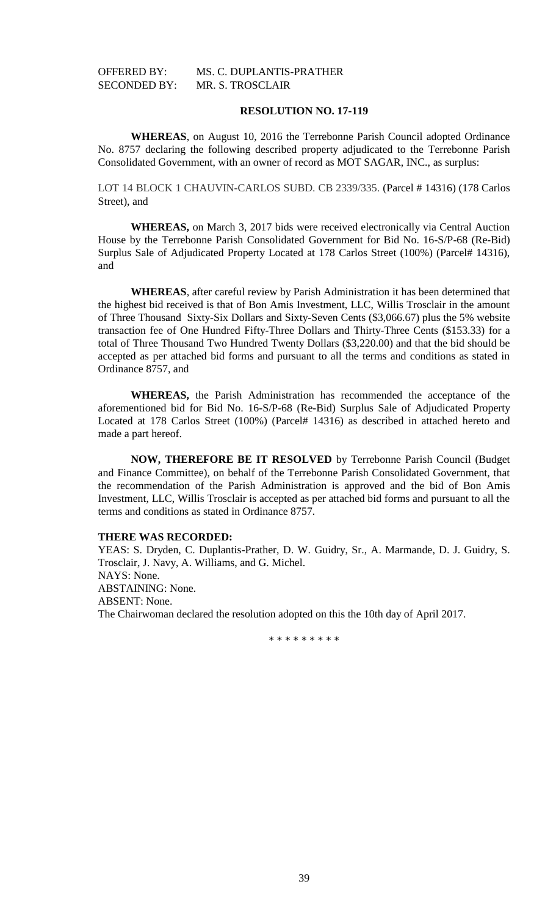OFFERED BY: MS. C. DUPLANTIS-PRATHER
SECONDED BY: MR. S. TROSCLAIR

**RESOLUTION NO. 17-119**

**WHEREAS**, on August 10, 2016 the Terrebonne Parish Council adopted Ordinance No. 8757 declaring the following described property adjudicated to the Terrebonne Parish Consolidated Government, with an owner of record as MOT SAGAR, INC., as surplus:

LOT 14 BLOCK 1 CHAUVIN-CARLOS SUBD. CB 2339/335. (Parcel # 14316) (178 Carlos Street), and

**WHEREAS,** on March 3, 2017 bids were received electronically via Central Auction House by the Terrebonne Parish Consolidated Government for Bid No. 16-S/P-68 (Re-Bid) Surplus Sale of Adjudicated Property Located at 178 Carlos Street (100%) (Parcel# 14316), and

**WHEREAS**, after careful review by Parish Administration it has been determined that the highest bid received is that of Bon Amis Investment, LLC, Willis Trosclair in the amount of Three Thousand Sixty-Six Dollars and Sixty-Seven Cents ($3,066.67) plus the 5% website transaction fee of One Hundred Fifty-Three Dollars and Thirty-Three Cents ($153.33) for a total of Three Thousand Two Hundred Twenty Dollars ($3,220.00) and that the bid should be accepted as per attached bid forms and pursuant to all the terms and conditions as stated in Ordinance 8757, and

**WHEREAS,** the Parish Administration has recommended the acceptance of the aforementioned bid for Bid No. 16-S/P-68 (Re-Bid) Surplus Sale of Adjudicated Property Located at 178 Carlos Street (100%) (Parcel# 14316) as described in attached hereto and made a part hereof.

**NOW, THEREFORE BE IT RESOLVED** by Terrebonne Parish Council (Budget and Finance Committee), on behalf of the Terrebonne Parish Consolidated Government, that the recommendation of the Parish Administration is approved and the bid of Bon Amis Investment, LLC, Willis Trosclair is accepted as per attached bid forms and pursuant to all the terms and conditions as stated in Ordinance 8757.

**THERE WAS RECORDED:**
YEAS: S. Dryden, C. Duplantis-Prather, D. W. Guidry, Sr., A. Marmande, D. J. Guidry, S. Trosclair, J. Navy, A. Williams, and G. Michel.
NAYS: None.
ABSTAINING: None.
ABSENT: None.
The Chairwoman declared the resolution adopted on this the 10th day of April 2017.

\* \* \* \* \* \* \* \* \*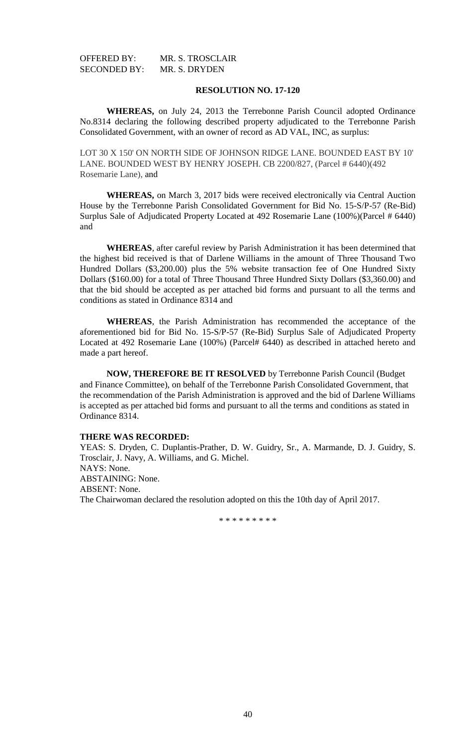OFFERED BY: MR. S. TROSCLAIR
SECONDED BY: MR. S. DRYDEN

**RESOLUTION NO. 17-120**

**WHEREAS,** on July 24, 2013 the Terrebonne Parish Council adopted Ordinance No.8314 declaring the following described property adjudicated to the Terrebonne Parish Consolidated Government, with an owner of record as AD VAL, INC, as surplus:

LOT 30 X 150' ON NORTH SIDE OF JOHNSON RIDGE LANE. BOUNDED EAST BY 10' LANE. BOUNDED WEST BY HENRY JOSEPH. CB 2200/827, (Parcel # 6440)(492 Rosemarie Lane), and

**WHEREAS,** on March 3, 2017 bids were received electronically via Central Auction House by the Terrebonne Parish Consolidated Government for Bid No. 15-S/P-57 (Re-Bid) Surplus Sale of Adjudicated Property Located at 492 Rosemarie Lane (100%)(Parcel # 6440) and

**WHEREAS**, after careful review by Parish Administration it has been determined that the highest bid received is that of Darlene Williams in the amount of Three Thousand Two Hundred Dollars ($3,200.00) plus the 5% website transaction fee of One Hundred Sixty Dollars ($160.00) for a total of Three Thousand Three Hundred Sixty Dollars ($3,360.00) and that the bid should be accepted as per attached bid forms and pursuant to all the terms and conditions as stated in Ordinance 8314 and

**WHEREAS**, the Parish Administration has recommended the acceptance of the aforementioned bid for Bid No. 15-S/P-57 (Re-Bid) Surplus Sale of Adjudicated Property Located at 492 Rosemarie Lane (100%) (Parcel# 6440) as described in attached hereto and made a part hereof.

**NOW, THEREFORE BE IT RESOLVED** by Terrebonne Parish Council (Budget and Finance Committee), on behalf of the Terrebonne Parish Consolidated Government, that the recommendation of the Parish Administration is approved and the bid of Darlene Williams is accepted as per attached bid forms and pursuant to all the terms and conditions as stated in Ordinance 8314.

**THERE WAS RECORDED:**
YEAS: S. Dryden, C. Duplantis-Prather, D. W. Guidry, Sr., A. Marmande, D. J. Guidry, S. Trosclair, J. Navy, A. Williams, and G. Michel.
NAYS: None.
ABSTAINING: None.
ABSENT: None.
The Chairwoman declared the resolution adopted on this the 10th day of April 2017.

\* \* \* \* \* \* \* \* \*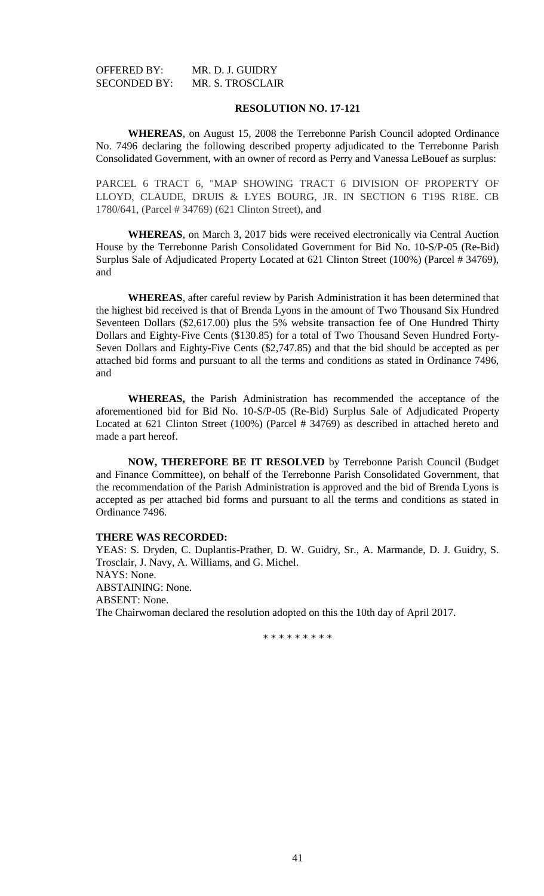OFFERED BY: MR. D. J. GUIDRY
SECONDED BY: MR. S. TROSCLAIR

**RESOLUTION NO. 17-121**

**WHEREAS**, on August 15, 2008 the Terrebonne Parish Council adopted Ordinance No. 7496 declaring the following described property adjudicated to the Terrebonne Parish Consolidated Government, with an owner of record as Perry and Vanessa LeBouef as surplus:

PARCEL 6 TRACT 6, "MAP SHOWING TRACT 6 DIVISION OF PROPERTY OF LLOYD, CLAUDE, DRUIS & LYES BOURG, JR. IN SECTION 6 T19S R18E. CB 1780/641, (Parcel # 34769) (621 Clinton Street), and

**WHEREAS**, on March 3, 2017 bids were received electronically via Central Auction House by the Terrebonne Parish Consolidated Government for Bid No. 10-S/P-05 (Re-Bid) Surplus Sale of Adjudicated Property Located at 621 Clinton Street (100%) (Parcel # 34769), and

**WHEREAS**, after careful review by Parish Administration it has been determined that the highest bid received is that of Brenda Lyons in the amount of Two Thousand Six Hundred Seventeen Dollars ($2,617.00) plus the 5% website transaction fee of One Hundred Thirty Dollars and Eighty-Five Cents ($130.85) for a total of Two Thousand Seven Hundred Forty-Seven Dollars and Eighty-Five Cents ($2,747.85) and that the bid should be accepted as per attached bid forms and pursuant to all the terms and conditions as stated in Ordinance 7496, and

**WHEREAS,** the Parish Administration has recommended the acceptance of the aforementioned bid for Bid No. 10-S/P-05 (Re-Bid) Surplus Sale of Adjudicated Property Located at 621 Clinton Street (100%) (Parcel # 34769) as described in attached hereto and made a part hereof.

**NOW, THEREFORE BE IT RESOLVED** by Terrebonne Parish Council (Budget and Finance Committee), on behalf of the Terrebonne Parish Consolidated Government, that the recommendation of the Parish Administration is approved and the bid of Brenda Lyons is accepted as per attached bid forms and pursuant to all the terms and conditions as stated in Ordinance 7496.

**THERE WAS RECORDED:**
YEAS: S. Dryden, C. Duplantis-Prather, D. W. Guidry, Sr., A. Marmande, D. J. Guidry, S. Trosclair, J. Navy, A. Williams, and G. Michel.
NAYS: None.
ABSTAINING: None.
ABSENT: None.
The Chairwoman declared the resolution adopted on this the 10th day of April 2017.

\* \* \* \* \* \* \* \* \*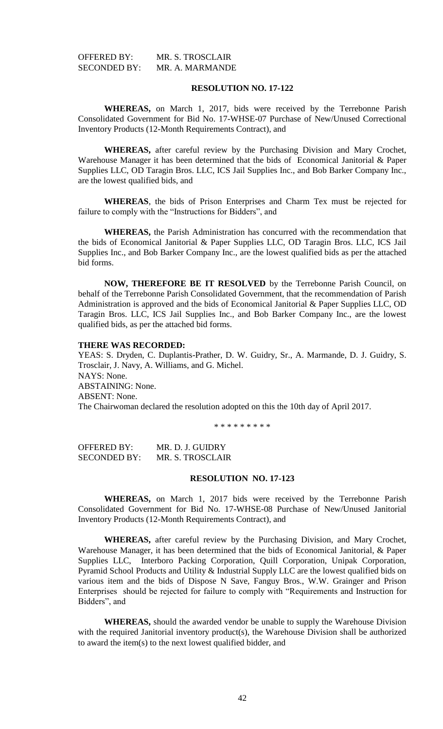OFFERED BY: MR. S. TROSCLAIR
SECONDED BY: MR. A. MARMANDE

**RESOLUTION NO. 17-122**

**WHEREAS,** on March 1, 2017, bids were received by the Terrebonne Parish Consolidated Government for Bid No. 17-WHSE-07 Purchase of New/Unused Correctional Inventory Products (12-Month Requirements Contract), and

**WHEREAS,** after careful review by the Purchasing Division and Mary Crochet, Warehouse Manager it has been determined that the bids of Economical Janitorial & Paper Supplies LLC, OD Taragin Bros. LLC, ICS Jail Supplies Inc., and Bob Barker Company Inc., are the lowest qualified bids, and

**WHEREAS**, the bids of Prison Enterprises and Charm Tex must be rejected for failure to comply with the "Instructions for Bidders", and

**WHEREAS,** the Parish Administration has concurred with the recommendation that the bids of Economical Janitorial & Paper Supplies LLC, OD Taragin Bros. LLC, ICS Jail Supplies Inc., and Bob Barker Company Inc., are the lowest qualified bids as per the attached bid forms.

**NOW, THEREFORE BE IT RESOLVED** by the Terrebonne Parish Council, on behalf of the Terrebonne Parish Consolidated Government, that the recommendation of Parish Administration is approved and the bids of Economical Janitorial & Paper Supplies LLC, OD Taragin Bros. LLC, ICS Jail Supplies Inc., and Bob Barker Company Inc., are the lowest qualified bids, as per the attached bid forms.

**THERE WAS RECORDED:**
YEAS: S. Dryden, C. Duplantis-Prather, D. W. Guidry, Sr., A. Marmande, D. J. Guidry, S. Trosclair, J. Navy, A. Williams, and G. Michel.
NAYS: None.
ABSTAINING: None.
ABSENT: None.
The Chairwoman declared the resolution adopted on this the 10th day of April 2017.

\* \* \* \* \* \* \* \* \*

OFFERED BY: MR. D. J. GUIDRY
SECONDED BY: MR. S. TROSCLAIR

**RESOLUTION NO. 17-123**

**WHEREAS,** on March 1, 2017 bids were received by the Terrebonne Parish Consolidated Government for Bid No. 17-WHSE-08 Purchase of New/Unused Janitorial Inventory Products (12-Month Requirements Contract), and

**WHEREAS,** after careful review by the Purchasing Division, and Mary Crochet, Warehouse Manager, it has been determined that the bids of Economical Janitorial, & Paper Supplies LLC, Interboro Packing Corporation, Quill Corporation, Unipak Corporation, Pyramid School Products and Utility & Industrial Supply LLC are the lowest qualified bids on various item and the bids of Dispose N Save, Fanguy Bros., W.W. Grainger and Prison Enterprises should be rejected for failure to comply with "Requirements and Instruction for Bidders", and

**WHEREAS,** should the awarded vendor be unable to supply the Warehouse Division with the required Janitorial inventory product(s), the Warehouse Division shall be authorized to award the item(s) to the next lowest qualified bidder, and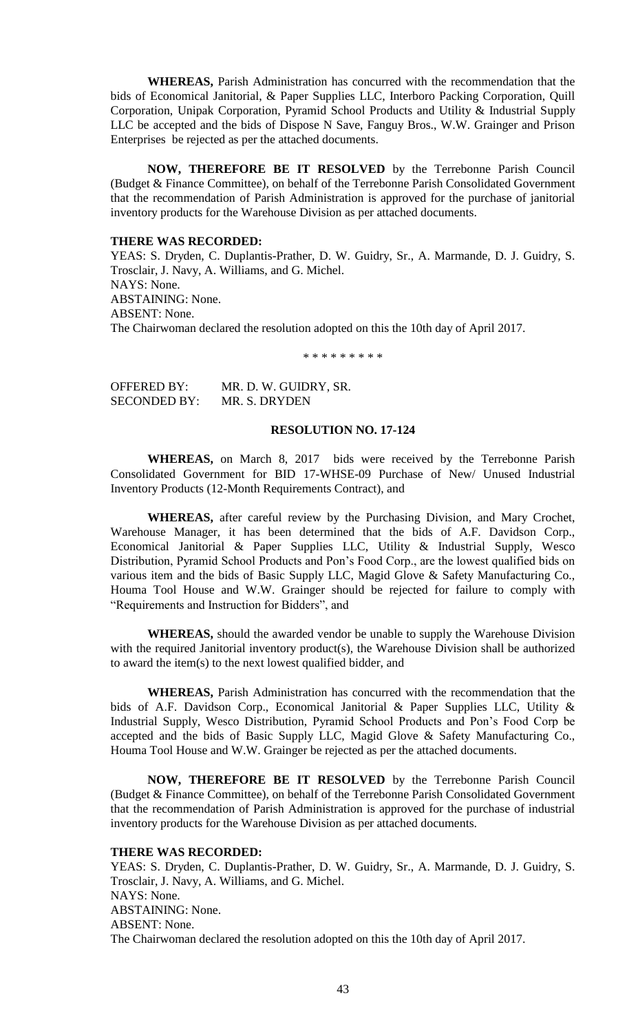**WHEREAS,** Parish Administration has concurred with the recommendation that the bids of Economical Janitorial, & Paper Supplies LLC, Interboro Packing Corporation, Quill Corporation, Unipak Corporation, Pyramid School Products and Utility & Industrial Supply LLC be accepted and the bids of Dispose N Save, Fanguy Bros., W.W. Grainger and Prison Enterprises be rejected as per the attached documents.

**NOW, THEREFORE BE IT RESOLVED** by the Terrebonne Parish Council (Budget & Finance Committee), on behalf of the Terrebonne Parish Consolidated Government that the recommendation of Parish Administration is approved for the purchase of janitorial inventory products for the Warehouse Division as per attached documents.

**THERE WAS RECORDED:**

YEAS: S. Dryden, C. Duplantis-Prather, D. W. Guidry, Sr., A. Marmande, D. J. Guidry, S. Trosclair, J. Navy, A. Williams, and G. Michel.
NAYS: None.
ABSTAINING: None.
ABSENT: None.
The Chairwoman declared the resolution adopted on this the 10th day of April 2017.

* * * * * * * * *

OFFERED BY: MR. D. W. GUIDRY, SR.
SECONDED BY: MR. S. DRYDEN

**RESOLUTION NO. 17-124**

**WHEREAS,** on March 8, 2017 bids were received by the Terrebonne Parish Consolidated Government for BID 17-WHSE-09 Purchase of New/ Unused Industrial Inventory Products (12-Month Requirements Contract), and

**WHEREAS,** after careful review by the Purchasing Division, and Mary Crochet, Warehouse Manager, it has been determined that the bids of A.F. Davidson Corp., Economical Janitorial & Paper Supplies LLC, Utility & Industrial Supply, Wesco Distribution, Pyramid School Products and Pon's Food Corp., are the lowest qualified bids on various item and the bids of Basic Supply LLC, Magid Glove & Safety Manufacturing Co., Houma Tool House and W.W. Grainger should be rejected for failure to comply with "Requirements and Instruction for Bidders", and

**WHEREAS,** should the awarded vendor be unable to supply the Warehouse Division with the required Janitorial inventory product(s), the Warehouse Division shall be authorized to award the item(s) to the next lowest qualified bidder, and

**WHEREAS,** Parish Administration has concurred with the recommendation that the bids of A.F. Davidson Corp., Economical Janitorial & Paper Supplies LLC, Utility & Industrial Supply, Wesco Distribution, Pyramid School Products and Pon's Food Corp be accepted and the bids of Basic Supply LLC, Magid Glove & Safety Manufacturing Co., Houma Tool House and W.W. Grainger be rejected as per the attached documents.

**NOW, THEREFORE BE IT RESOLVED** by the Terrebonne Parish Council (Budget & Finance Committee), on behalf of the Terrebonne Parish Consolidated Government that the recommendation of Parish Administration is approved for the purchase of industrial inventory products for the Warehouse Division as per attached documents.

**THERE WAS RECORDED:**

YEAS: S. Dryden, C. Duplantis-Prather, D. W. Guidry, Sr., A. Marmande, D. J. Guidry, S. Trosclair, J. Navy, A. Williams, and G. Michel.
NAYS: None.
ABSTAINING: None.
ABSENT: None.
The Chairwoman declared the resolution adopted on this the 10th day of April 2017.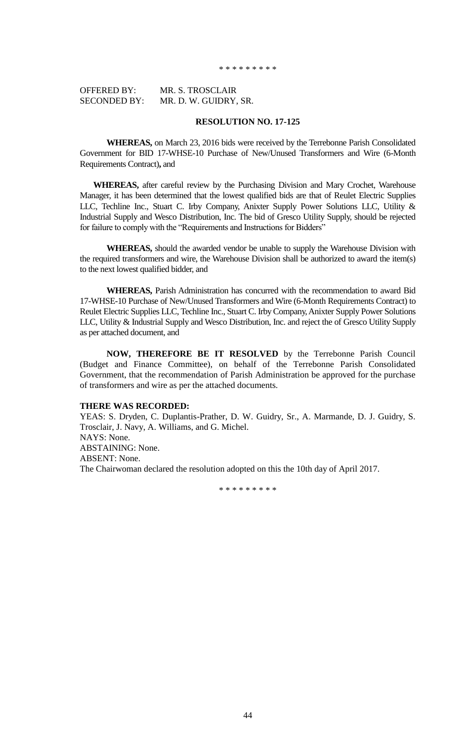\* \* \* \* \* \* \* \* \*

OFFERED BY: MR. S. TROSCLAIR
SECONDED BY: MR. D. W. GUIDRY, SR.

**RESOLUTION NO. 17-125**

**WHEREAS,** on March 23, 2016 bids were received by the Terrebonne Parish Consolidated Government for BID 17-WHSE-10 Purchase of New/Unused Transformers and Wire (6-Month Requirements Contract)**,** and

**WHEREAS,** after careful review by the Purchasing Division and Mary Crochet, Warehouse Manager, it has been determined that the lowest qualified bids are that of Reulet Electric Supplies LLC, Techline Inc., Stuart C. Irby Company, Anixter Supply Power Solutions LLC, Utility & Industrial Supply and Wesco Distribution, Inc. The bid of Gresco Utility Supply, should be rejected for failure to comply with the "Requirements and Instructions for Bidders"

**WHEREAS,** should the awarded vendor be unable to supply the Warehouse Division with the required transformers and wire, the Warehouse Division shall be authorized to award the item(s) to the next lowest qualified bidder, and

**WHEREAS,** Parish Administration has concurred with the recommendation to award Bid 17-WHSE-10 Purchase of New/Unused Transformers and Wire (6-Month Requirements Contract) to Reulet Electric Supplies LLC, Techline Inc., Stuart C. Irby Company, Anixter Supply Power Solutions LLC, Utility & Industrial Supply and Wesco Distribution, Inc. and reject the of Gresco Utility Supply as per attached document, and

**NOW, THEREFORE BE IT RESOLVED** by the Terrebonne Parish Council (Budget and Finance Committee), on behalf of the Terrebonne Parish Consolidated Government, that the recommendation of Parish Administration be approved for the purchase of transformers and wire as per the attached documents.

**THERE WAS RECORDED:**
YEAS: S. Dryden, C. Duplantis-Prather, D. W. Guidry, Sr., A. Marmande, D. J. Guidry, S. Trosclair, J. Navy, A. Williams, and G. Michel.
NAYS: None.
ABSTAINING: None.
ABSENT: None.
The Chairwoman declared the resolution adopted on this the 10th day of April 2017.

\* \* \* \* \* \* \* \* \*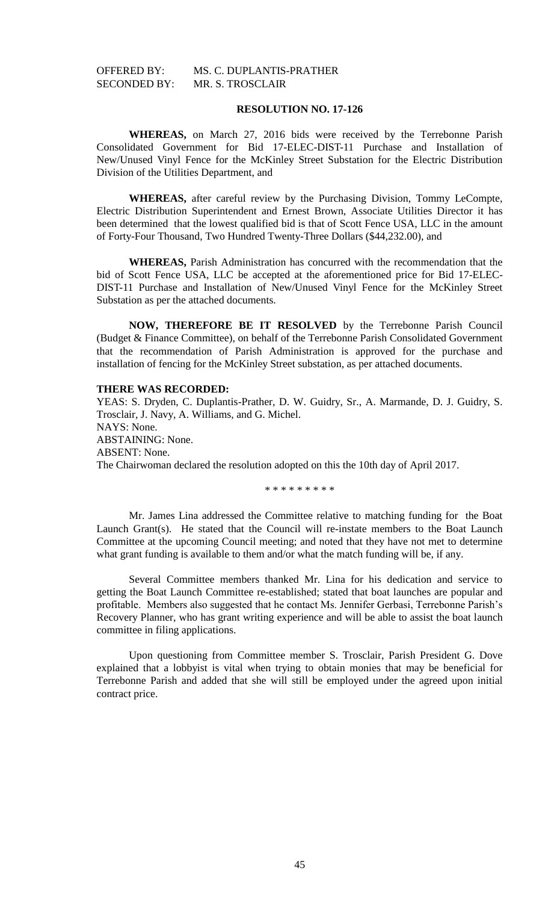OFFERED BY: MS. C. DUPLANTIS-PRATHER
SECONDED BY: MR. S. TROSCLAIR

**RESOLUTION NO. 17-126**

**WHEREAS,** on March 27, 2016 bids were received by the Terrebonne Parish Consolidated Government for Bid 17-ELEC-DIST-11 Purchase and Installation of New/Unused Vinyl Fence for the McKinley Street Substation for the Electric Distribution Division of the Utilities Department, and

**WHEREAS,** after careful review by the Purchasing Division, Tommy LeCompte, Electric Distribution Superintendent and Ernest Brown, Associate Utilities Director it has been determined that the lowest qualified bid is that of Scott Fence USA, LLC in the amount of Forty-Four Thousand, Two Hundred Twenty-Three Dollars ($44,232.00), and

**WHEREAS,** Parish Administration has concurred with the recommendation that the bid of Scott Fence USA, LLC be accepted at the aforementioned price for Bid 17-ELEC-DIST-11 Purchase and Installation of New/Unused Vinyl Fence for the McKinley Street Substation as per the attached documents.

**NOW, THEREFORE BE IT RESOLVED** by the Terrebonne Parish Council (Budget & Finance Committee), on behalf of the Terrebonne Parish Consolidated Government that the recommendation of Parish Administration is approved for the purchase and installation of fencing for the McKinley Street substation, as per attached documents.

**THERE WAS RECORDED:**

YEAS: S. Dryden, C. Duplantis-Prather, D. W. Guidry, Sr., A. Marmande, D. J. Guidry, S. Trosclair, J. Navy, A. Williams, and G. Michel.

NAYS: None.

ABSTAINING: None.

ABSENT: None.

The Chairwoman declared the resolution adopted on this the 10th day of April 2017.

\* \* \* \* \* \* \* \* \*

Mr. James Lina addressed the Committee relative to matching funding for the Boat Launch Grant(s). He stated that the Council will re-instate members to the Boat Launch Committee at the upcoming Council meeting; and noted that they have not met to determine what grant funding is available to them and/or what the match funding will be, if any.

Several Committee members thanked Mr. Lina for his dedication and service to getting the Boat Launch Committee re-established; stated that boat launches are popular and profitable. Members also suggested that he contact Ms. Jennifer Gerbasi, Terrebonne Parish's Recovery Planner, who has grant writing experience and will be able to assist the boat launch committee in filing applications.

Upon questioning from Committee member S. Trosclair, Parish President G. Dove explained that a lobbyist is vital when trying to obtain monies that may be beneficial for Terrebonne Parish and added that she will still be employed under the agreed upon initial contract price.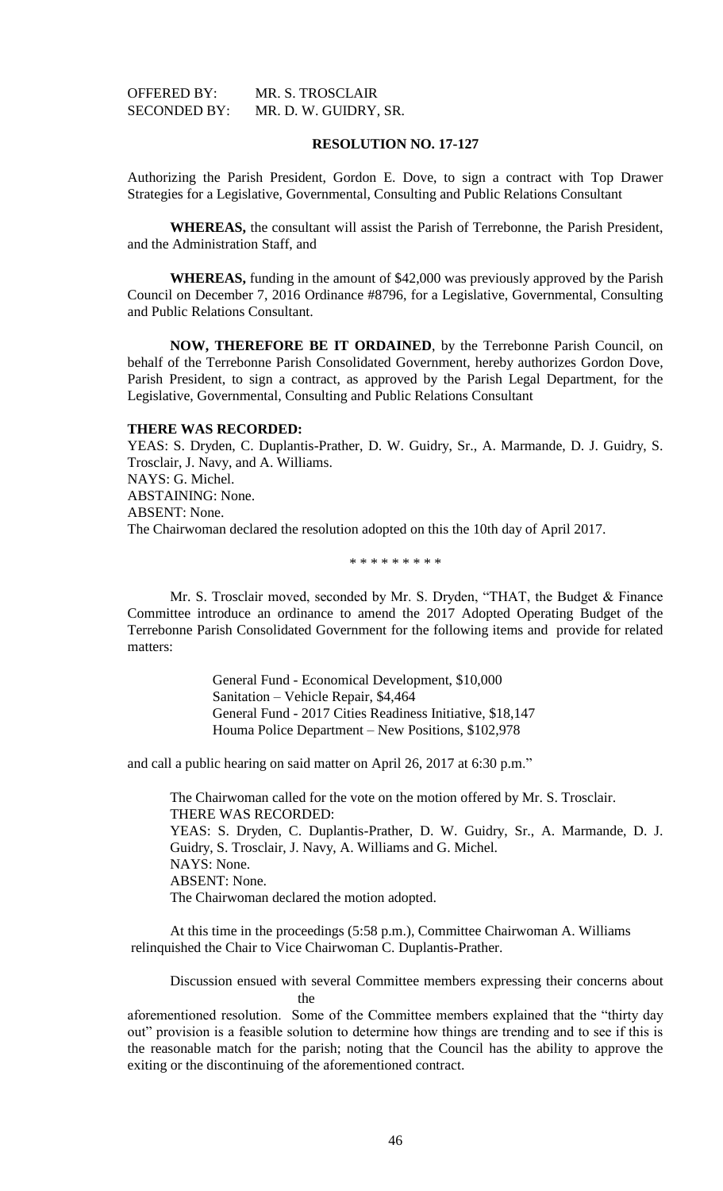OFFERED BY: MR. S. TROSCLAIR
SECONDED BY: MR. D. W. GUIDRY, SR.

**RESOLUTION NO. 17-127**

Authorizing the Parish President, Gordon E. Dove, to sign a contract with Top Drawer Strategies for a Legislative, Governmental, Consulting and Public Relations Consultant

**WHEREAS,** the consultant will assist the Parish of Terrebonne, the Parish President, and the Administration Staff, and

**WHEREAS,** funding in the amount of $42,000 was previously approved by the Parish Council on December 7, 2016 Ordinance #8796, for a Legislative, Governmental, Consulting and Public Relations Consultant.

**NOW, THEREFORE BE IT ORDAINED**, by the Terrebonne Parish Council, on behalf of the Terrebonne Parish Consolidated Government, hereby authorizes Gordon Dove, Parish President, to sign a contract, as approved by the Parish Legal Department, for the Legislative, Governmental, Consulting and Public Relations Consultant

**THERE WAS RECORDED:**
YEAS: S. Dryden, C. Duplantis-Prather, D. W. Guidry, Sr., A. Marmande, D. J. Guidry, S. Trosclair, J. Navy, and A. Williams.
NAYS: G. Michel.
ABSTAINING: None.
ABSENT: None.
The Chairwoman declared the resolution adopted on this the 10th day of April 2017.

\* \* \* \* \* \* \* \* \*

Mr. S. Trosclair moved, seconded by Mr. S. Dryden, "THAT, the Budget & Finance Committee introduce an ordinance to amend the 2017 Adopted Operating Budget of the Terrebonne Parish Consolidated Government for the following items and provide for related matters:

General Fund - Economical Development, $10,000
Sanitation – Vehicle Repair, $4,464
General Fund - 2017 Cities Readiness Initiative, $18,147
Houma Police Department – New Positions, $102,978

and call a public hearing on said matter on April 26, 2017 at 6:30 p.m."

The Chairwoman called for the vote on the motion offered by Mr. S. Trosclair.
THERE WAS RECORDED:
YEAS: S. Dryden, C. Duplantis-Prather, D. W. Guidry, Sr., A. Marmande, D. J. Guidry, S. Trosclair, J. Navy, A. Williams and G. Michel.
NAYS: None.
ABSENT: None.
The Chairwoman declared the motion adopted.

At this time in the proceedings (5:58 p.m.), Committee Chairwoman A. Williams relinquished the Chair to Vice Chairwoman C. Duplantis-Prather.

Discussion ensued with several Committee members expressing their concerns about the aforementioned resolution. Some of the Committee members explained that the "thirty day out" provision is a feasible solution to determine how things are trending and to see if this is the reasonable match for the parish; noting that the Council has the ability to approve the exiting or the discontinuing of the aforementioned contract.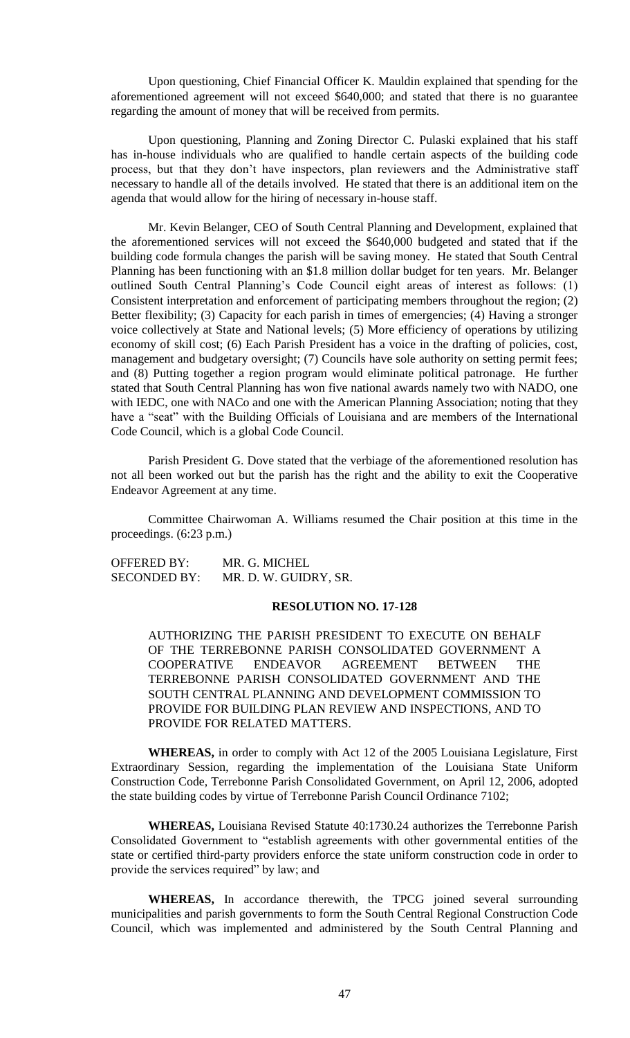Upon questioning, Chief Financial Officer K. Mauldin explained that spending for the aforementioned agreement will not exceed $640,000; and stated that there is no guarantee regarding the amount of money that will be received from permits.

Upon questioning, Planning and Zoning Director C. Pulaski explained that his staff has in-house individuals who are qualified to handle certain aspects of the building code process, but that they don't have inspectors, plan reviewers and the Administrative staff necessary to handle all of the details involved. He stated that there is an additional item on the agenda that would allow for the hiring of necessary in-house staff.

Mr. Kevin Belanger, CEO of South Central Planning and Development, explained that the aforementioned services will not exceed the $640,000 budgeted and stated that if the building code formula changes the parish will be saving money. He stated that South Central Planning has been functioning with an $1.8 million dollar budget for ten years. Mr. Belanger outlined South Central Planning's Code Council eight areas of interest as follows: (1) Consistent interpretation and enforcement of participating members throughout the region; (2) Better flexibility; (3) Capacity for each parish in times of emergencies; (4) Having a stronger voice collectively at State and National levels; (5) More efficiency of operations by utilizing economy of skill cost; (6) Each Parish President has a voice in the drafting of policies, cost, management and budgetary oversight; (7) Councils have sole authority on setting permit fees; and (8) Putting together a region program would eliminate political patronage. He further stated that South Central Planning has won five national awards namely two with NADO, one with IEDC, one with NACo and one with the American Planning Association; noting that they have a "seat" with the Building Officials of Louisiana and are members of the International Code Council, which is a global Code Council.

Parish President G. Dove stated that the verbiage of the aforementioned resolution has not all been worked out but the parish has the right and the ability to exit the Cooperative Endeavor Agreement at any time.

Committee Chairwoman A. Williams resumed the Chair position at this time in the proceedings. (6:23 p.m.)

OFFERED BY: MR. G. MICHEL
SECONDED BY: MR. D. W. GUIDRY, SR.

**RESOLUTION NO. 17-128**

AUTHORIZING THE PARISH PRESIDENT TO EXECUTE ON BEHALF OF THE TERREBONNE PARISH CONSOLIDATED GOVERNMENT A COOPERATIVE ENDEAVOR AGREEMENT BETWEEN THE TERREBONNE PARISH CONSOLIDATED GOVERNMENT AND THE SOUTH CENTRAL PLANNING AND DEVELOPMENT COMMISSION TO PROVIDE FOR BUILDING PLAN REVIEW AND INSPECTIONS, AND TO PROVIDE FOR RELATED MATTERS.

**WHEREAS,** in order to comply with Act 12 of the 2005 Louisiana Legislature, First Extraordinary Session, regarding the implementation of the Louisiana State Uniform Construction Code, Terrebonne Parish Consolidated Government, on April 12, 2006, adopted the state building codes by virtue of Terrebonne Parish Council Ordinance 7102;

**WHEREAS,** Louisiana Revised Statute 40:1730.24 authorizes the Terrebonne Parish Consolidated Government to "establish agreements with other governmental entities of the state or certified third-party providers enforce the state uniform construction code in order to provide the services required" by law; and

**WHEREAS,** In accordance therewith, the TPCG joined several surrounding municipalities and parish governments to form the South Central Regional Construction Code Council, which was implemented and administered by the South Central Planning and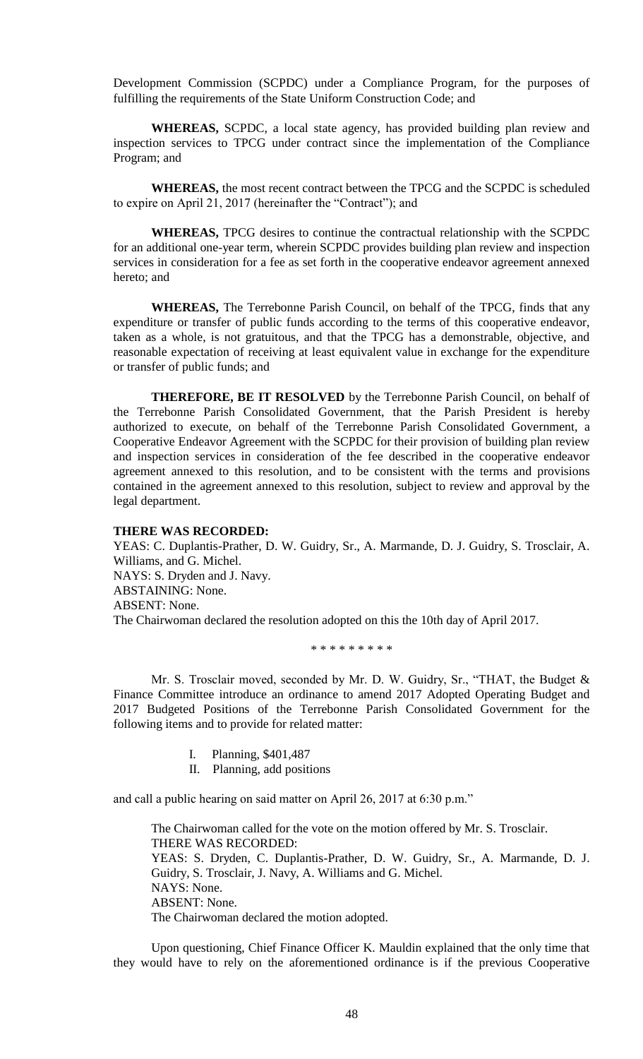Development Commission (SCPDC) under a Compliance Program, for the purposes of fulfilling the requirements of the State Uniform Construction Code; and

**WHEREAS,** SCPDC, a local state agency, has provided building plan review and inspection services to TPCG under contract since the implementation of the Compliance Program; and

**WHEREAS,** the most recent contract between the TPCG and the SCPDC is scheduled to expire on April 21, 2017 (hereinafter the "Contract"); and

**WHEREAS,** TPCG desires to continue the contractual relationship with the SCPDC for an additional one-year term, wherein SCPDC provides building plan review and inspection services in consideration for a fee as set forth in the cooperative endeavor agreement annexed hereto; and

**WHEREAS,** The Terrebonne Parish Council, on behalf of the TPCG, finds that any expenditure or transfer of public funds according to the terms of this cooperative endeavor, taken as a whole, is not gratuitous, and that the TPCG has a demonstrable, objective, and reasonable expectation of receiving at least equivalent value in exchange for the expenditure or transfer of public funds; and

**THEREFORE, BE IT RESOLVED** by the Terrebonne Parish Council, on behalf of the Terrebonne Parish Consolidated Government, that the Parish President is hereby authorized to execute, on behalf of the Terrebonne Parish Consolidated Government, a Cooperative Endeavor Agreement with the SCPDC for their provision of building plan review and inspection services in consideration of the fee described in the cooperative endeavor agreement annexed to this resolution, and to be consistent with the terms and provisions contained in the agreement annexed to this resolution, subject to review and approval by the legal department.

**THERE WAS RECORDED:**
YEAS: C. Duplantis-Prather, D. W. Guidry, Sr., A. Marmande, D. J. Guidry, S. Trosclair, A. Williams, and G. Michel.
NAYS: S. Dryden and J. Navy.
ABSTAINING: None.
ABSENT: None.
The Chairwoman declared the resolution adopted on this the 10th day of April 2017.

\* \* \* \* \* \* \* \* \*

Mr. S. Trosclair moved, seconded by Mr. D. W. Guidry, Sr., "THAT, the Budget & Finance Committee introduce an ordinance to amend 2017 Adopted Operating Budget and 2017 Budgeted Positions of the Terrebonne Parish Consolidated Government for the following items and to provide for related matter:

I. Planning, $401,487
II. Planning, add positions

and call a public hearing on said matter on April 26, 2017 at 6:30 p.m."

The Chairwoman called for the vote on the motion offered by Mr. S. Trosclair.
THERE WAS RECORDED:
YEAS: S. Dryden, C. Duplantis-Prather, D. W. Guidry, Sr., A. Marmande, D. J. Guidry, S. Trosclair, J. Navy, A. Williams and G. Michel.
NAYS: None.
ABSENT: None.
The Chairwoman declared the motion adopted.

Upon questioning, Chief Finance Officer K. Mauldin explained that the only time that they would have to rely on the aforementioned ordinance is if the previous Cooperative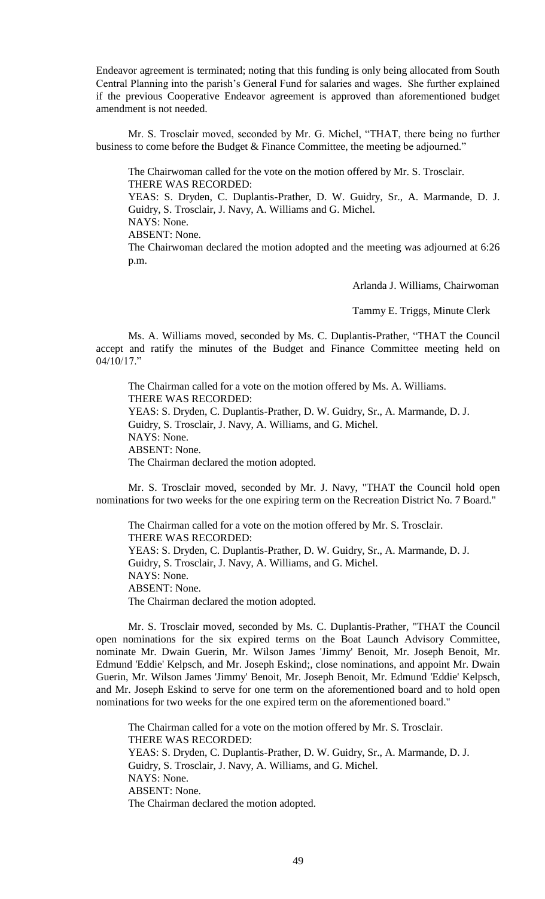Endeavor agreement is terminated; noting that this funding is only being allocated from South Central Planning into the parish's General Fund for salaries and wages. She further explained if the previous Cooperative Endeavor agreement is approved than aforementioned budget amendment is not needed.

Mr. S. Trosclair moved, seconded by Mr. G. Michel, "THAT, there being no further business to come before the Budget & Finance Committee, the meeting be adjourned."

The Chairwoman called for the vote on the motion offered by Mr. S. Trosclair.
THERE WAS RECORDED:
YEAS: S. Dryden, C. Duplantis-Prather, D. W. Guidry, Sr., A. Marmande, D. J. Guidry, S. Trosclair, J. Navy, A. Williams and G. Michel.
NAYS: None.
ABSENT: None.
The Chairwoman declared the motion adopted and the meeting was adjourned at 6:26 p.m.

Arlanda J. Williams, Chairwoman

Tammy E. Triggs, Minute Clerk

Ms. A. Williams moved, seconded by Ms. C. Duplantis-Prather, "THAT the Council accept and ratify the minutes of the Budget and Finance Committee meeting held on 04/10/17."

The Chairman called for a vote on the motion offered by Ms. A. Williams.
THERE WAS RECORDED:
YEAS: S. Dryden, C. Duplantis-Prather, D. W. Guidry, Sr., A. Marmande, D. J. Guidry, S. Trosclair, J. Navy, A. Williams, and G. Michel.
NAYS: None.
ABSENT: None.
The Chairman declared the motion adopted.

Mr. S. Trosclair moved, seconded by Mr. J. Navy, "THAT the Council hold open nominations for two weeks for the one expiring term on the Recreation District No. 7 Board."

The Chairman called for a vote on the motion offered by Mr. S. Trosclair.
THERE WAS RECORDED:
YEAS: S. Dryden, C. Duplantis-Prather, D. W. Guidry, Sr., A. Marmande, D. J. Guidry, S. Trosclair, J. Navy, A. Williams, and G. Michel.
NAYS: None.
ABSENT: None.
The Chairman declared the motion adopted.

Mr. S. Trosclair moved, seconded by Ms. C. Duplantis-Prather, "THAT the Council open nominations for the six expired terms on the Boat Launch Advisory Committee, nominate Mr. Dwain Guerin, Mr. Wilson James 'Jimmy' Benoit, Mr. Joseph Benoit, Mr. Edmund 'Eddie' Kelpsch, and Mr. Joseph Eskind;, close nominations, and appoint Mr. Dwain Guerin, Mr. Wilson James 'Jimmy' Benoit, Mr. Joseph Benoit, Mr. Edmund 'Eddie' Kelpsch, and Mr. Joseph Eskind to serve for one term on the aforementioned board and to hold open nominations for two weeks for the one expired term on the aforementioned board."

The Chairman called for a vote on the motion offered by Mr. S. Trosclair.
THERE WAS RECORDED:
YEAS: S. Dryden, C. Duplantis-Prather, D. W. Guidry, Sr., A. Marmande, D. J. Guidry, S. Trosclair, J. Navy, A. Williams, and G. Michel.
NAYS: None.
ABSENT: None.
The Chairman declared the motion adopted.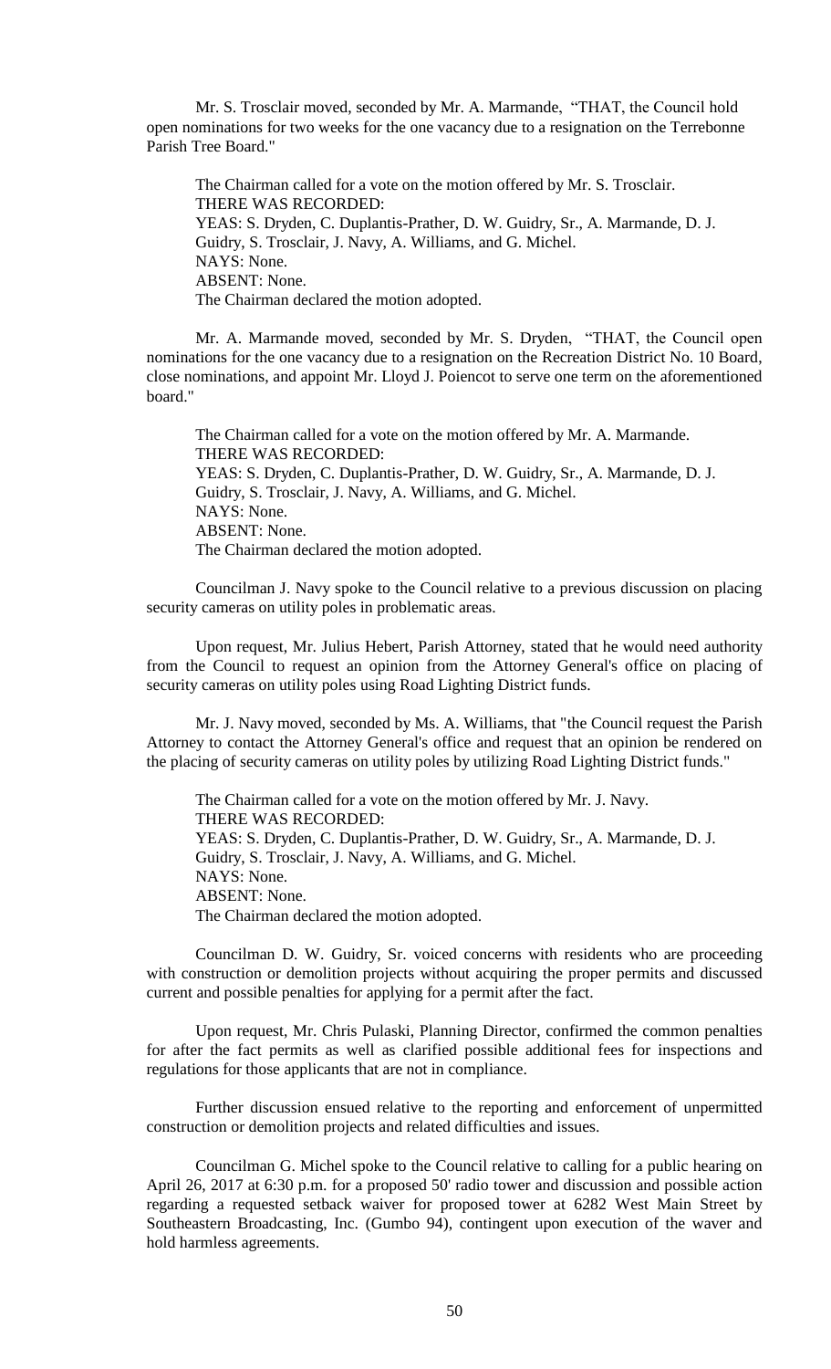Mr. S. Trosclair moved, seconded by Mr. A. Marmande, "THAT, the Council hold open nominations for two weeks for the one vacancy due to a resignation on the Terrebonne Parish Tree Board."

The Chairman called for a vote on the motion offered by Mr. S. Trosclair.
THERE WAS RECORDED:
YEAS: S. Dryden, C. Duplantis-Prather, D. W. Guidry, Sr., A. Marmande, D. J. Guidry, S. Trosclair, J. Navy, A. Williams, and G. Michel.
NAYS: None.
ABSENT: None.
The Chairman declared the motion adopted.

Mr. A. Marmande moved, seconded by Mr. S. Dryden, "THAT, the Council open nominations for the one vacancy due to a resignation on the Recreation District No. 10 Board, close nominations, and appoint Mr. Lloyd J. Poiencot to serve one term on the aforementioned board."

The Chairman called for a vote on the motion offered by Mr. A. Marmande.
THERE WAS RECORDED:
YEAS: S. Dryden, C. Duplantis-Prather, D. W. Guidry, Sr., A. Marmande, D. J. Guidry, S. Trosclair, J. Navy, A. Williams, and G. Michel.
NAYS: None.
ABSENT: None.
The Chairman declared the motion adopted.

Councilman J. Navy spoke to the Council relative to a previous discussion on placing security cameras on utility poles in problematic areas.

Upon request, Mr. Julius Hebert, Parish Attorney, stated that he would need authority from the Council to request an opinion from the Attorney General's office on placing of security cameras on utility poles using Road Lighting District funds.

Mr. J. Navy moved, seconded by Ms. A. Williams, that "the Council request the Parish Attorney to contact the Attorney General's office and request that an opinion be rendered on the placing of security cameras on utility poles by utilizing Road Lighting District funds."

The Chairman called for a vote on the motion offered by Mr. J. Navy.
THERE WAS RECORDED:
YEAS: S. Dryden, C. Duplantis-Prather, D. W. Guidry, Sr., A. Marmande, D. J. Guidry, S. Trosclair, J. Navy, A. Williams, and G. Michel.
NAYS: None.
ABSENT: None.
The Chairman declared the motion adopted.

Councilman D. W. Guidry, Sr. voiced concerns with residents who are proceeding with construction or demolition projects without acquiring the proper permits and discussed current and possible penalties for applying for a permit after the fact.

Upon request, Mr. Chris Pulaski, Planning Director, confirmed the common penalties for after the fact permits as well as clarified possible additional fees for inspections and regulations for those applicants that are not in compliance.

Further discussion ensued relative to the reporting and enforcement of unpermitted construction or demolition projects and related difficulties and issues.

Councilman G. Michel spoke to the Council relative to calling for a public hearing on April 26, 2017 at 6:30 p.m. for a proposed 50' radio tower and discussion and possible action regarding a requested setback waiver for proposed tower at 6282 West Main Street by Southeastern Broadcasting, Inc. (Gumbo 94), contingent upon execution of the waver and hold harmless agreements.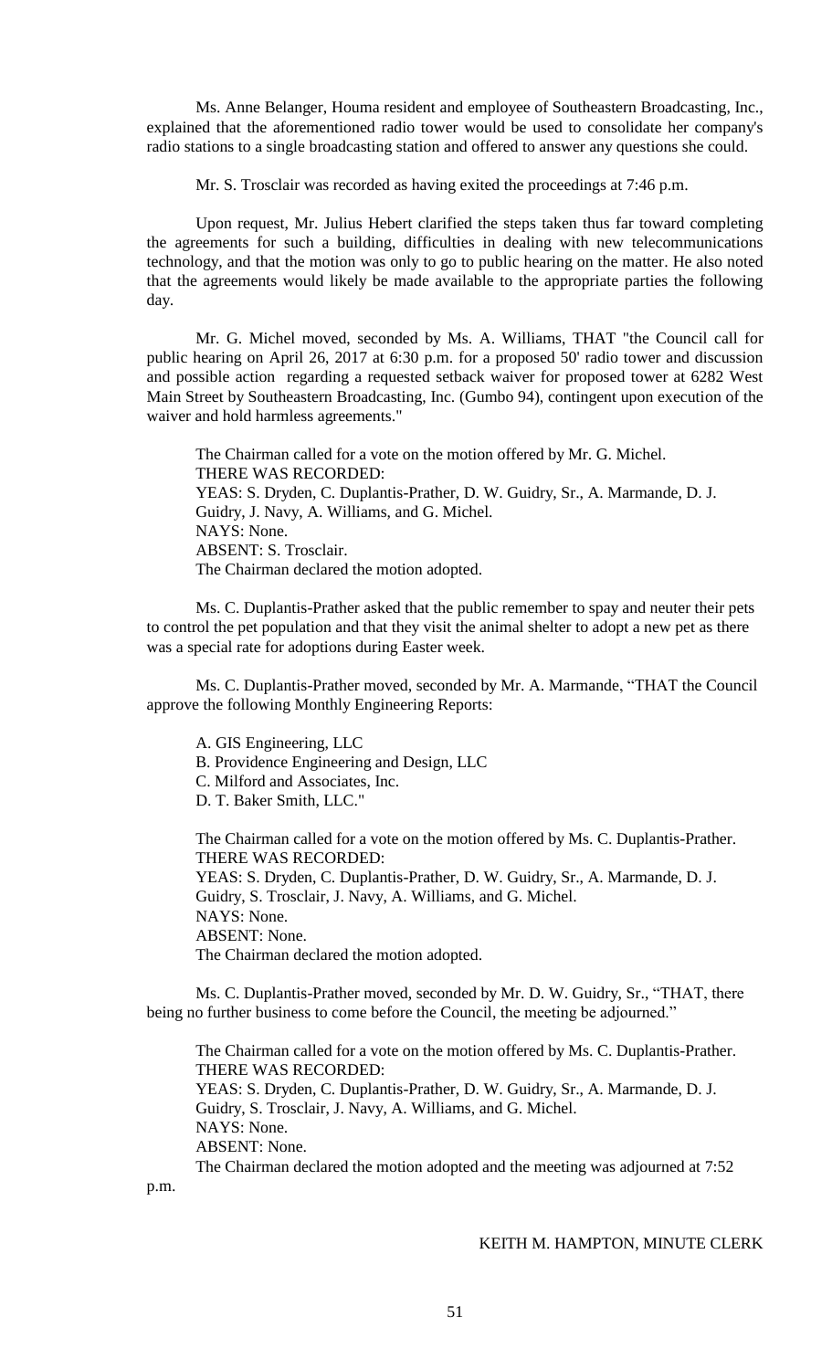Ms. Anne Belanger, Houma resident and employee of Southeastern Broadcasting, Inc., explained that the aforementioned radio tower would be used to consolidate her company's radio stations to a single broadcasting station and offered to answer any questions she could.

Mr. S. Trosclair was recorded as having exited the proceedings at 7:46 p.m.

Upon request, Mr. Julius Hebert clarified the steps taken thus far toward completing the agreements for such a building, difficulties in dealing with new telecommunications technology, and that the motion was only to go to public hearing on the matter. He also noted that the agreements would likely be made available to the appropriate parties the following day.

Mr. G. Michel moved, seconded by Ms. A. Williams, THAT "the Council call for public hearing on April 26, 2017 at 6:30 p.m. for a proposed 50' radio tower and discussion and possible action regarding a requested setback waiver for proposed tower at 6282 West Main Street by Southeastern Broadcasting, Inc. (Gumbo 94), contingent upon execution of the waiver and hold harmless agreements."

The Chairman called for a vote on the motion offered by Mr. G. Michel.
THERE WAS RECORDED:
YEAS: S. Dryden, C. Duplantis-Prather, D. W. Guidry, Sr., A. Marmande, D. J. Guidry, J. Navy, A. Williams, and G. Michel.
NAYS: None.
ABSENT: S. Trosclair.
The Chairman declared the motion adopted.

Ms. C. Duplantis-Prather asked that the public remember to spay and neuter their pets to control the pet population and that they visit the animal shelter to adopt a new pet as there was a special rate for adoptions during Easter week.

Ms. C. Duplantis-Prather moved, seconded by Mr. A. Marmande, "THAT the Council approve the following Monthly Engineering Reports:

A. GIS Engineering, LLC
B. Providence Engineering and Design, LLC
C. Milford and Associates, Inc.
D. T. Baker Smith, LLC."

The Chairman called for a vote on the motion offered by Ms. C. Duplantis-Prather.
THERE WAS RECORDED:
YEAS: S. Dryden, C. Duplantis-Prather, D. W. Guidry, Sr., A. Marmande, D. J. Guidry, S. Trosclair, J. Navy, A. Williams, and G. Michel.
NAYS: None.
ABSENT: None.
The Chairman declared the motion adopted.

Ms. C. Duplantis-Prather moved, seconded by Mr. D. W. Guidry, Sr., "THAT, there being no further business to come before the Council, the meeting be adjourned."

The Chairman called for a vote on the motion offered by Ms. C. Duplantis-Prather.
THERE WAS RECORDED:
YEAS: S. Dryden, C. Duplantis-Prather, D. W. Guidry, Sr., A. Marmande, D. J. Guidry, S. Trosclair, J. Navy, A. Williams, and G. Michel.
NAYS: None.
ABSENT: None.
The Chairman declared the motion adopted and the meeting was adjourned at 7:52 p.m.

KEITH M. HAMPTON, MINUTE CLERK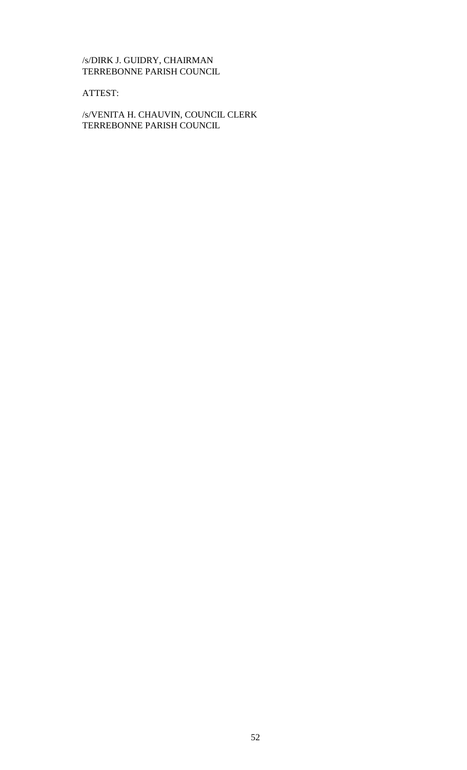/s/DIRK J. GUIDRY, CHAIRMAN
TERREBONNE PARISH COUNCIL

ATTEST:

/s/VENITA H. CHAUVIN, COUNCIL CLERK
TERREBONNE PARISH COUNCIL